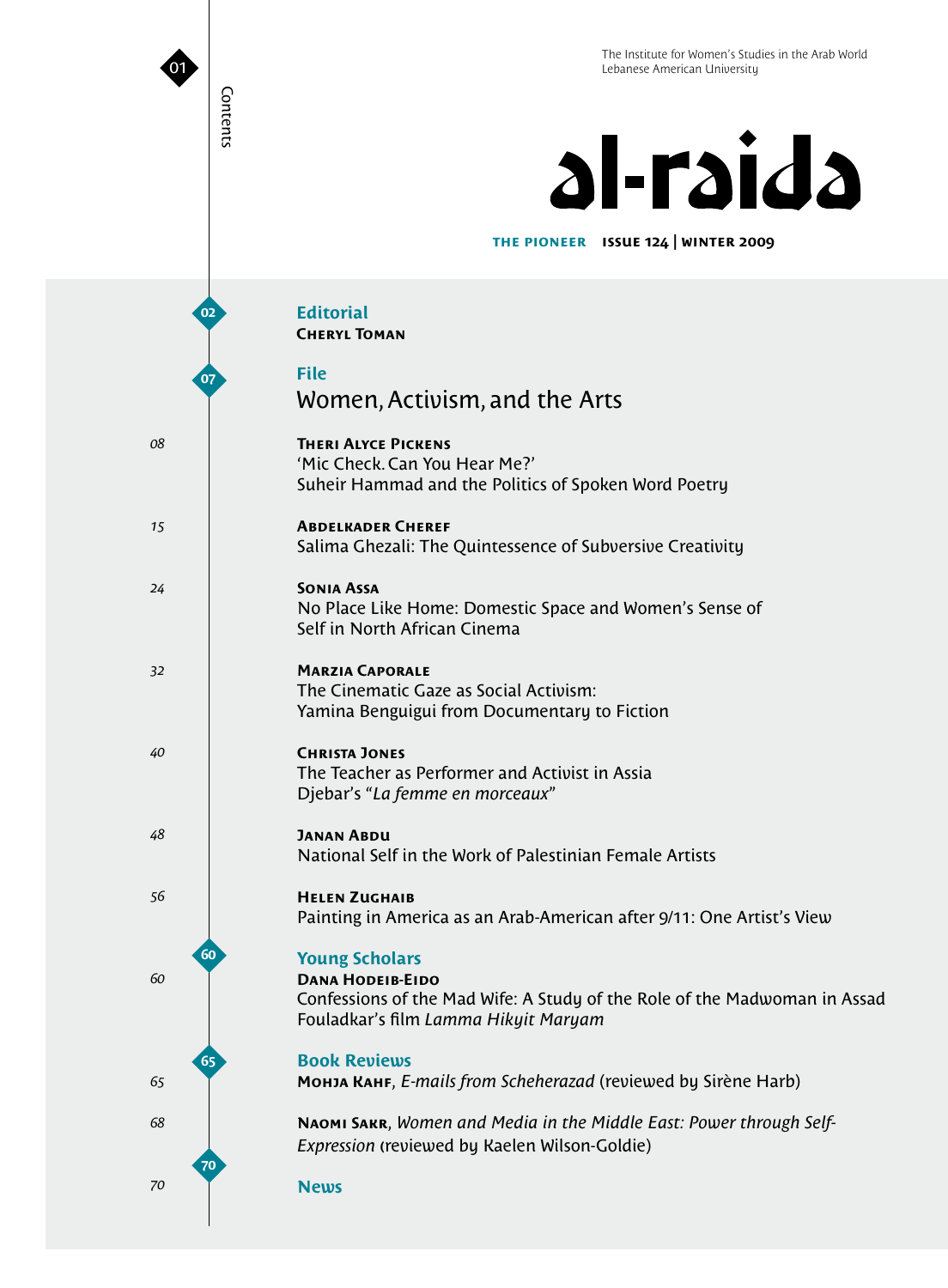The Institute for Women's Studies in the Arab World
Lebanese American University

# al-raida

**THE PIONEER** **ISSUE 124 | WINTER 2009**

## Contents

02 **Editorial**
**CHERYL TOMAN**

07 **File**
## Women, Activism, and the Arts

08 **THERI ALYCE PICKENS**
'Mic Check. Can You Hear Me?'
Suheir Hammad and the Politics of Spoken Word Poetry

15 **ABDELKADER CHEREF**
Salima Ghezali: The Quintessence of Subversive Creativity

24 **SONIA ASSA**
No Place Like Home: Domestic Space and Women's Sense of Self in North African Cinema

32 **MARZIA CAPORALE**
The Cinematic Gaze as Social Activism:
Yamina Benguigui from Documentary to Fiction

40 **CHRISTA JONES**
The Teacher as Performer and Activist in Assia Djebar's "*La femme en morceaux*"

48 **JANAN ABDU**
National Self in the Work of Palestinian Female Artists

56 **HELEN ZUGHAIB**
Painting in America as an Arab-American after 9/11: One Artist's View

60 **Young Scholars**

60 **DANA HODEIB-EIDO**
Confessions of the Mad Wife: A Study of the Role of the Madwoman in Assad Fouladkar's film *Lamma Hikyit Maryam*

65 **Book Reviews**

65 **MOHJA KAHF**, *E-mails from Scheherazad* (reviewed by Sirène Harb)

68 **NAOMI SAKR**, *Women and Media in the Middle East: Power through Self-Expression* (reviewed by Kaelen Wilson-Goldie)

70 **News**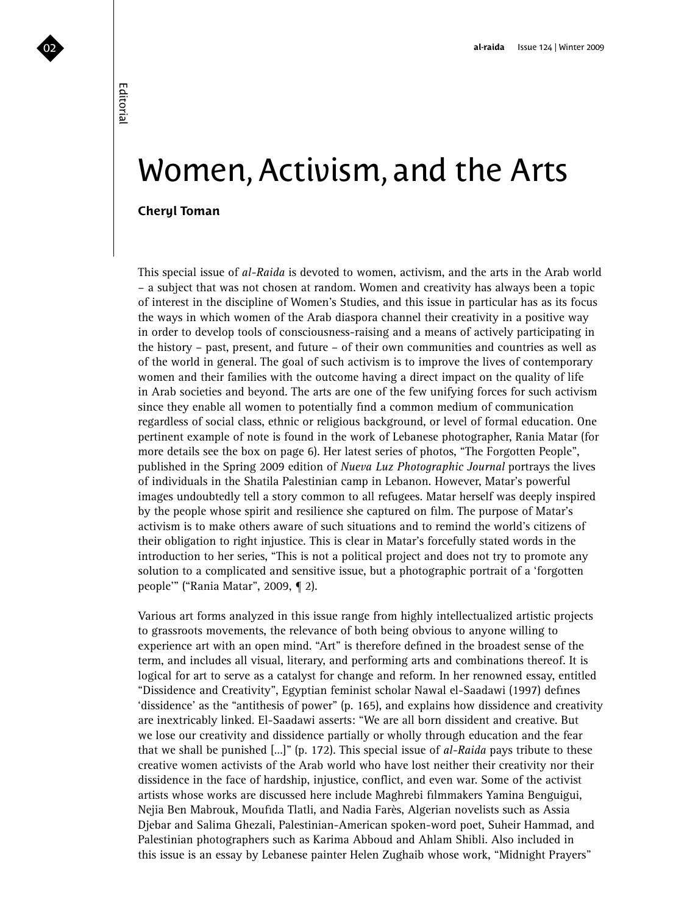Editorial

# Women, Activism, and the Arts

**Cheryl Toman**

This special issue of *al-Raida* is devoted to women, activism, and the arts in the Arab world – a subject that was not chosen at random. Women and creativity has always been a topic of interest in the discipline of Women's Studies, and this issue in particular has as its focus the ways in which women of the Arab diaspora channel their creativity in a positive way in order to develop tools of consciousness-raising and a means of actively participating in the history – past, present, and future – of their own communities and countries as well as of the world in general. The goal of such activism is to improve the lives of contemporary women and their families with the outcome having a direct impact on the quality of life in Arab societies and beyond. The arts are one of the few unifying forces for such activism since they enable all women to potentially find a common medium of communication regardless of social class, ethnic or religious background, or level of formal education. One pertinent example of note is found in the work of Lebanese photographer, Rania Matar (for more details see the box on page 6). Her latest series of photos, "The Forgotten People", published in the Spring 2009 edition of *Nueva Luz Photographic Journal* portrays the lives of individuals in the Shatila Palestinian camp in Lebanon. However, Matar's powerful images undoubtedly tell a story common to all refugees. Matar herself was deeply inspired by the people whose spirit and resilience she captured on film. The purpose of Matar's activism is to make others aware of such situations and to remind the world's citizens of their obligation to right injustice. This is clear in Matar's forcefully stated words in the introduction to her series, "This is not a political project and does not try to promote any solution to a complicated and sensitive issue, but a photographic portrait of a 'forgotten people'" ("Rania Matar", 2009, ¶ 2).

Various art forms analyzed in this issue range from highly intellectualized artistic projects to grassroots movements, the relevance of both being obvious to anyone willing to experience art with an open mind. "Art" is therefore defined in the broadest sense of the term, and includes all visual, literary, and performing arts and combinations thereof. It is logical for art to serve as a catalyst for change and reform. In her renowned essay, entitled "Dissidence and Creativity", Egyptian feminist scholar Nawal el-Saadawi (1997) defines 'dissidence' as the "antithesis of power" (p. 165), and explains how dissidence and creativity are inextricably linked. El-Saadawi asserts: "We are all born dissident and creative. But we lose our creativity and dissidence partially or wholly through education and the fear that we shall be punished [...]" (p. 172). This special issue of *al-Raida* pays tribute to these creative women activists of the Arab world who have lost neither their creativity nor their dissidence in the face of hardship, injustice, conflict, and even war. Some of the activist artists whose works are discussed here include Maghrebi filmmakers Yamina Benguigui, Nejia Ben Mabrouk, Moufida Tlatli, and Nadia Farès, Algerian novelists such as Assia Djebar and Salima Ghezali, Palestinian-American spoken-word poet, Suheir Hammad, and Palestinian photographers such as Karima Abboud and Ahlam Shibli. Also included in this issue is an essay by Lebanese painter Helen Zughaib whose work, "Midnight Prayers"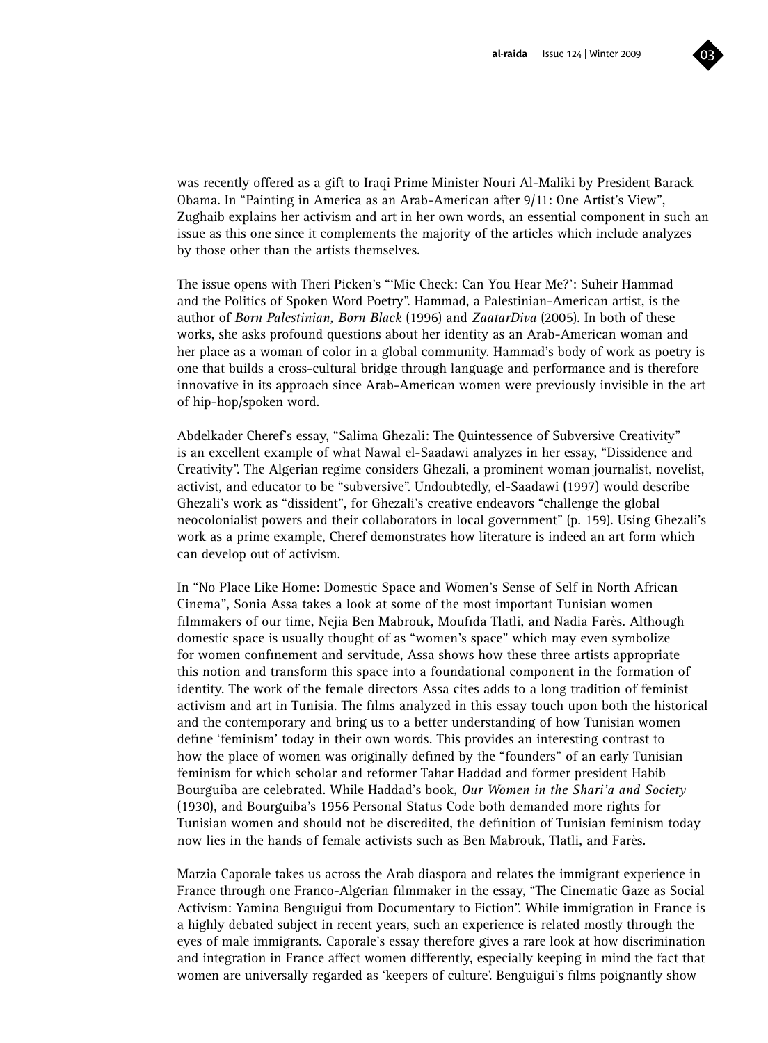was recently offered as a gift to Iraqi Prime Minister Nouri Al-Maliki by President Barack Obama. In "Painting in America as an Arab-American after 9/11: One Artist's View", Zughaib explains her activism and art in her own words, an essential component in such an issue as this one since it complements the majority of the articles which include analyzes by those other than the artists themselves.

The issue opens with Theri Picken's "'Mic Check: Can You Hear Me?': Suheir Hammad and the Politics of Spoken Word Poetry". Hammad, a Palestinian-American artist, is the author of *Born Palestinian, Born Black* (1996) and *ZaatarDiva* (2005). In both of these works, she asks profound questions about her identity as an Arab-American woman and her place as a woman of color in a global community. Hammad's body of work as poetry is one that builds a cross-cultural bridge through language and performance and is therefore innovative in its approach since Arab-American women were previously invisible in the art of hip-hop/spoken word.

Abdelkader Cheref's essay, "Salima Ghezali: The Quintessence of Subversive Creativity" is an excellent example of what Nawal el-Saadawi analyzes in her essay, "Dissidence and Creativity". The Algerian regime considers Ghezali, a prominent woman journalist, novelist, activist, and educator to be "subversive". Undoubtedly, el-Saadawi (1997) would describe Ghezali's work as "dissident", for Ghezali's creative endeavors "challenge the global neocolonialist powers and their collaborators in local government" (p. 159). Using Ghezali's work as a prime example, Cheref demonstrates how literature is indeed an art form which can develop out of activism.

In "No Place Like Home: Domestic Space and Women's Sense of Self in North African Cinema", Sonia Assa takes a look at some of the most important Tunisian women filmmakers of our time, Nejia Ben Mabrouk, Moufida Tlatli, and Nadia Farès. Although domestic space is usually thought of as "women's space" which may even symbolize for women confinement and servitude, Assa shows how these three artists appropriate this notion and transform this space into a foundational component in the formation of identity. The work of the female directors Assa cites adds to a long tradition of feminist activism and art in Tunisia. The films analyzed in this essay touch upon both the historical and the contemporary and bring us to a better understanding of how Tunisian women define 'feminism' today in their own words. This provides an interesting contrast to how the place of women was originally defined by the "founders" of an early Tunisian feminism for which scholar and reformer Tahar Haddad and former president Habib Bourguiba are celebrated. While Haddad's book, *Our Women in the Shari'a and Society* (1930), and Bourguiba's 1956 Personal Status Code both demanded more rights for Tunisian women and should not be discredited, the definition of Tunisian feminism today now lies in the hands of female activists such as Ben Mabrouk, Tlatli, and Farès.

Marzia Caporale takes us across the Arab diaspora and relates the immigrant experience in France through one Franco-Algerian filmmaker in the essay, "The Cinematic Gaze as Social Activism: Yamina Benguigui from Documentary to Fiction". While immigration in France is a highly debated subject in recent years, such an experience is related mostly through the eyes of male immigrants. Caporale's essay therefore gives a rare look at how discrimination and integration in France affect women differently, especially keeping in mind the fact that women are universally regarded as 'keepers of culture'. Benguigui's films poignantly show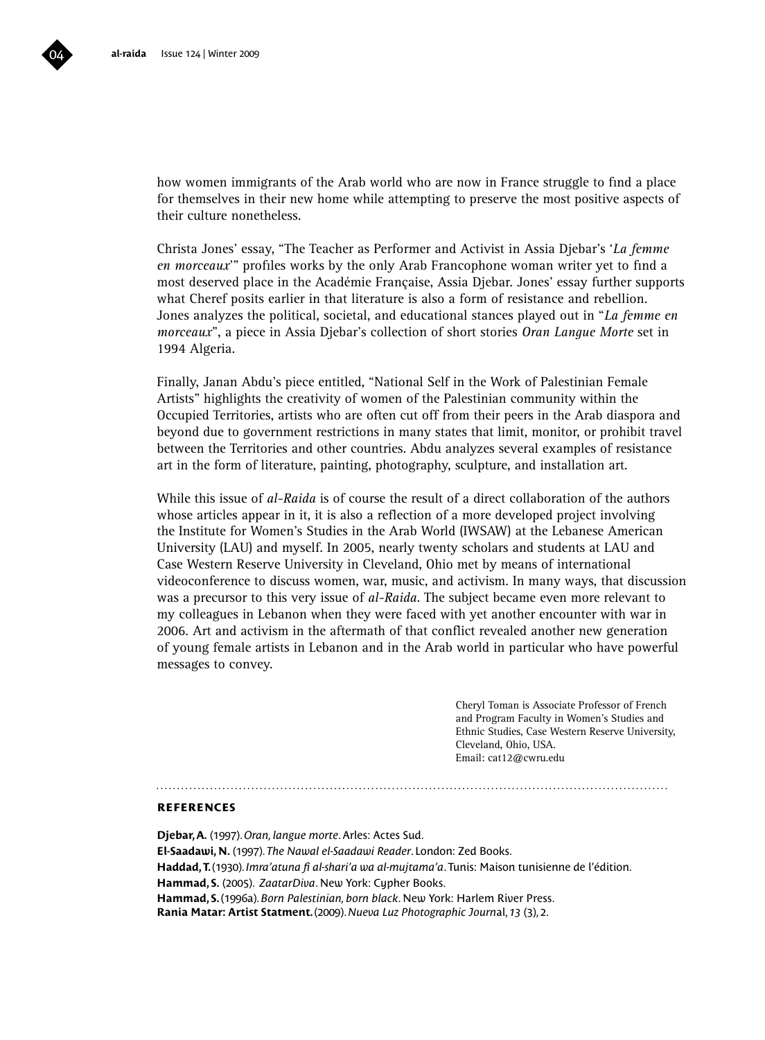how women immigrants of the Arab world who are now in France struggle to find a place for themselves in their new home while attempting to preserve the most positive aspects of their culture nonetheless.

Christa Jones' essay, "The Teacher as Performer and Activist in Assia Djebar's '*La femme en morceaux*'" profiles works by the only Arab Francophone woman writer yet to find a most deserved place in the Académie Française, Assia Djebar. Jones' essay further supports what Cheref posits earlier in that literature is also a form of resistance and rebellion. Jones analyzes the political, societal, and educational stances played out in "*La femme en morceaux*", a piece in Assia Djebar's collection of short stories *Oran Langue Morte* set in 1994 Algeria.

Finally, Janan Abdu's piece entitled, "National Self in the Work of Palestinian Female Artists" highlights the creativity of women of the Palestinian community within the Occupied Territories, artists who are often cut off from their peers in the Arab diaspora and beyond due to government restrictions in many states that limit, monitor, or prohibit travel between the Territories and other countries. Abdu analyzes several examples of resistance art in the form of literature, painting, photography, sculpture, and installation art.

While this issue of *al-Raida* is of course the result of a direct collaboration of the authors whose articles appear in it, it is also a reflection of a more developed project involving the Institute for Women's Studies in the Arab World (IWSAW) at the Lebanese American University (LAU) and myself. In 2005, nearly twenty scholars and students at LAU and Case Western Reserve University in Cleveland, Ohio met by means of international videoconference to discuss women, war, music, and activism. In many ways, that discussion was a precursor to this very issue of *al-Raida*. The subject became even more relevant to my colleagues in Lebanon when they were faced with yet another encounter with war in 2006. Art and activism in the aftermath of that conflict revealed another new generation of young female artists in Lebanon and in the Arab world in particular who have powerful messages to convey.

Cheryl Toman is Associate Professor of French and Program Faculty in Women's Studies and Ethnic Studies, Case Western Reserve University, Cleveland, Ohio, USA.
Email: cat12@cwru.edu

## REFERENCES

**Djebar, A.** (1997). *Oran, langue morte*. Arles: Actes Sud.
**El-Saadawi, N.** (1997). *The Nawal el-Saadawi Reader*. London: Zed Books.
**Haddad, T.** (1930). *Imra'atuna fi al-shari'a wa al-mujtama'a*. Tunis: Maison tunisienne de l'édition.
**Hammad, S.** (2005). *ZaatarDiva*. New York: Cypher Books.
**Hammad, S.** (1996a). *Born Palestinian, born black*. New York: Harlem River Press.
**Rania Matar: Artist Statment.** (2009). *Nueva Luz Photographic Journa*l, *13* (3), 2.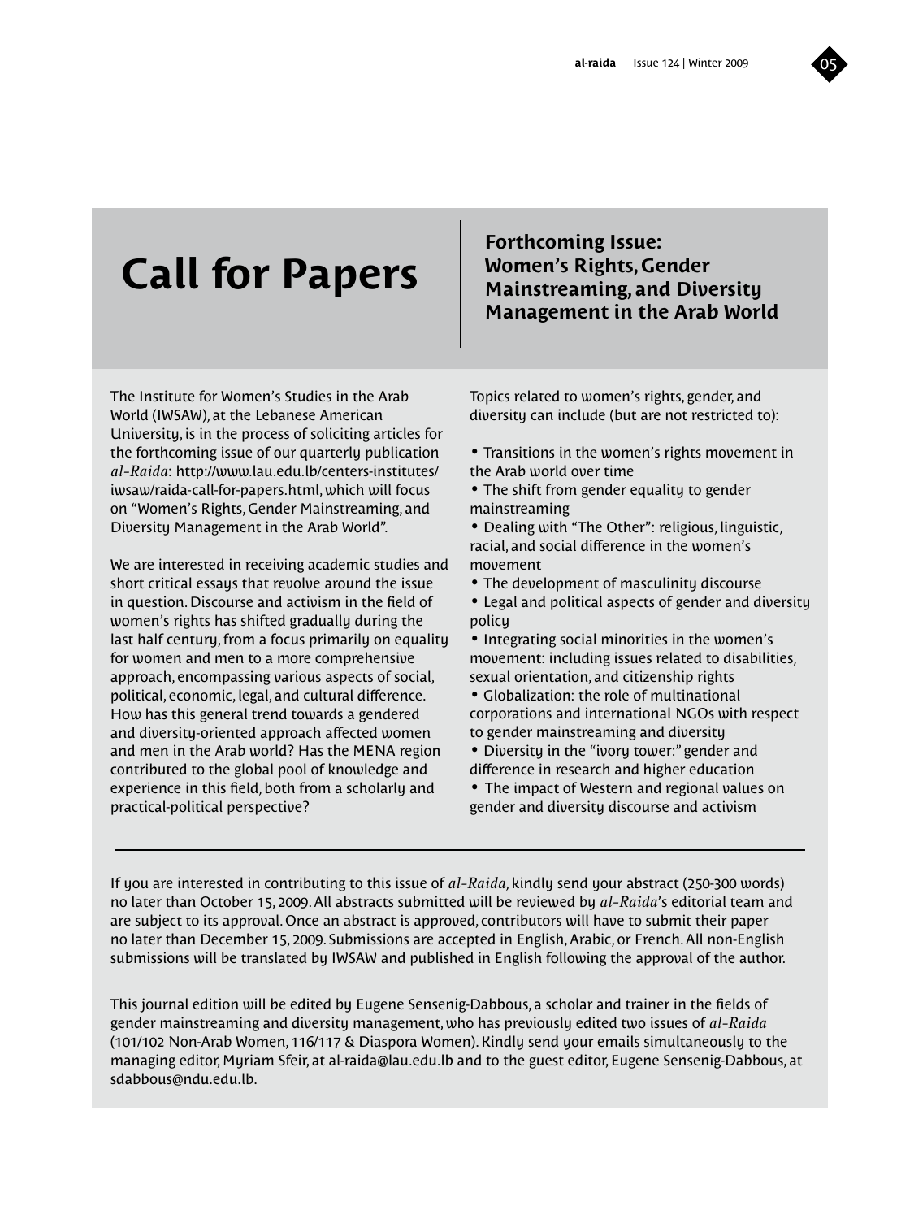# Call for Papers

## Forthcoming Issue: Women's Rights, Gender Mainstreaming, and Diversity Management in the Arab World

The Institute for Women's Studies in the Arab World (IWSAW), at the Lebanese American University, is in the process of soliciting articles for the forthcoming issue of our quarterly publication *al-Raida*: http://www.lau.edu.lb/centers-institutes/iwsaw/raida-call-for-papers.html, which will focus on "Women's Rights, Gender Mainstreaming, and Diversity Management in the Arab World".

We are interested in receiving academic studies and short critical essays that revolve around the issue in question. Discourse and activism in the field of women's rights has shifted gradually during the last half century, from a focus primarily on equality for women and men to a more comprehensive approach, encompassing various aspects of social, political, economic, legal, and cultural difference. How has this general trend towards a gendered and diversity-oriented approach affected women and men in the Arab world? Has the MENA region contributed to the global pool of knowledge and experience in this field, both from a scholarly and practical-political perspective?

Topics related to women's rights, gender, and diversity can include (but are not restricted to):

- Transitions in the women's rights movement in the Arab world over time
- The shift from gender equality to gender mainstreaming
- Dealing with "The Other": religious, linguistic, racial, and social difference in the women's movement
- The development of masculinity discourse
- Legal and political aspects of gender and diversity policy
- Integrating social minorities in the women's movement: including issues related to disabilities, sexual orientation, and citizenship rights
- Globalization: the role of multinational corporations and international NGOs with respect to gender mainstreaming and diversity
- Diversity in the "ivory tower:" gender and difference in research and higher education
- The impact of Western and regional values on gender and diversity discourse and activism

---

If you are interested in contributing to this issue of *al-Raida*, kindly send your abstract (250-300 words) no later than October 15, 2009. All abstracts submitted will be reviewed by *al-Raida*'s editorial team and are subject to its approval. Once an abstract is approved, contributors will have to submit their paper no later than December 15, 2009. Submissions are accepted in English, Arabic, or French. All non-English submissions will be translated by IWSAW and published in English following the approval of the author.

This journal edition will be edited by Eugene Sensenig-Dabbous, a scholar and trainer in the fields of gender mainstreaming and diversity management, who has previously edited two issues of *al-Raida* (101/102 Non-Arab Women, 116/117 & Diaspora Women). Kindly send your emails simultaneously to the managing editor, Myriam Sfeir, at al-raida@lau.edu.lb and to the guest editor, Eugene Sensenig-Dabbous, at sdabbous@ndu.edu.lb.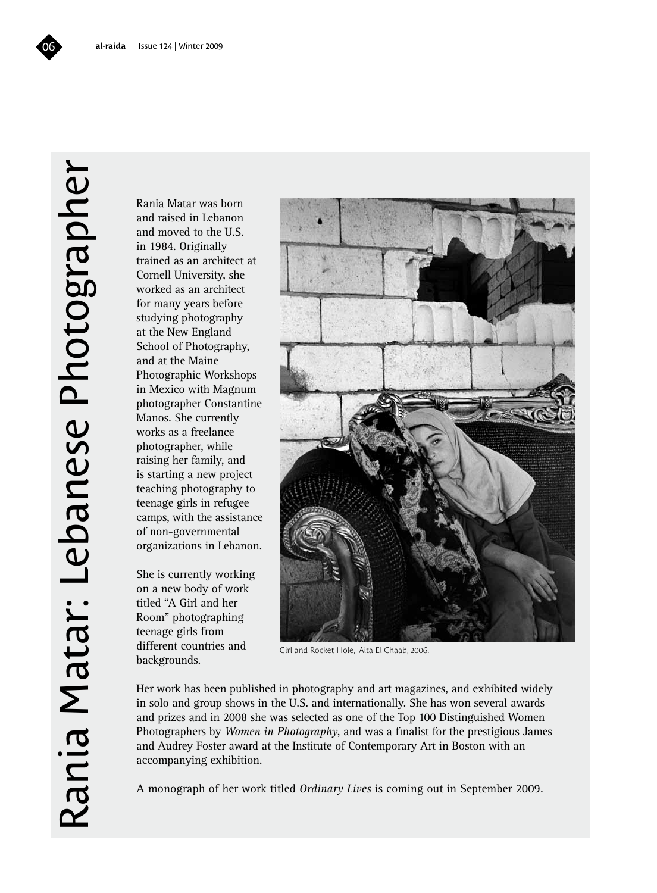# Rania Matar: Lebanese Photographer

Rania Matar was born and raised in Lebanon and moved to the U.S. in 1984. Originally trained as an architect at Cornell University, she worked as an architect for many years before studying photography at the New England School of Photography, and at the Maine Photographic Workshops in Mexico with Magnum photographer Constantine Manos. She currently works as a freelance photographer, while raising her family, and is starting a new project teaching photography to teenage girls in refugee camps, with the assistance of non-governmental organizations in Lebanon.

She is currently working on a new body of work titled "A Girl and her Room" photographing teenage girls from different countries and backgrounds.

Girl and Rocket Hole, Aita El Chaab, 2006.

Her work has been published in photography and art magazines, and exhibited widely in solo and group shows in the U.S. and internationally. She has won several awards and prizes and in 2008 she was selected as one of the Top 100 Distinguished Women Photographers by *Women in Photography*, and was a finalist for the prestigious James and Audrey Foster award at the Institute of Contemporary Art in Boston with an accompanying exhibition.

A monograph of her work titled *Ordinary Lives* is coming out in September 2009.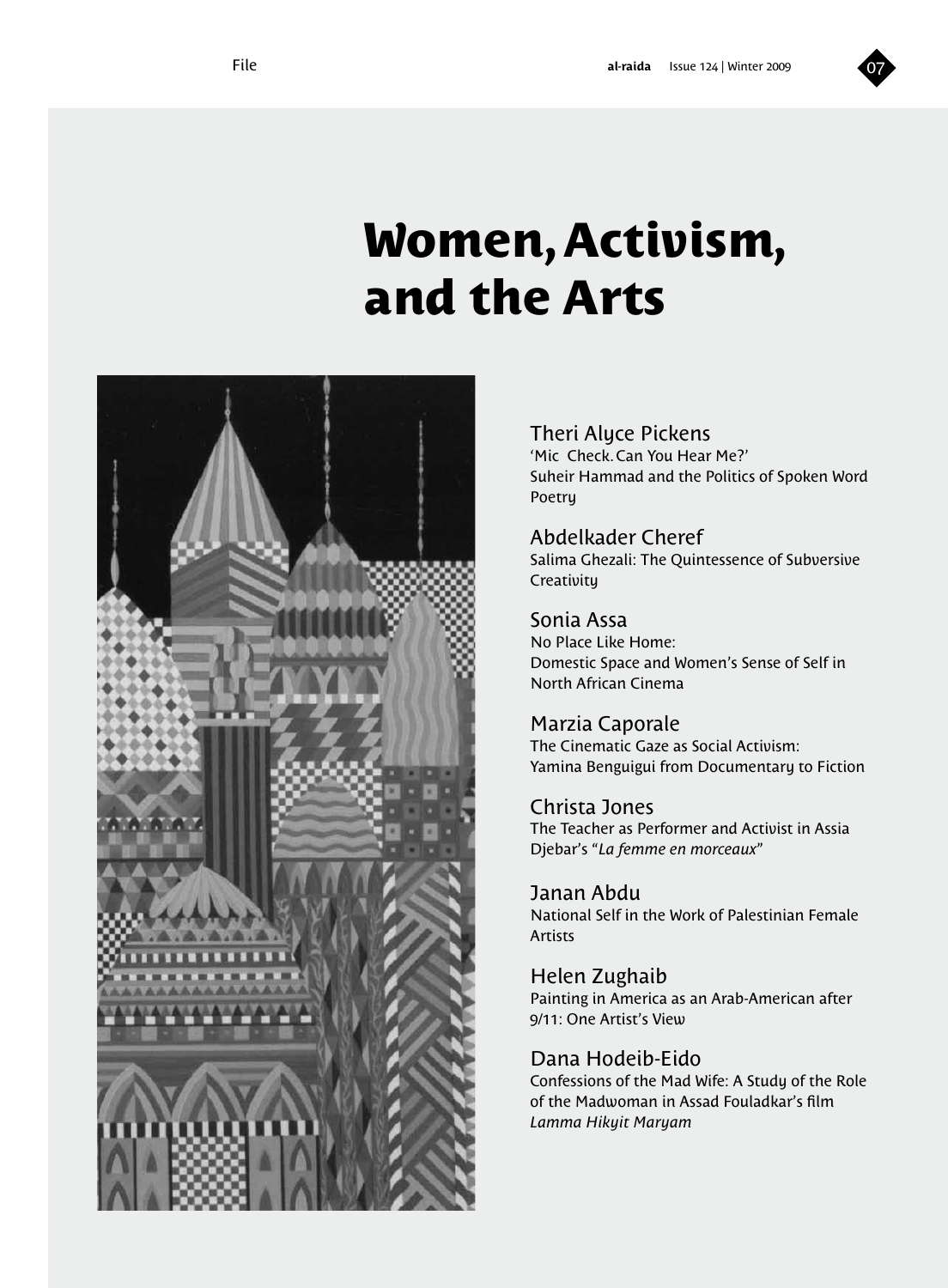# Women, Activism, and the Arts

**Theri Alyce Pickens**
'Mic Check. Can You Hear Me?'
Suheir Hammad and the Politics of Spoken Word Poetry

**Abdelkader Cheref**
Salima Ghezali: The Quintessence of Subversive Creativity

**Sonia Assa**
No Place Like Home:
Domestic Space and Women's Sense of Self in North African Cinema

**Marzia Caporale**
The Cinematic Gaze as Social Activism:
Yamina Benguigui from Documentary to Fiction

**Christa Jones**
The Teacher as Performer and Activist in Assia Djebar's "*La femme en morceaux*"

**Janan Abdu**
National Self in the Work of Palestinian Female Artists

**Helen Zughaib**
Painting in America as an Arab-American after 9/11: One Artist's View

**Dana Hodeib-Eido**
Confessions of the Mad Wife: A Study of the Role of the Madwoman in Assad Fouladkar's film *Lamma Hikyit Maryam*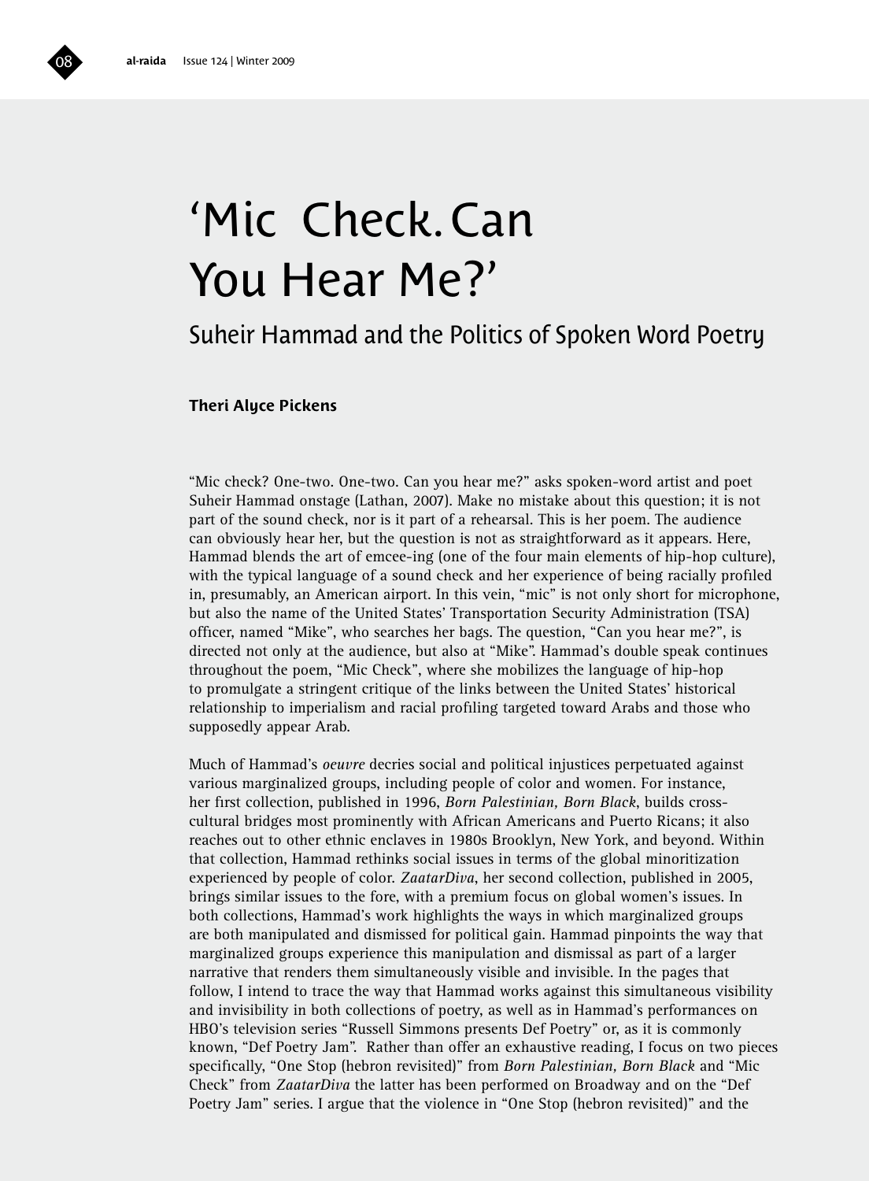# 'Mic Check. Can You Hear Me?'

## Suheir Hammad and the Politics of Spoken Word Poetry

**Theri Alyce Pickens**

"Mic check? One-two. One-two. Can you hear me?" asks spoken-word artist and poet Suheir Hammad onstage (Lathan, 2007). Make no mistake about this question; it is not part of the sound check, nor is it part of a rehearsal. This is her poem. The audience can obviously hear her, but the question is not as straightforward as it appears. Here, Hammad blends the art of emcee-ing (one of the four main elements of hip-hop culture), with the typical language of a sound check and her experience of being racially profiled in, presumably, an American airport. In this vein, "mic" is not only short for microphone, but also the name of the United States' Transportation Security Administration (TSA) officer, named "Mike", who searches her bags. The question, "Can you hear me?", is directed not only at the audience, but also at "Mike". Hammad's double speak continues throughout the poem, "Mic Check", where she mobilizes the language of hip-hop to promulgate a stringent critique of the links between the United States' historical relationship to imperialism and racial profiling targeted toward Arabs and those who supposedly appear Arab.

Much of Hammad's *oeuvre* decries social and political injustices perpetuated against various marginalized groups, including people of color and women. For instance, her first collection, published in 1996, *Born Palestinian, Born Black*, builds cross-cultural bridges most prominently with African Americans and Puerto Ricans; it also reaches out to other ethnic enclaves in 1980s Brooklyn, New York, and beyond. Within that collection, Hammad rethinks social issues in terms of the global minoritization experienced by people of color. *ZaatarDiva*, her second collection, published in 2005, brings similar issues to the fore, with a premium focus on global women's issues. In both collections, Hammad's work highlights the ways in which marginalized groups are both manipulated and dismissed for political gain. Hammad pinpoints the way that marginalized groups experience this manipulation and dismissal as part of a larger narrative that renders them simultaneously visible and invisible. In the pages that follow, I intend to trace the way that Hammad works against this simultaneous visibility and invisibility in both collections of poetry, as well as in Hammad's performances on HBO's television series "Russell Simmons presents Def Poetry" or, as it is commonly known, "Def Poetry Jam". Rather than offer an exhaustive reading, I focus on two pieces specifically, "One Stop (hebron revisited)" from *Born Palestinian, Born Black* and "Mic Check" from *ZaatarDiva* the latter has been performed on Broadway and on the "Def Poetry Jam" series. I argue that the violence in "One Stop (hebron revisited)" and the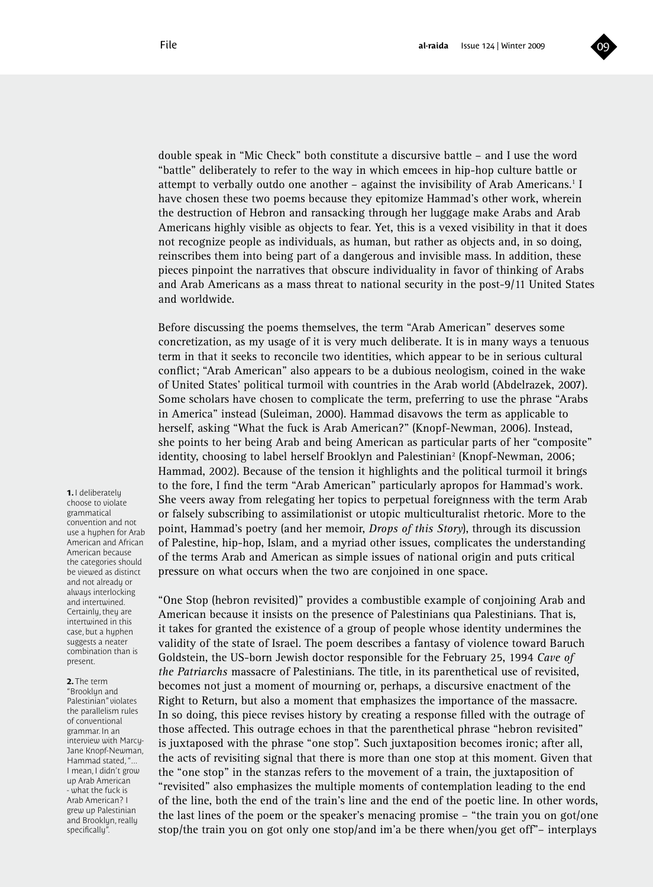double speak in "Mic Check" both constitute a discursive battle – and I use the word "battle" deliberately to refer to the way in which emcees in hip-hop culture battle or attempt to verbally outdo one another – against the invisibility of Arab Americans.[1] I have chosen these two poems because they epitomize Hammad's other work, wherein the destruction of Hebron and ransacking through her luggage make Arabs and Arab Americans highly visible as objects to fear. Yet, this is a vexed visibility in that it does not recognize people as individuals, as human, but rather as objects and, in so doing, reinscribes them into being part of a dangerous and invisible mass. In addition, these pieces pinpoint the narratives that obscure individuality in favor of thinking of Arabs and Arab Americans as a mass threat to national security in the post-9/11 United States and worldwide.

Before discussing the poems themselves, the term "Arab American" deserves some concretization, as my usage of it is very much deliberate. It is in many ways a tenuous term in that it seeks to reconcile two identities, which appear to be in serious cultural conflict; "Arab American" also appears to be a dubious neologism, coined in the wake of United States' political turmoil with countries in the Arab world (Abdelrazek, 2007). Some scholars have chosen to complicate the term, preferring to use the phrase "Arabs in America" instead (Suleiman, 2000). Hammad disavows the term as applicable to herself, asking "What the fuck is Arab American?" (Knopf-Newman, 2006). Instead, she points to her being Arab and being American as particular parts of her "composite" identity, choosing to label herself Brooklyn and Palestinian[2] (Knopf-Newman, 2006; Hammad, 2002). Because of the tension it highlights and the political turmoil it brings to the fore, I find the term "Arab American" particularly apropos for Hammad's work. She veers away from relegating her topics to perpetual foreignness with the term Arab or falsely subscribing to assimilationist or utopic multiculturalist rhetoric. More to the point, Hammad's poetry (and her memoir, *Drops of this Story*), through its discussion of Palestine, hip-hop, Islam, and a myriad other issues, complicates the understanding of the terms Arab and American as simple issues of national origin and puts critical pressure on what occurs when the two are conjoined in one space.

"One Stop (hebron revisited)" provides a combustible example of conjoining Arab and American because it insists on the presence of Palestinians qua Palestinians. That is, it takes for granted the existence of a group of people whose identity undermines the validity of the state of Israel. The poem describes a fantasy of violence toward Baruch Goldstein, the US-born Jewish doctor responsible for the February 25, 1994 *Cave of the Patriarchs* massacre of Palestinians. The title, in its parenthetical use of revisited, becomes not just a moment of mourning or, perhaps, a discursive enactment of the Right to Return, but also a moment that emphasizes the importance of the massacre. In so doing, this piece revises history by creating a response filled with the outrage of those affected. This outrage echoes in that the parenthetical phrase "hebron revisited" is juxtaposed with the phrase "one stop". Such juxtaposition becomes ironic; after all, the acts of revisiting signal that there is more than one stop at this moment. Given that the "one stop" in the stanzas refers to the movement of a train, the juxtaposition of "revisited" also emphasizes the multiple moments of contemplation leading to the end of the line, both the end of the train's line and the end of the poetic line. In other words, the last lines of the poem or the speaker's menacing promise – "the train you on got/one stop/the train you on got only one stop/and im'a be there when/you get off"– interplays

**1.** I deliberately choose to violate grammatical convention and not use a hyphen for Arab American and African American because the categories should be viewed as distinct and not already or always interlocking and intertwined. Certainly, they are intertwined in this case, but a hyphen suggests a neater combination than is present.

**2.** The term "Brooklyn and Palestinian" violates the parallelism rules of conventional grammar. In an interview with Marcy-Jane Knopf-Newman, Hammad stated, "… I mean, I didn't grow up Arab American - what the fuck is Arab American? I grew up Palestinian and Brooklyn, really specifically".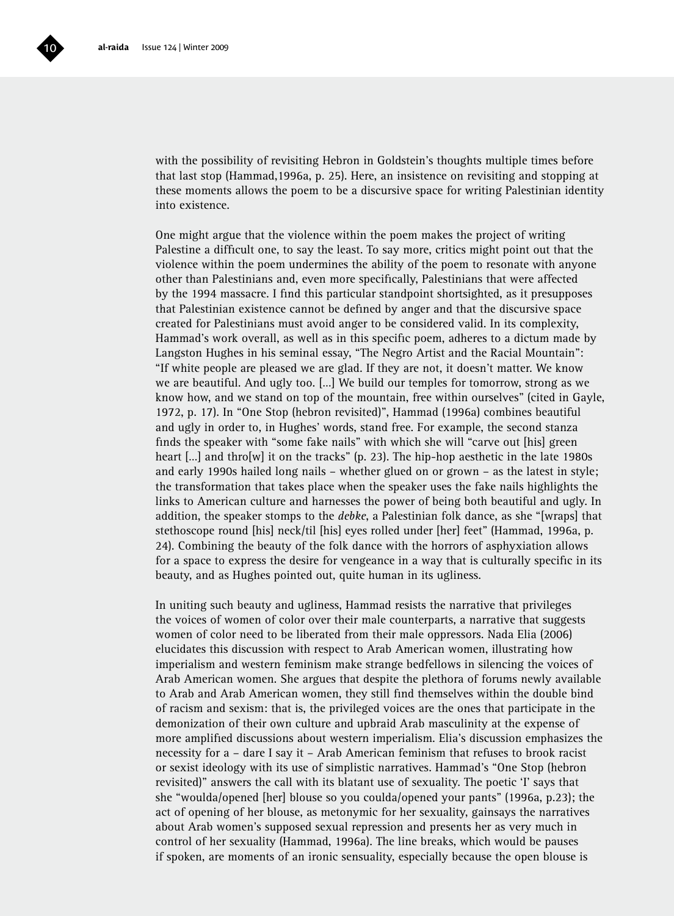with the possibility of revisiting Hebron in Goldstein's thoughts multiple times before that last stop (Hammad,1996a, p. 25). Here, an insistence on revisiting and stopping at these moments allows the poem to be a discursive space for writing Palestinian identity into existence.

One might argue that the violence within the poem makes the project of writing Palestine a difficult one, to say the least. To say more, critics might point out that the violence within the poem undermines the ability of the poem to resonate with anyone other than Palestinians and, even more specifically, Palestinians that were affected by the 1994 massacre. I find this particular standpoint shortsighted, as it presupposes that Palestinian existence cannot be defined by anger and that the discursive space created for Palestinians must avoid anger to be considered valid. In its complexity, Hammad's work overall, as well as in this specific poem, adheres to a dictum made by Langston Hughes in his seminal essay, "The Negro Artist and the Racial Mountain": "If white people are pleased we are glad. If they are not, it doesn't matter. We know we are beautiful. And ugly too. [...] We build our temples for tomorrow, strong as we know how, and we stand on top of the mountain, free within ourselves" (cited in Gayle, 1972, p. 17). In "One Stop (hebron revisited)", Hammad (1996a) combines beautiful and ugly in order to, in Hughes' words, stand free. For example, the second stanza finds the speaker with "some fake nails" with which she will "carve out [his] green heart [...] and thro[w] it on the tracks" (p. 23). The hip-hop aesthetic in the late 1980s and early 1990s hailed long nails – whether glued on or grown – as the latest in style; the transformation that takes place when the speaker uses the fake nails highlights the links to American culture and harnesses the power of being both beautiful and ugly. In addition, the speaker stomps to the *debke*, a Palestinian folk dance, as she "[wraps] that stethoscope round [his] neck/til [his] eyes rolled under [her] feet" (Hammad, 1996a, p. 24). Combining the beauty of the folk dance with the horrors of asphyxiation allows for a space to express the desire for vengeance in a way that is culturally specific in its beauty, and as Hughes pointed out, quite human in its ugliness.

In uniting such beauty and ugliness, Hammad resists the narrative that privileges the voices of women of color over their male counterparts, a narrative that suggests women of color need to be liberated from their male oppressors. Nada Elia (2006) elucidates this discussion with respect to Arab American women, illustrating how imperialism and western feminism make strange bedfellows in silencing the voices of Arab American women. She argues that despite the plethora of forums newly available to Arab and Arab American women, they still find themselves within the double bind of racism and sexism: that is, the privileged voices are the ones that participate in the demonization of their own culture and upbraid Arab masculinity at the expense of more amplified discussions about western imperialism. Elia's discussion emphasizes the necessity for a – dare I say it – Arab American feminism that refuses to brook racist or sexist ideology with its use of simplistic narratives. Hammad's "One Stop (hebron revisited)" answers the call with its blatant use of sexuality. The poetic 'I' says that she "woulda/opened [her] blouse so you coulda/opened your pants" (1996a, p.23); the act of opening of her blouse, as metonymic for her sexuality, gainsays the narratives about Arab women's supposed sexual repression and presents her as very much in control of her sexuality (Hammad, 1996a). The line breaks, which would be pauses if spoken, are moments of an ironic sensuality, especially because the open blouse is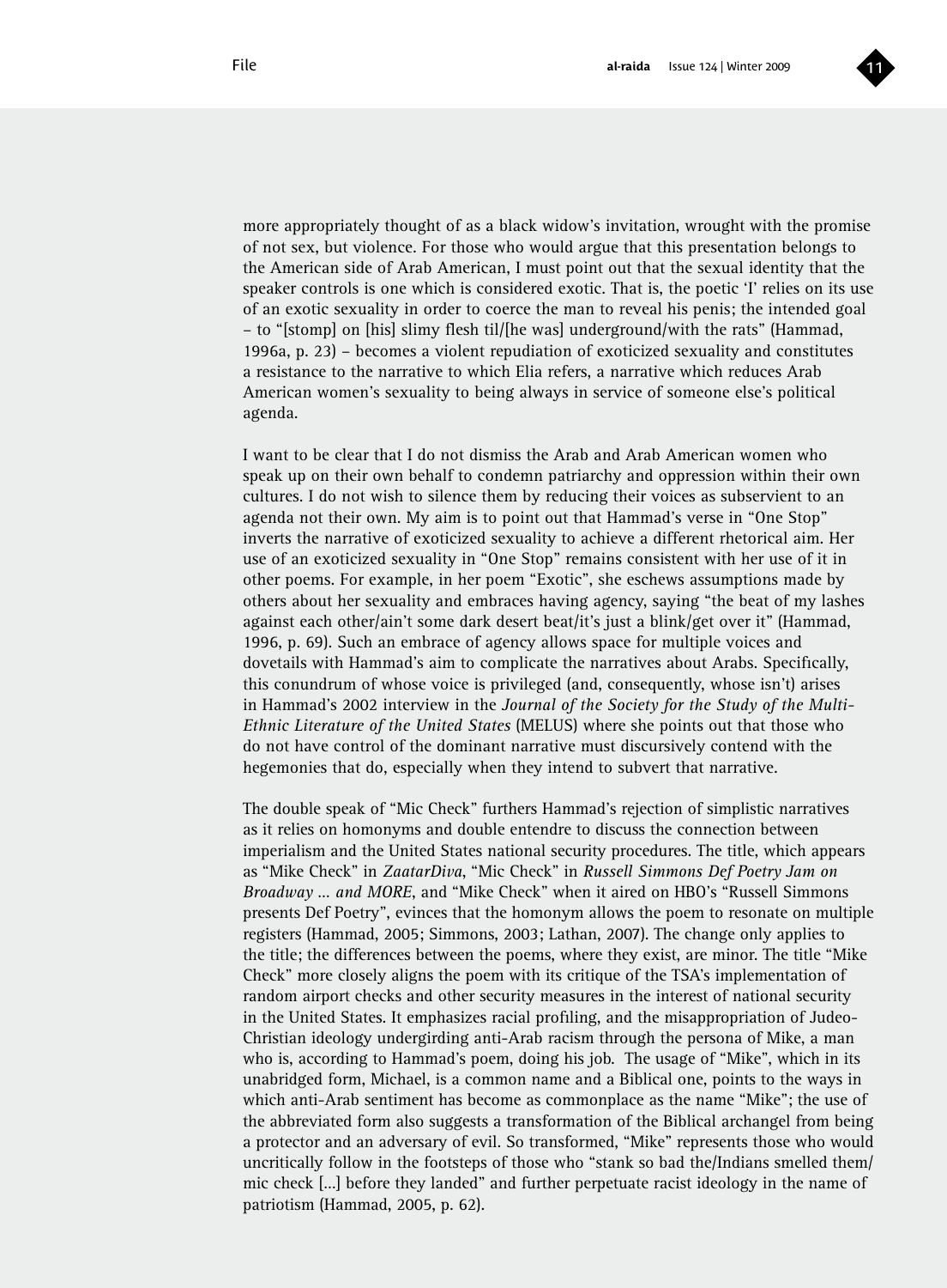more appropriately thought of as a black widow's invitation, wrought with the promise of not sex, but violence. For those who would argue that this presentation belongs to the American side of Arab American, I must point out that the sexual identity that the speaker controls is one which is considered exotic. That is, the poetic 'I' relies on its use of an exotic sexuality in order to coerce the man to reveal his penis; the intended goal – to "[stomp] on [his] slimy flesh til/[he was] underground/with the rats" (Hammad, 1996a, p. 23) – becomes a violent repudiation of exoticized sexuality and constitutes a resistance to the narrative to which Elia refers, a narrative which reduces Arab American women's sexuality to being always in service of someone else's political agenda.

I want to be clear that I do not dismiss the Arab and Arab American women who speak up on their own behalf to condemn patriarchy and oppression within their own cultures. I do not wish to silence them by reducing their voices as subservient to an agenda not their own. My aim is to point out that Hammad's verse in "One Stop" inverts the narrative of exoticized sexuality to achieve a different rhetorical aim. Her use of an exoticized sexuality in "One Stop" remains consistent with her use of it in other poems. For example, in her poem "Exotic", she eschews assumptions made by others about her sexuality and embraces having agency, saying "the beat of my lashes against each other/ain't some dark desert beat/it's just a blink/get over it" (Hammad, 1996, p. 69). Such an embrace of agency allows space for multiple voices and dovetails with Hammad's aim to complicate the narratives about Arabs. Specifically, this conundrum of whose voice is privileged (and, consequently, whose isn't) arises in Hammad's 2002 interview in the *Journal of the Society for the Study of the Multi-Ethnic Literature of the United States* (MELUS) where she points out that those who do not have control of the dominant narrative must discursively contend with the hegemonies that do, especially when they intend to subvert that narrative.

The double speak of "Mic Check" furthers Hammad's rejection of simplistic narratives as it relies on homonyms and double entendre to discuss the connection between imperialism and the United States national security procedures. The title, which appears as "Mike Check" in *ZaatarDiva*, "Mic Check" in *Russell Simmons Def Poetry Jam on Broadway ... and MORE*, and "Mike Check" when it aired on HBO's "Russell Simmons presents Def Poetry", evinces that the homonym allows the poem to resonate on multiple registers (Hammad, 2005; Simmons, 2003; Lathan, 2007). The change only applies to the title; the differences between the poems, where they exist, are minor. The title "Mike Check" more closely aligns the poem with its critique of the TSA's implementation of random airport checks and other security measures in the interest of national security in the United States. It emphasizes racial profiling, and the misappropriation of Judeo-Christian ideology undergirding anti-Arab racism through the persona of Mike, a man who is, according to Hammad's poem, doing his job. The usage of "Mike", which in its unabridged form, Michael, is a common name and a Biblical one, points to the ways in which anti-Arab sentiment has become as commonplace as the name "Mike"; the use of the abbreviated form also suggests a transformation of the Biblical archangel from being a protector and an adversary of evil. So transformed, "Mike" represents those who would uncritically follow in the footsteps of those who "stank so bad the/Indians smelled them/ mic check [...] before they landed" and further perpetuate racist ideology in the name of patriotism (Hammad, 2005, p. 62).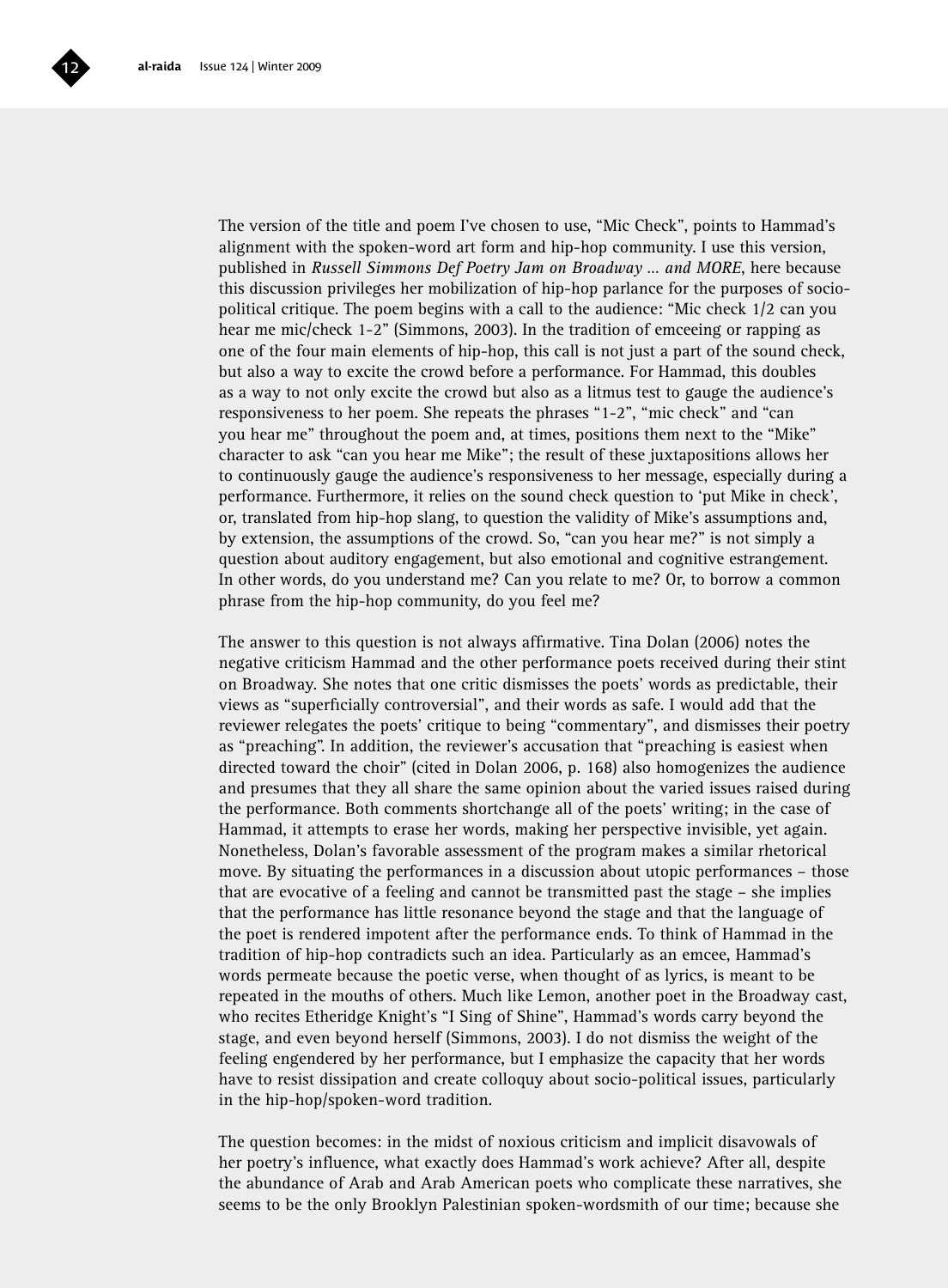The version of the title and poem I've chosen to use, "Mic Check", points to Hammad's alignment with the spoken-word art form and hip-hop community. I use this version, published in *Russell Simmons Def Poetry Jam on Broadway ... and MORE*, here because this discussion privileges her mobilization of hip-hop parlance for the purposes of socio-political critique. The poem begins with a call to the audience: "Mic check 1/2 can you hear me mic/check 1-2" (Simmons, 2003). In the tradition of emceeing or rapping as one of the four main elements of hip-hop, this call is not just a part of the sound check, but also a way to excite the crowd before a performance. For Hammad, this doubles as a way to not only excite the crowd but also as a litmus test to gauge the audience's responsiveness to her poem. She repeats the phrases "1-2", "mic check" and "can you hear me" throughout the poem and, at times, positions them next to the "Mike" character to ask "can you hear me Mike"; the result of these juxtapositions allows her to continuously gauge the audience's responsiveness to her message, especially during a performance. Furthermore, it relies on the sound check question to 'put Mike in check', or, translated from hip-hop slang, to question the validity of Mike's assumptions and, by extension, the assumptions of the crowd. So, "can you hear me?" is not simply a question about auditory engagement, but also emotional and cognitive estrangement. In other words, do you understand me? Can you relate to me? Or, to borrow a common phrase from the hip-hop community, do you feel me?

The answer to this question is not always affirmative. Tina Dolan (2006) notes the negative criticism Hammad and the other performance poets received during their stint on Broadway. She notes that one critic dismisses the poets' words as predictable, their views as "superficially controversial", and their words as safe. I would add that the reviewer relegates the poets' critique to being "commentary", and dismisses their poetry as "preaching". In addition, the reviewer's accusation that "preaching is easiest when directed toward the choir" (cited in Dolan 2006, p. 168) also homogenizes the audience and presumes that they all share the same opinion about the varied issues raised during the performance. Both comments shortchange all of the poets' writing; in the case of Hammad, it attempts to erase her words, making her perspective invisible, yet again. Nonetheless, Dolan's favorable assessment of the program makes a similar rhetorical move. By situating the performances in a discussion about utopic performances – those that are evocative of a feeling and cannot be transmitted past the stage – she implies that the performance has little resonance beyond the stage and that the language of the poet is rendered impotent after the performance ends. To think of Hammad in the tradition of hip-hop contradicts such an idea. Particularly as an emcee, Hammad's words permeate because the poetic verse, when thought of as lyrics, is meant to be repeated in the mouths of others. Much like Lemon, another poet in the Broadway cast, who recites Etheridge Knight's "I Sing of Shine", Hammad's words carry beyond the stage, and even beyond herself (Simmons, 2003). I do not dismiss the weight of the feeling engendered by her performance, but I emphasize the capacity that her words have to resist dissipation and create colloquy about socio-political issues, particularly in the hip-hop/spoken-word tradition.

The question becomes: in the midst of noxious criticism and implicit disavowals of her poetry's influence, what exactly does Hammad's work achieve? After all, despite the abundance of Arab and Arab American poets who complicate these narratives, she seems to be the only Brooklyn Palestinian spoken-wordsmith of our time; because she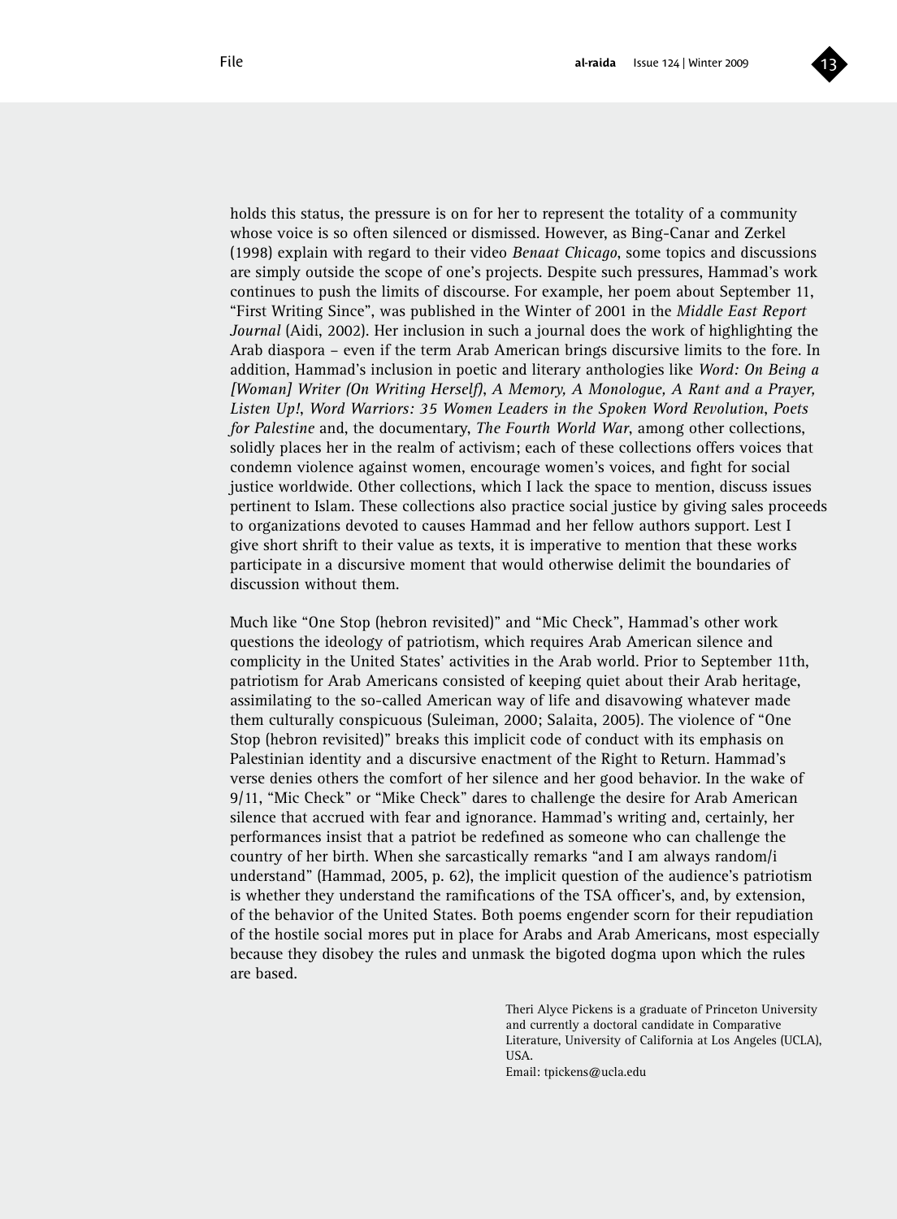holds this status, the pressure is on for her to represent the totality of a community whose voice is so often silenced or dismissed. However, as Bing-Canar and Zerkel (1998) explain with regard to their video *Benaat Chicago*, some topics and discussions are simply outside the scope of one's projects. Despite such pressures, Hammad's work continues to push the limits of discourse. For example, her poem about September 11, "First Writing Since", was published in the Winter of 2001 in the *Middle East Report Journal* (Aidi, 2002). Her inclusion in such a journal does the work of highlighting the Arab diaspora – even if the term Arab American brings discursive limits to the fore. In addition, Hammad's inclusion in poetic and literary anthologies like *Word: On Being a [Woman] Writer (On Writing Herself)*, *A Memory, A Monologue, A Rant and a Prayer, Listen Up!*, *Word Warriors: 35 Women Leaders in the Spoken Word Revolution*, *Poets for Palestine* and, the documentary, *The Fourth World War*, among other collections, solidly places her in the realm of activism; each of these collections offers voices that condemn violence against women, encourage women's voices, and fight for social justice worldwide. Other collections, which I lack the space to mention, discuss issues pertinent to Islam. These collections also practice social justice by giving sales proceeds to organizations devoted to causes Hammad and her fellow authors support. Lest I give short shrift to their value as texts, it is imperative to mention that these works participate in a discursive moment that would otherwise delimit the boundaries of discussion without them.

Much like "One Stop (hebron revisited)" and "Mic Check", Hammad's other work questions the ideology of patriotism, which requires Arab American silence and complicity in the United States' activities in the Arab world. Prior to September 11th, patriotism for Arab Americans consisted of keeping quiet about their Arab heritage, assimilating to the so-called American way of life and disavowing whatever made them culturally conspicuous (Suleiman, 2000; Salaita, 2005). The violence of "One Stop (hebron revisited)" breaks this implicit code of conduct with its emphasis on Palestinian identity and a discursive enactment of the Right to Return. Hammad's verse denies others the comfort of her silence and her good behavior. In the wake of 9/11, "Mic Check" or "Mike Check" dares to challenge the desire for Arab American silence that accrued with fear and ignorance. Hammad's writing and, certainly, her performances insist that a patriot be redefined as someone who can challenge the country of her birth. When she sarcastically remarks "and I am always random/i understand" (Hammad, 2005, p. 62), the implicit question of the audience's patriotism is whether they understand the ramifications of the TSA officer's, and, by extension, of the behavior of the United States. Both poems engender scorn for their repudiation of the hostile social mores put in place for Arabs and Arab Americans, most especially because they disobey the rules and unmask the bigoted dogma upon which the rules are based.

Theri Alyce Pickens is a graduate of Princeton University and currently a doctoral candidate in Comparative Literature, University of California at Los Angeles (UCLA), USA.
Email: tpickens@ucla.edu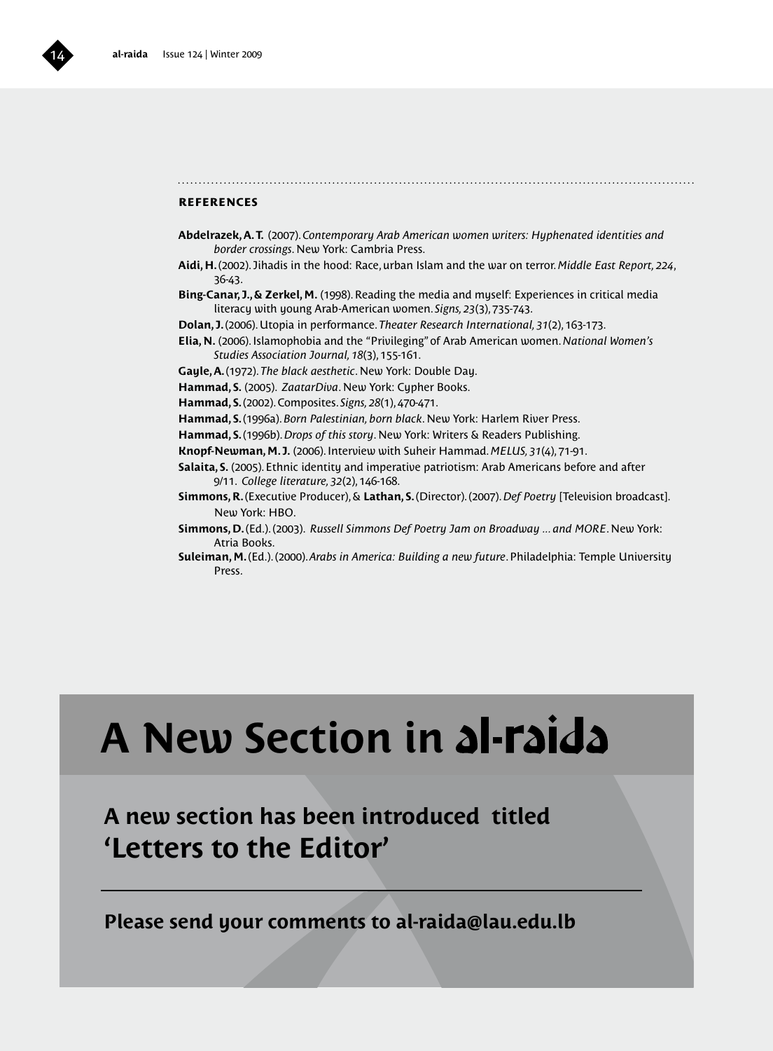## REFERENCES

**Abdelrazek, A. T.** (2007). *Contemporary Arab American women writers: Hyphenated identities and border crossings*. New York: Cambria Press.

**Aidi, H.** (2002). Jihadis in the hood: Race, urban Islam and the war on terror. *Middle East Report, 224*, 36-43.

**Bing-Canar, J., & Zerkel, M.** (1998). Reading the media and myself: Experiences in critical media literacy with young Arab-American women. *Signs, 23*(3), 735-743.

**Dolan, J.** (2006). Utopia in performance. *Theater Research International, 31*(2), 163-173.

**Elia, N.** (2006). Islamophobia and the "Privileging" of Arab American women. *National Women's Studies Association Journal, 18*(3), 155-161.

**Gayle, A.** (1972). *The black aesthetic*. New York: Double Day.

**Hammad, S.** (2005). *ZaatarDiva*. New York: Cypher Books.

**Hammad, S.** (2002). Composites. *Signs, 28*(1), 470-471.

**Hammad, S.** (1996a). *Born Palestinian, born black*. New York: Harlem River Press.

**Hammad, S.** (1996b). *Drops of this story*. New York: Writers & Readers Publishing.

**Knopf-Newman, M. J.** (2006). Interview with Suheir Hammad. *MELUS, 31*(4), 71-91.

**Salaita, S.** (2005). Ethnic identity and imperative patriotism: Arab Americans before and after 9/11. *College literature, 32*(2), 146-168.

**Simmons, R.** (Executive Producer), & **Lathan, S.** (Director). (2007). *Def Poetry* [Television broadcast]. New York: HBO.

**Simmons, D.** (Ed.). (2003). *Russell Simmons Def Poetry Jam on Broadway ... and MORE*. New York: Atria Books.

**Suleiman, M.** (Ed.). (2000). *Arabs in America: Building a new future*. Philadelphia: Temple University Press.

# A New Section in al-raida

## A new section has been introduced titled 'Letters to the Editor'

**Please send your comments to al-raida@lau.edu.lb**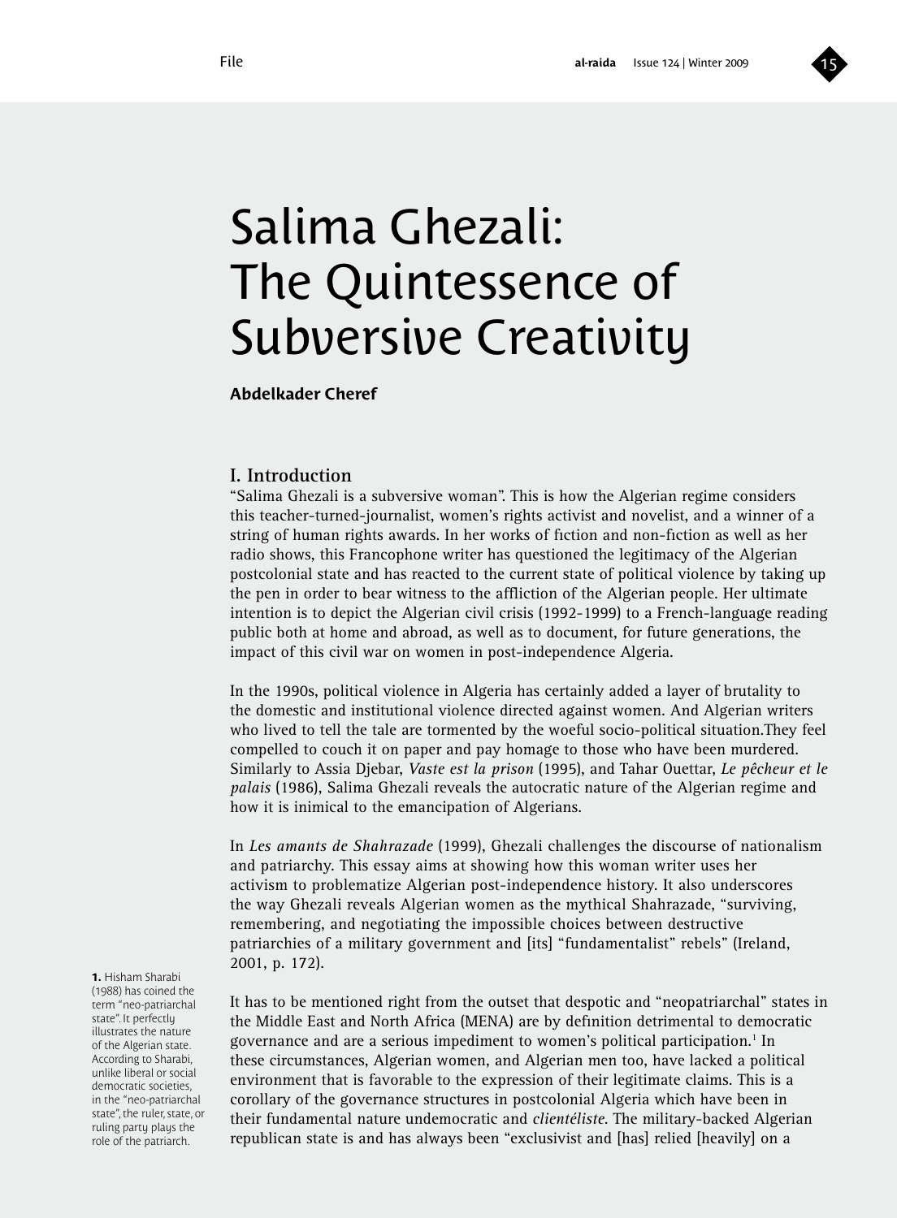# Salima Ghezali: The Quintessence of Subversive Creativity

**Abdelkader Cheref**

## I. Introduction

"Salima Ghezali is a subversive woman". This is how the Algerian regime considers this teacher-turned-journalist, women's rights activist and novelist, and a winner of a string of human rights awards. In her works of fiction and non-fiction as well as her radio shows, this Francophone writer has questioned the legitimacy of the Algerian postcolonial state and has reacted to the current state of political violence by taking up the pen in order to bear witness to the affliction of the Algerian people. Her ultimate intention is to depict the Algerian civil crisis (1992-1999) to a French-language reading public both at home and abroad, as well as to document, for future generations, the impact of this civil war on women in post-independence Algeria.

In the 1990s, political violence in Algeria has certainly added a layer of brutality to the domestic and institutional violence directed against women. And Algerian writers who lived to tell the tale are tormented by the woeful socio-political situation.They feel compelled to couch it on paper and pay homage to those who have been murdered. Similarly to Assia Djebar, *Vaste est la prison* (1995), and Tahar Ouettar, *Le pêcheur et le palais* (1986), Salima Ghezali reveals the autocratic nature of the Algerian regime and how it is inimical to the emancipation of Algerians.

In *Les amants de Shahrazade* (1999), Ghezali challenges the discourse of nationalism and patriarchy. This essay aims at showing how this woman writer uses her activism to problematize Algerian post-independence history. It also underscores the way Ghezali reveals Algerian women as the mythical Shahrazade, "surviving, remembering, and negotiating the impossible choices between destructive patriarchies of a military government and [its] "fundamentalist" rebels" (Ireland, 2001, p. 172).

It has to be mentioned right from the outset that despotic and "neopatriarchal" states in the Middle East and North Africa (MENA) are by definition detrimental to democratic governance and are a serious impediment to women's political participation.[1] In these circumstances, Algerian women, and Algerian men too, have lacked a political environment that is favorable to the expression of their legitimate claims. This is a corollary of the governance structures in postcolonial Algeria which have been in their fundamental nature undemocratic and *clientéliste*. The military-backed Algerian republican state is and has always been "exclusivist and [has] relied [heavily] on a

**1.** Hisham Sharabi (1988) has coined the term "neo-patriarchal state". It perfectly illustrates the nature of the Algerian state. According to Sharabi, unlike liberal or social democratic societies, in the "neo-patriarchal state", the ruler, state, or ruling party plays the role of the patriarch.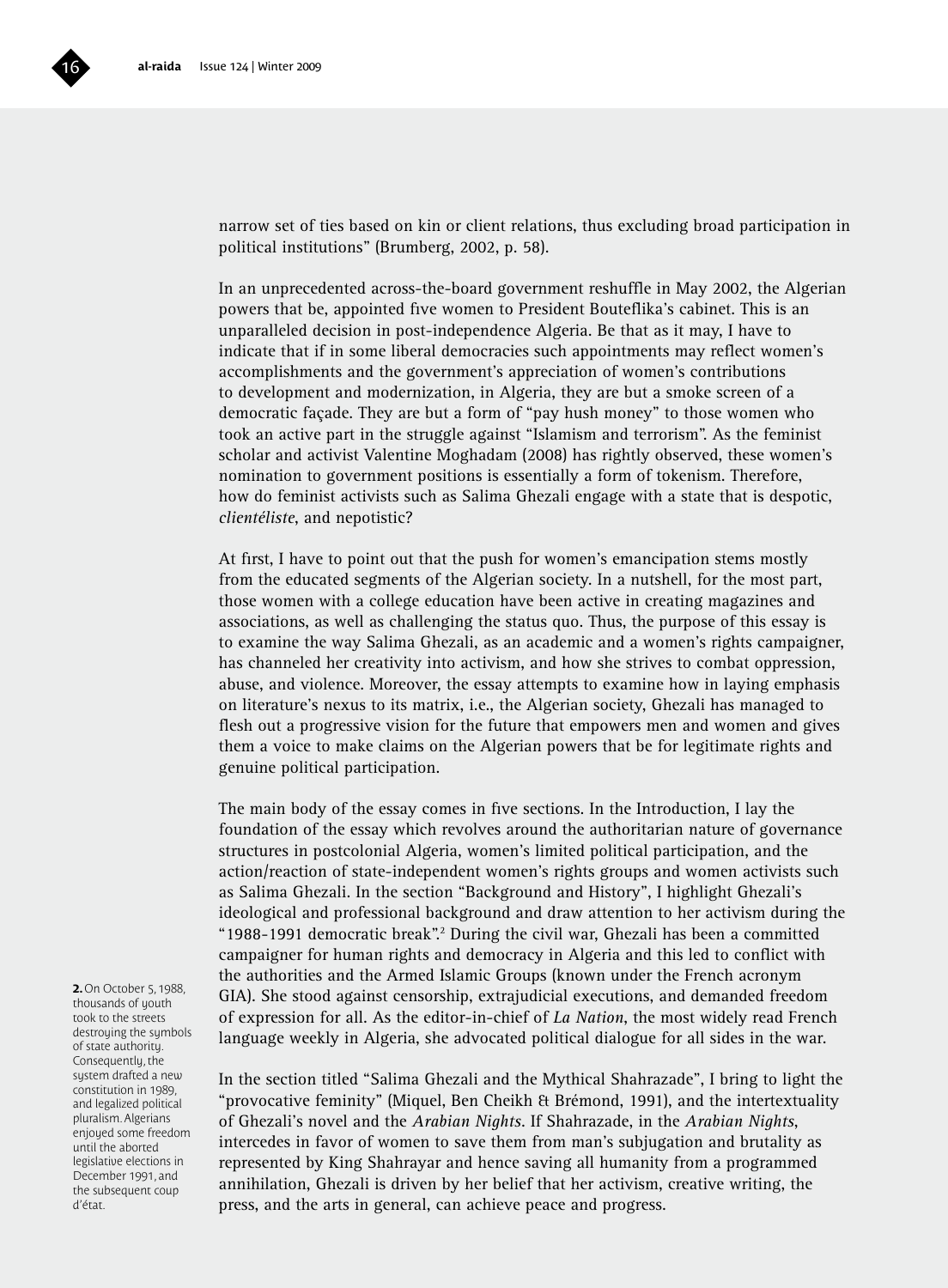narrow set of ties based on kin or client relations, thus excluding broad participation in political institutions" (Brumberg, 2002, p. 58).

In an unprecedented across-the-board government reshuffle in May 2002, the Algerian powers that be, appointed five women to President Bouteflika's cabinet. This is an unparalleled decision in post-independence Algeria. Be that as it may, I have to indicate that if in some liberal democracies such appointments may reflect women's accomplishments and the government's appreciation of women's contributions to development and modernization, in Algeria, they are but a smoke screen of a democratic façade. They are but a form of "pay hush money" to those women who took an active part in the struggle against "Islamism and terrorism". As the feminist scholar and activist Valentine Moghadam (2008) has rightly observed, these women's nomination to government positions is essentially a form of tokenism. Therefore, how do feminist activists such as Salima Ghezali engage with a state that is despotic, *clientéliste*, and nepotistic?

At first, I have to point out that the push for women's emancipation stems mostly from the educated segments of the Algerian society. In a nutshell, for the most part, those women with a college education have been active in creating magazines and associations, as well as challenging the status quo. Thus, the purpose of this essay is to examine the way Salima Ghezali, as an academic and a women's rights campaigner, has channeled her creativity into activism, and how she strives to combat oppression, abuse, and violence. Moreover, the essay attempts to examine how in laying emphasis on literature's nexus to its matrix, i.e., the Algerian society, Ghezali has managed to flesh out a progressive vision for the future that empowers men and women and gives them a voice to make claims on the Algerian powers that be for legitimate rights and genuine political participation.

The main body of the essay comes in five sections. In the Introduction, I lay the foundation of the essay which revolves around the authoritarian nature of governance structures in postcolonial Algeria, women's limited political participation, and the action/reaction of state-independent women's rights groups and women activists such as Salima Ghezali. In the section "Background and History", I highlight Ghezali's ideological and professional background and draw attention to her activism during the "1988-1991 democratic break".[2] During the civil war, Ghezali has been a committed campaigner for human rights and democracy in Algeria and this led to conflict with the authorities and the Armed Islamic Groups (known under the French acronym GIA). She stood against censorship, extrajudicial executions, and demanded freedom of expression for all. As the editor-in-chief of *La Nation*, the most widely read French language weekly in Algeria, she advocated political dialogue for all sides in the war.

In the section titled "Salima Ghezali and the Mythical Shahrazade", I bring to light the "provocative feminity" (Miquel, Ben Cheikh & Brémond, 1991), and the intertextuality of Ghezali's novel and the *Arabian Nights*. If Shahrazade, in the *Arabian Nights*, intercedes in favor of women to save them from man's subjugation and brutality as represented by King Shahrayar and hence saving all humanity from a programmed annihilation, Ghezali is driven by her belief that her activism, creative writing, the press, and the arts in general, can achieve peace and progress.

**2.** On October 5, 1988, thousands of youth took to the streets destroying the symbols of state authority. Consequently, the system drafted a new constitution in 1989, and legalized political pluralism. Algerians enjoyed some freedom until the aborted legislative elections in December 1991, and the subsequent coup d'état.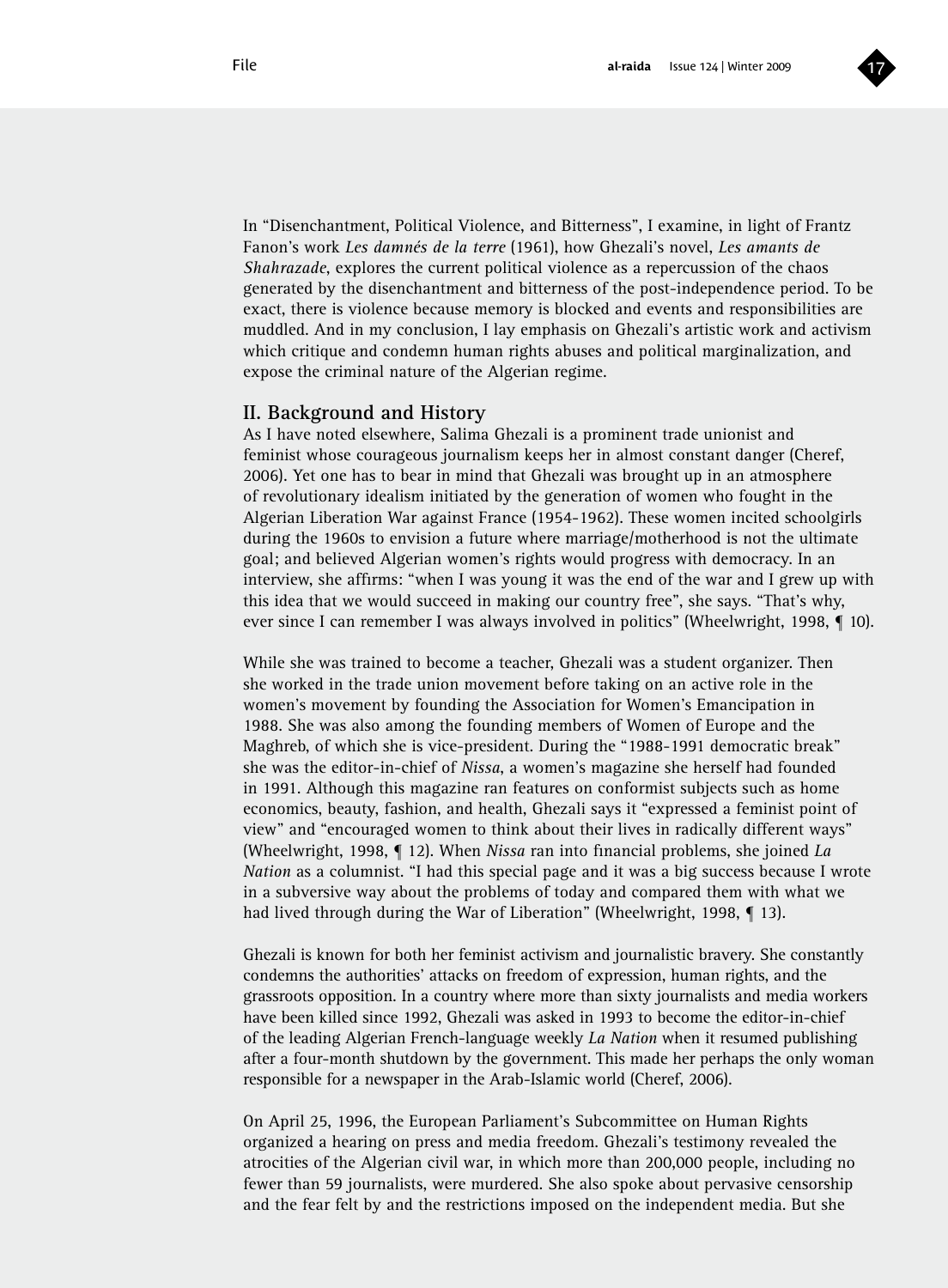In "Disenchantment, Political Violence, and Bitterness", I examine, in light of Frantz Fanon's work *Les damnés de la terre* (1961), how Ghezali's novel, *Les amants de Shahrazade*, explores the current political violence as a repercussion of the chaos generated by the disenchantment and bitterness of the post-independence period. To be exact, there is violence because memory is blocked and events and responsibilities are muddled. And in my conclusion, I lay emphasis on Ghezali's artistic work and activism which critique and condemn human rights abuses and political marginalization, and expose the criminal nature of the Algerian regime.

## II. Background and History

As I have noted elsewhere, Salima Ghezali is a prominent trade unionist and feminist whose courageous journalism keeps her in almost constant danger (Cheref, 2006). Yet one has to bear in mind that Ghezali was brought up in an atmosphere of revolutionary idealism initiated by the generation of women who fought in the Algerian Liberation War against France (1954-1962). These women incited schoolgirls during the 1960s to envision a future where marriage/motherhood is not the ultimate goal; and believed Algerian women's rights would progress with democracy. In an interview, she affirms: "when I was young it was the end of the war and I grew up with this idea that we would succeed in making our country free", she says. "That's why, ever since I can remember I was always involved in politics" (Wheelwright, 1998, ¶ 10).

While she was trained to become a teacher, Ghezali was a student organizer. Then she worked in the trade union movement before taking on an active role in the women's movement by founding the Association for Women's Emancipation in 1988. She was also among the founding members of Women of Europe and the Maghreb, of which she is vice-president. During the "1988-1991 democratic break" she was the editor-in-chief of *Nissa*, a women's magazine she herself had founded in 1991. Although this magazine ran features on conformist subjects such as home economics, beauty, fashion, and health, Ghezali says it "expressed a feminist point of view" and "encouraged women to think about their lives in radically different ways" (Wheelwright, 1998, ¶ 12). When *Nissa* ran into financial problems, she joined *La Nation* as a columnist. "I had this special page and it was a big success because I wrote in a subversive way about the problems of today and compared them with what we had lived through during the War of Liberation" (Wheelwright, 1998, ¶ 13).

Ghezali is known for both her feminist activism and journalistic bravery. She constantly condemns the authorities' attacks on freedom of expression, human rights, and the grassroots opposition. In a country where more than sixty journalists and media workers have been killed since 1992, Ghezali was asked in 1993 to become the editor-in-chief of the leading Algerian French-language weekly *La Nation* when it resumed publishing after a four-month shutdown by the government. This made her perhaps the only woman responsible for a newspaper in the Arab-Islamic world (Cheref, 2006).

On April 25, 1996, the European Parliament's Subcommittee on Human Rights organized a hearing on press and media freedom. Ghezali's testimony revealed the atrocities of the Algerian civil war, in which more than 200,000 people, including no fewer than 59 journalists, were murdered. She also spoke about pervasive censorship and the fear felt by and the restrictions imposed on the independent media. But she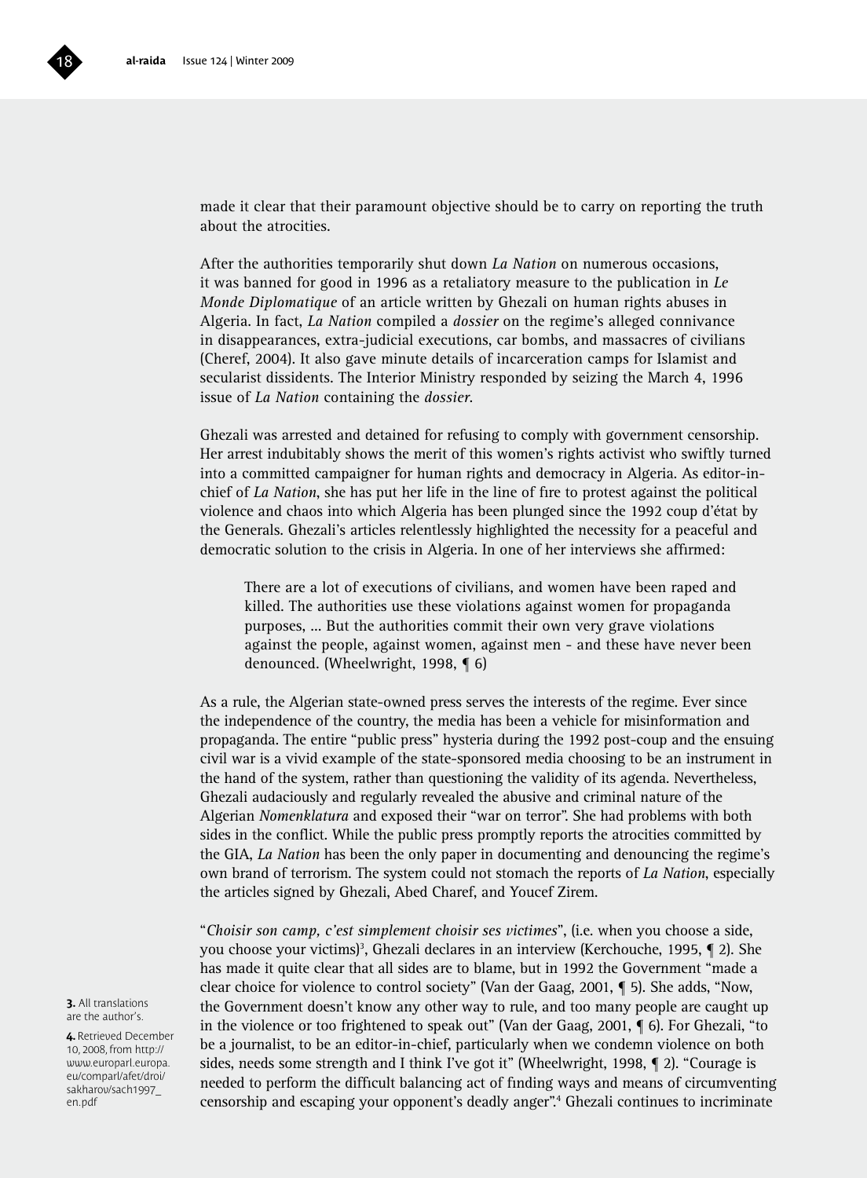made it clear that their paramount objective should be to carry on reporting the truth about the atrocities.

After the authorities temporarily shut down *La Nation* on numerous occasions, it was banned for good in 1996 as a retaliatory measure to the publication in *Le Monde Diplomatique* of an article written by Ghezali on human rights abuses in Algeria. In fact, *La Nation* compiled a *dossier* on the regime's alleged connivance in disappearances, extra-judicial executions, car bombs, and massacres of civilians (Cheref, 2004). It also gave minute details of incarceration camps for Islamist and secularist dissidents. The Interior Ministry responded by seizing the March 4, 1996 issue of *La Nation* containing the *dossier*.

Ghezali was arrested and detained for refusing to comply with government censorship. Her arrest indubitably shows the merit of this women's rights activist who swiftly turned into a committed campaigner for human rights and democracy in Algeria. As editor-in-chief of *La Nation*, she has put her life in the line of fire to protest against the political violence and chaos into which Algeria has been plunged since the 1992 coup d'état by the Generals. Ghezali's articles relentlessly highlighted the necessity for a peaceful and democratic solution to the crisis in Algeria. In one of her interviews she affirmed:

> There are a lot of executions of civilians, and women have been raped and killed. The authorities use these violations against women for propaganda purposes, ... But the authorities commit their own very grave violations against the people, against women, against men - and these have never been denounced. (Wheelwright, 1998, ¶ 6)

As a rule, the Algerian state-owned press serves the interests of the regime. Ever since the independence of the country, the media has been a vehicle for misinformation and propaganda. The entire "public press" hysteria during the 1992 post-coup and the ensuing civil war is a vivid example of the state-sponsored media choosing to be an instrument in the hand of the system, rather than questioning the validity of its agenda. Nevertheless, Ghezali audaciously and regularly revealed the abusive and criminal nature of the Algerian *Nomenklatura* and exposed their "war on terror". She had problems with both sides in the conflict. While the public press promptly reports the atrocities committed by the GIA, *La Nation* has been the only paper in documenting and denouncing the regime's own brand of terrorism. The system could not stomach the reports of *La Nation*, especially the articles signed by Ghezali, Abed Charef, and Youcef Zirem.

"*Choisir son camp, c'est simplement choisir ses victimes*", (i.e. when you choose a side, you choose your victims)[3], Ghezali declares in an interview (Kerchouche, 1995, ¶ 2). She has made it quite clear that all sides are to blame, but in 1992 the Government "made a clear choice for violence to control society" (Van der Gaag, 2001, ¶ 5). She adds, "Now, the Government doesn't know any other way to rule, and too many people are caught up in the violence or too frightened to speak out" (Van der Gaag, 2001, ¶ 6). For Ghezali, "to be a journalist, to be an editor-in-chief, particularly when we condemn violence on both sides, needs some strength and I think I've got it" (Wheelwright, 1998, ¶ 2). "Courage is needed to perform the difficult balancing act of finding ways and means of circumventing censorship and escaping your opponent's deadly anger".[4] Ghezali continues to incriminate

**3.** All translations are the author's.

**4.** Retrieved December 10, 2008, from http://www.europarl.europa.eu/comparl/afet/droi/sakharov/sach1997_en.pdf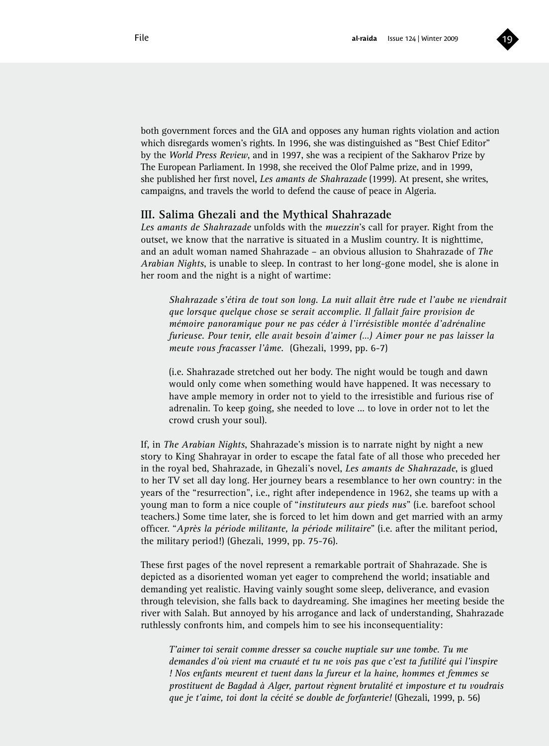both government forces and the GIA and opposes any human rights violation and action which disregards women's rights. In 1996, she was distinguished as "Best Chief Editor" by the *World Press Review*, and in 1997, she was a recipient of the Sakharov Prize by The European Parliament. In 1998, she received the Olof Palme prize, and in 1999, she published her first novel, *Les amants de Shahrazade* (1999). At present, she writes, campaigns, and travels the world to defend the cause of peace in Algeria.

## III. Salima Ghezali and the Mythical Shahrazade

*Les amants de Shahrazade* unfolds with the *muezzin*'s call for prayer. Right from the outset, we know that the narrative is situated in a Muslim country. It is nighttime, and an adult woman named Shahrazade – an obvious allusion to Shahrazade of *The Arabian Nights*, is unable to sleep. In contrast to her long-gone model, she is alone in her room and the night is a night of wartime:

> *Shahrazade s'étira de tout son long. La nuit allait être rude et l'aube ne viendrait que lorsque quelque chose se serait accomplie. Il fallait faire provision de mémoire panoramique pour ne pas céder à l'irrésistible montée d'adrénaline furieuse. Pour tenir, elle avait besoin d'aimer (...) Aimer pour ne pas laisser la meute vous fracasser l'âme.* (Ghezali, 1999, pp. 6-7)
>
> (i.e. Shahrazade stretched out her body. The night would be tough and dawn would only come when something would have happened. It was necessary to have ample memory in order not to yield to the irresistible and furious rise of adrenalin. To keep going, she needed to love ... to love in order not to let the crowd crush your soul).

If, in *The Arabian Nights*, Shahrazade's mission is to narrate night by night a new story to King Shahrayar in order to escape the fatal fate of all those who preceded her in the royal bed, Shahrazade, in Ghezali's novel, *Les amants de Shahrazade*, is glued to her TV set all day long. Her journey bears a resemblance to her own country: in the years of the "resurrection", i.e., right after independence in 1962, she teams up with a young man to form a nice couple of "*instituteurs aux pieds nus*" (i.e. barefoot school teachers.) Some time later, she is forced to let him down and get married with an army officer. "*Après la période militante, la période militaire*" (i.e. after the militant period, the military period!) (Ghezali, 1999, pp. 75-76).

These first pages of the novel represent a remarkable portrait of Shahrazade. She is depicted as a disoriented woman yet eager to comprehend the world; insatiable and demanding yet realistic. Having vainly sought some sleep, deliverance, and evasion through television, she falls back to daydreaming. She imagines her meeting beside the river with Salah. But annoyed by his arrogance and lack of understanding, Shahrazade ruthlessly confronts him, and compels him to see his inconsequentiality:

> *T'aimer toi serait comme dresser sa couche nuptiale sur une tombe. Tu me demandes d'où vient ma cruauté et tu ne vois pas que c'est ta futilité qui l'inspire ! Nos enfants meurent et tuent dans la fureur et la haine, hommes et femmes se prostituent de Bagdad à Alger, partout règnent brutalité et imposture et tu voudrais que je t'aime, toi dont la cécité se double de forfanterie!* (Ghezali, 1999, p. 56)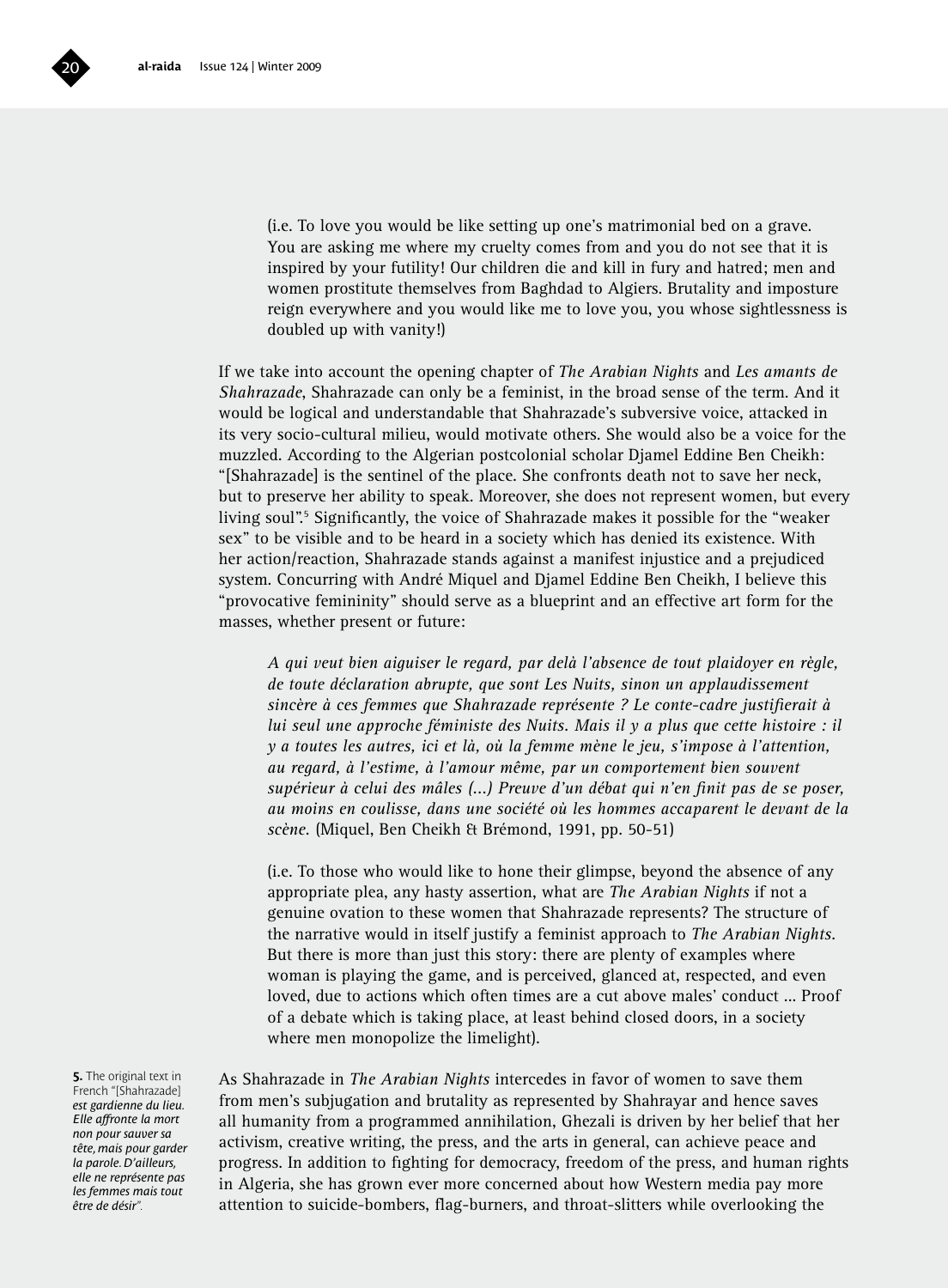(i.e. To love you would be like setting up one's matrimonial bed on a grave. You are asking me where my cruelty comes from and you do not see that it is inspired by your futility! Our children die and kill in fury and hatred; men and women prostitute themselves from Baghdad to Algiers. Brutality and imposture reign everywhere and you would like me to love you, you whose sightlessness is doubled up with vanity!)

If we take into account the opening chapter of *The Arabian Nights* and *Les amants de Shahrazade*, Shahrazade can only be a feminist, in the broad sense of the term. And it would be logical and understandable that Shahrazade's subversive voice, attacked in its very socio-cultural milieu, would motivate others. She would also be a voice for the muzzled. According to the Algerian postcolonial scholar Djamel Eddine Ben Cheikh: "[Shahrazade] is the sentinel of the place. She confronts death not to save her neck, but to preserve her ability to speak. Moreover, she does not represent women, but every living soul".[5] Significantly, the voice of Shahrazade makes it possible for the "weaker sex" to be visible and to be heard in a society which has denied its existence. With her action/reaction, Shahrazade stands against a manifest injustice and a prejudiced system. Concurring with André Miquel and Djamel Eddine Ben Cheikh, I believe this "provocative femininity" should serve as a blueprint and an effective art form for the masses, whether present or future:

> *A qui veut bien aiguiser le regard, par delà l'absence de tout plaidoyer en règle, de toute déclaration abrupte, que sont Les Nuits, sinon un applaudissement sincère à ces femmes que Shahrazade représente ? Le conte-cadre justifierait à lui seul une approche féministe des Nuits. Mais il y a plus que cette histoire : il y a toutes les autres, ici et là, où la femme mène le jeu, s'impose à l'attention, au regard, à l'estime, à l'amour même, par un comportement bien souvent supérieur à celui des mâles (...) Preuve d'un débat qui n'en finit pas de se poser, au moins en coulisse, dans une société où les hommes accaparent le devant de la scène.* (Miquel, Ben Cheikh & Brémond, 1991, pp. 50-51)
>
> (i.e. To those who would like to hone their glimpse, beyond the absence of any appropriate plea, any hasty assertion, what are *The Arabian Nights* if not a genuine ovation to these women that Shahrazade represents? The structure of the narrative would in itself justify a feminist approach to *The Arabian Nights*. But there is more than just this story: there are plenty of examples where woman is playing the game, and is perceived, glanced at, respected, and even loved, due to actions which often times are a cut above males' conduct ... Proof of a debate which is taking place, at least behind closed doors, in a society where men monopolize the limelight).

As Shahrazade in *The Arabian Nights* intercedes in favor of women to save them from men's subjugation and brutality as represented by Shahrayar and hence saves all humanity from a programmed annihilation, Ghezali is driven by her belief that her activism, creative writing, the press, and the arts in general, can achieve peace and progress. In addition to fighting for democracy, freedom of the press, and human rights in Algeria, she has grown ever more concerned about how Western media pay more attention to suicide-bombers, flag-burners, and throat-slitters while overlooking the

**5.** The original text in French "[Shahrazade] *est gardienne du lieu. Elle affronte la mort non pour sauver sa tête, mais pour garder la parole. D'ailleurs, elle ne représente pas les femmes mais tout être de désir*".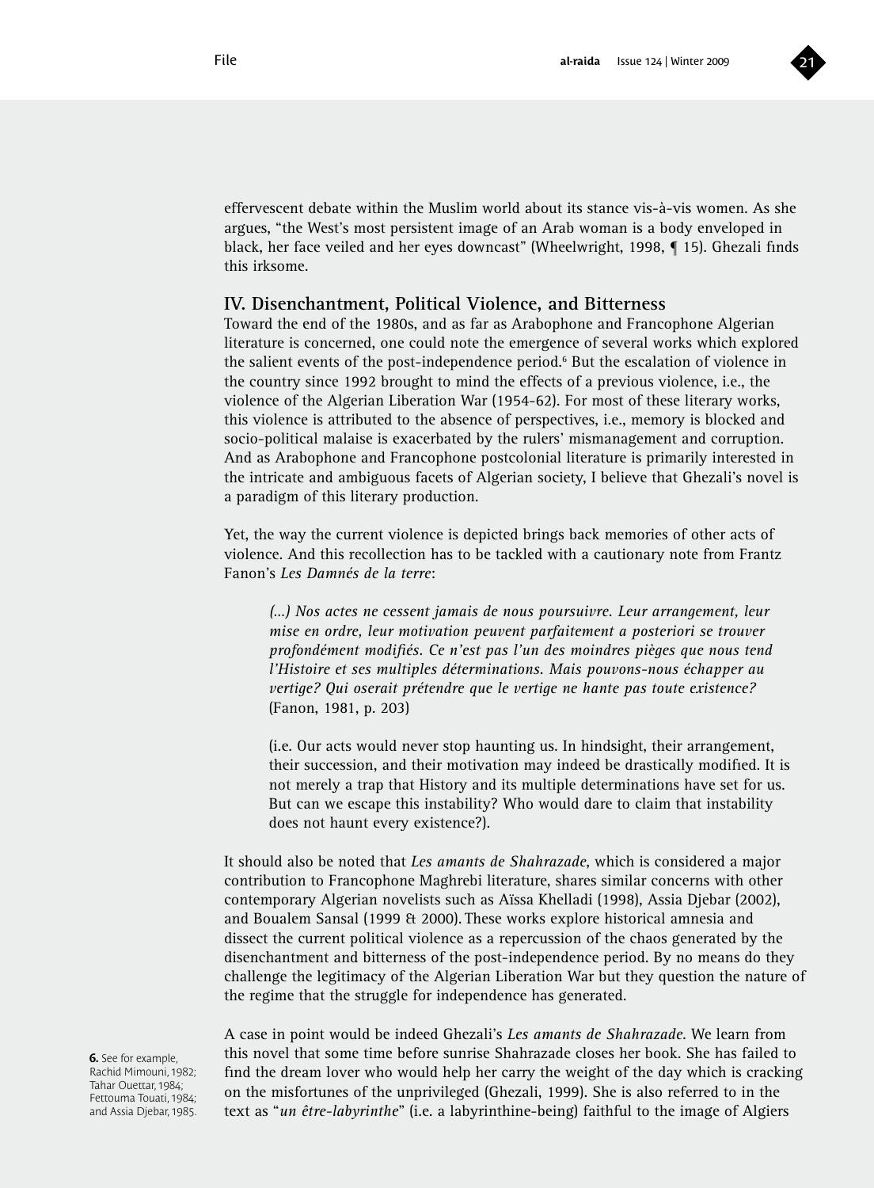effervescent debate within the Muslim world about its stance vis-à-vis women. As she argues, "the West's most persistent image of an Arab woman is a body enveloped in black, her face veiled and her eyes downcast" (Wheelwright, 1998, ¶ 15). Ghezali finds this irksome.

## IV. Disenchantment, Political Violence, and Bitterness

Toward the end of the 1980s, and as far as Arabophone and Francophone Algerian literature is concerned, one could note the emergence of several works which explored the salient events of the post-independence period.[6] But the escalation of violence in the country since 1992 brought to mind the effects of a previous violence, i.e., the violence of the Algerian Liberation War (1954-62). For most of these literary works, this violence is attributed to the absence of perspectives, i.e., memory is blocked and socio-political malaise is exacerbated by the rulers' mismanagement and corruption. And as Arabophone and Francophone postcolonial literature is primarily interested in the intricate and ambiguous facets of Algerian society, I believe that Ghezali's novel is a paradigm of this literary production.

Yet, the way the current violence is depicted brings back memories of other acts of violence. And this recollection has to be tackled with a cautionary note from Frantz Fanon's *Les Damnés de la terre*:

> *(...) Nos actes ne cessent jamais de nous poursuivre. Leur arrangement, leur mise en ordre, leur motivation peuvent parfaitement a posteriori se trouver profondément modifiés. Ce n'est pas l'un des moindres pièges que nous tend l'Histoire et ses multiples déterminations. Mais pouvons-nous échapper au vertige? Qui oserait prétendre que le vertige ne hante pas toute existence?* (Fanon, 1981, p. 203)
>
> (i.e. Our acts would never stop haunting us. In hindsight, their arrangement, their succession, and their motivation may indeed be drastically modified. It is not merely a trap that History and its multiple determinations have set for us. But can we escape this instability? Who would dare to claim that instability does not haunt every existence?).

It should also be noted that *Les amants de Shahrazade*, which is considered a major contribution to Francophone Maghrebi literature, shares similar concerns with other contemporary Algerian novelists such as Aïssa Khelladi (1998), Assia Djebar (2002), and Boualem Sansal (1999 & 2000). These works explore historical amnesia and dissect the current political violence as a repercussion of the chaos generated by the disenchantment and bitterness of the post-independence period. By no means do they challenge the legitimacy of the Algerian Liberation War but they question the nature of the regime that the struggle for independence has generated.

A case in point would be indeed Ghezali's *Les amants de Shahrazade*. We learn from this novel that some time before sunrise Shahrazade closes her book. She has failed to find the dream lover who would help her carry the weight of the day which is cracking on the misfortunes of the unprivileged (Ghezali, 1999). She is also referred to in the text as "*un être-labyrinthe*" (i.e. a labyrinthine-being) faithful to the image of Algiers

**6.** See for example, Rachid Mimouni, 1982; Tahar Ouettar, 1984; Fettouma Touati, 1984; and Assia Djebar, 1985.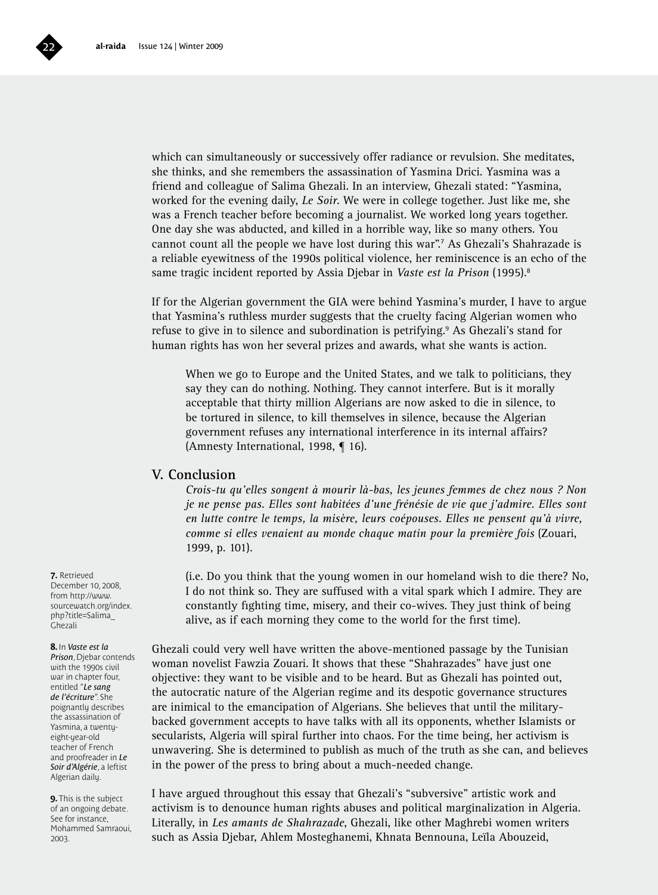which can simultaneously or successively offer radiance or revulsion. She meditates, she thinks, and she remembers the assassination of Yasmina Drici. Yasmina was a friend and colleague of Salima Ghezali. In an interview, Ghezali stated: "Yasmina, worked for the evening daily, *Le Soir*. We were in college together. Just like me, she was a French teacher before becoming a journalist. We worked long years together. One day she was abducted, and killed in a horrible way, like so many others. You cannot count all the people we have lost during this war".[7] As Ghezali's Shahrazade is a reliable eyewitness of the 1990s political violence, her reminiscence is an echo of the same tragic incident reported by Assia Djebar in *Vaste est la Prison* (1995).[8]

If for the Algerian government the GIA were behind Yasmina's murder, I have to argue that Yasmina's ruthless murder suggests that the cruelty facing Algerian women who refuse to give in to silence and subordination is petrifying.[9] As Ghezali's stand for human rights has won her several prizes and awards, what she wants is action.

> When we go to Europe and the United States, and we talk to politicians, they say they can do nothing. Nothing. They cannot interfere. But is it morally acceptable that thirty million Algerians are now asked to die in silence, to be tortured in silence, to kill themselves in silence, because the Algerian government refuses any international interference in its internal affairs? (Amnesty International, 1998, ¶ 16).

## V. Conclusion

> *Crois-tu qu'elles songent à mourir là-bas, les jeunes femmes de chez nous ? Non je ne pense pas. Elles sont habitées d'une frénésie de vie que j'admire. Elles sont en lutte contre le temps, la misère, leurs coépouses. Elles ne pensent qu'à vivre, comme si elles venaient au monde chaque matin pour la première fois* (Zouari, 1999, p. 101).
>
> (i.e. Do you think that the young women in our homeland wish to die there? No, I do not think so. They are suffused with a vital spark which I admire. They are constantly fighting time, misery, and their co-wives. They just think of being alive, as if each morning they come to the world for the first time).

Ghezali could very well have written the above-mentioned passage by the Tunisian woman novelist Fawzia Zouari. It shows that these "Shahrazades" have just one objective: they want to be visible and to be heard. But as Ghezali has pointed out, the autocratic nature of the Algerian regime and its despotic governance structures are inimical to the emancipation of Algerians. She believes that until the military-backed government accepts to have talks with all its opponents, whether Islamists or secularists, Algeria will spiral further into chaos. For the time being, her activism is unwavering. She is determined to publish as much of the truth as she can, and believes in the power of the press to bring about a much-needed change.

I have argued throughout this essay that Ghezali's "subversive" artistic work and activism is to denounce human rights abuses and political marginalization in Algeria. Literally, in *Les amants de Shahrazade*, Ghezali, like other Maghrebi women writers such as Assia Djebar, Ahlem Mosteghanemi, Khnata Bennouna, Leïla Abouzeid,

---

**7.** Retrieved December 10, 2008, from http://www.sourcewatch.org/index.php?title=Salima_Ghezali

**8.** In *Vaste est la Prison*, Djebar contends with the 1990s civil war in chapter four, entitled "*Le sang de l'écriture*". She poignantly describes the assassination of Yasmina, a twenty-eight-year-old teacher of French and proofreader in *Le Soir d'Algérie*, a leftist Algerian daily.

**9.** This is the subject of an ongoing debate. See for instance, Mohammed Samraoui, 2003.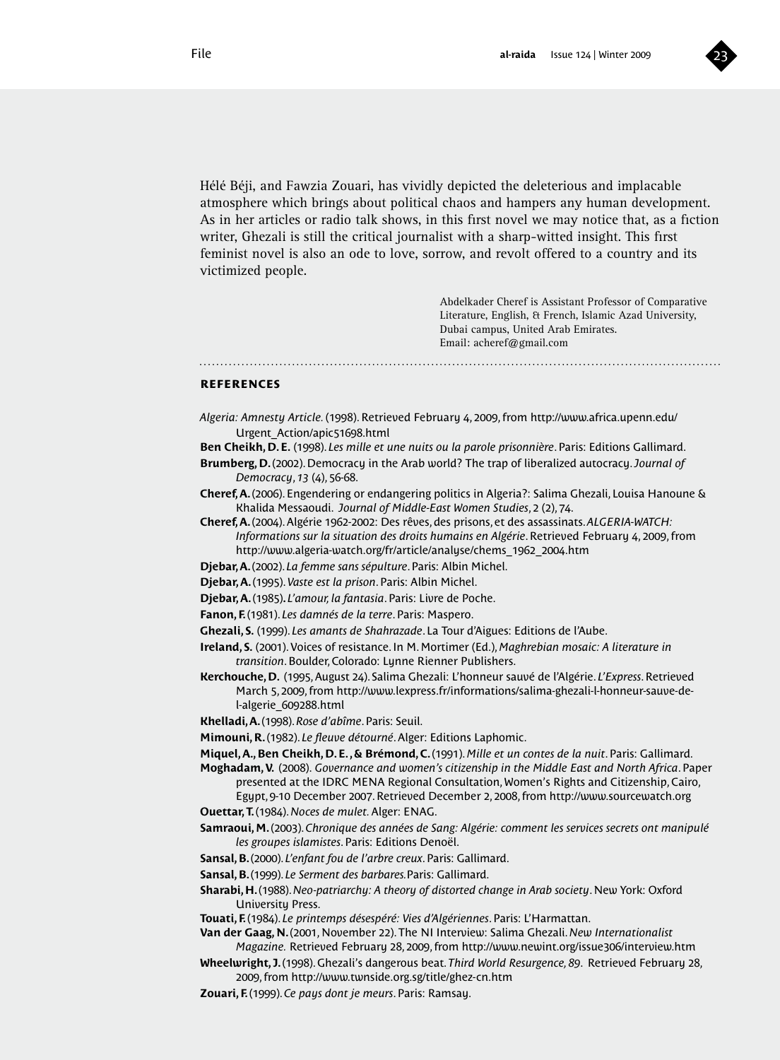Hélé Béji, and Fawzia Zouari, has vividly depicted the deleterious and implacable atmosphere which brings about political chaos and hampers any human development. As in her articles or radio talk shows, in this first novel we may notice that, as a fiction writer, Ghezali is still the critical journalist with a sharp-witted insight. This first feminist novel is also an ode to love, sorrow, and revolt offered to a country and its victimized people.

Abdelkader Cheref is Assistant Professor of Comparative Literature, English, & French, Islamic Azad University, Dubai campus, United Arab Emirates.
Email: acheref@gmail.com

## REFERENCES

*Algeria: Amnesty Article.* (1998). Retrieved February 4, 2009, from http://www.africa.upenn.edu/Urgent_Action/apic51698.html

**Ben Cheikh, D. E.** (1998). *Les mille et une nuits ou la parole prisonnière*. Paris: Editions Gallimard.

**Brumberg, D.** (2002). Democracy in the Arab world? The trap of liberalized autocracy. *Journal of Democracy*, *13* (4), 56-68.

**Cheref, A.** (2006). Engendering or endangering politics in Algeria?: Salima Ghezali, Louisa Hanoune & Khalida Messaoudi. *Journal of Middle-East Women Studies*, 2 (2), 74.

**Cheref, A.** (2004). Algérie 1962-2002: Des rêves, des prisons, et des assassinats. *ALGERIA-WATCH: Informations sur la situation des droits humains en Algérie*. Retrieved February 4, 2009, from http://www.algeria-watch.org/fr/article/analyse/chems_1962_2004.htm

**Djebar, A.** (2002). *La femme sans sépulture*. Paris: Albin Michel.

**Djebar, A.** (1995). *Vaste est la prison*. Paris: Albin Michel.

**Djebar, A.** (1985). *L'amour, la fantasia*. Paris: Livre de Poche.

**Fanon, F.** (1981). *Les damnés de la terre*. Paris: Maspero.

**Ghezali, S.** (1999). *Les amants de Shahrazade*. La Tour d'Aigues: Editions de l'Aube.

**Ireland, S.** (2001). Voices of resistance. In M. Mortimer (Ed.), *Maghrebian mosaic: A literature in transition*. Boulder, Colorado: Lynne Rienner Publishers.

**Kerchouche, D.** (1995, August 24). Salima Ghezali: L'honneur sauvé de l'Algérie. *L'Express*. Retrieved March 5, 2009, from http://www.lexpress.fr/informations/salima-ghezali-l-honneur-sauve-de-l-algerie_609288.html

**Khelladi, A.** (1998). *Rose d'abîme*. Paris: Seuil.

**Mimouni, R.** (1982). *Le fleuve détourné*. Alger: Editions Laphomic.

**Miquel, A., Ben Cheikh, D. E., & Brémond, C.** (1991). *Mille et un contes de la nuit*. Paris: Gallimard.

**Moghadam, V.** (2008). *Governance and women's citizenship in the Middle East and North Africa*. Paper presented at the IDRC MENA Regional Consultation, Women's Rights and Citizenship, Cairo, Egypt, 9-10 December 2007. Retrieved December 2, 2008, from http://www.sourcewatch.org

**Ouettar, T.** (1984). *Noces de mulet*. Alger: ENAG.

**Samraoui, M.** (2003). *Chronique des années de Sang: Algérie: comment les services secrets ont manipulé les groupes islamistes*. Paris: Editions Denoël.

**Sansal, B.** (2000). *L'enfant fou de l'arbre creux*. Paris: Gallimard.

**Sansal, B.** (1999). *Le Serment des barbares*. Paris: Gallimard.

**Sharabi, H.** (1988). *Neo-patriarchy: A theory of distorted change in Arab society*. New York: Oxford University Press.

**Touati, F.** (1984). *Le printemps désespéré: Vies d'Algériennes*. Paris: L'Harmattan.

**Van der Gaag, N.** (2001, November 22). The NI Interview: Salima Ghezali. *New Internationalist Magazine.* Retrieved February 28, 2009, from http://www.newint.org/issue306/interview.htm

**Wheelwright, J.** (1998). Ghezali's dangerous beat. *Third World Resurgence, 89*. Retrieved February 28, 2009, from http://www.twnside.org.sg/title/ghez-cn.htm

**Zouari, F.** (1999). *Ce pays dont je meurs*. Paris: Ramsay.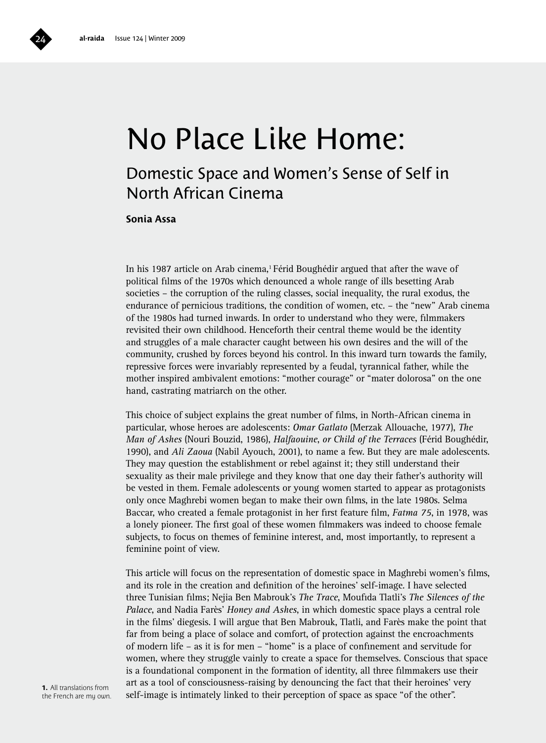# No Place Like Home:

## Domestic Space and Women's Sense of Self in North African Cinema

**Sonia Assa**

In his 1987 article on Arab cinema,[1] Férid Boughédir argued that after the wave of political films of the 1970s which denounced a whole range of ills besetting Arab societies – the corruption of the ruling classes, social inequality, the rural exodus, the endurance of pernicious traditions, the condition of women, etc. – the "new" Arab cinema of the 1980s had turned inwards. In order to understand who they were, filmmakers revisited their own childhood. Henceforth their central theme would be the identity and struggles of a male character caught between his own desires and the will of the community, crushed by forces beyond his control. In this inward turn towards the family, repressive forces were invariably represented by a feudal, tyrannical father, while the mother inspired ambivalent emotions: "mother courage" or "mater dolorosa" on the one hand, castrating matriarch on the other.

This choice of subject explains the great number of films, in North-African cinema in particular, whose heroes are adolescents: *Omar Gatlato* (Merzak Allouache, 1977), *The Man of Ashes* (Nouri Bouzid, 1986), *Halfaouine, or Child of the Terraces* (Férid Boughédir, 1990), and *Ali Zaoua* (Nabil Ayouch, 2001), to name a few. But they are male adolescents. They may question the establishment or rebel against it; they still understand their sexuality as their male privilege and they know that one day their father's authority will be vested in them. Female adolescents or young women started to appear as protagonists only once Maghrebi women began to make their own films, in the late 1980s. Selma Baccar, who created a female protagonist in her first feature film, *Fatma 75*, in 1978, was a lonely pioneer. The first goal of these women filmmakers was indeed to choose female subjects, to focus on themes of feminine interest, and, most importantly, to represent a feminine point of view.

This article will focus on the representation of domestic space in Maghrebi women's films, and its role in the creation and definition of the heroines' self-image. I have selected three Tunisian films; Nejia Ben Mabrouk's *The Trace*, Moufida Tlatli's *The Silences of the Palace*, and Nadia Farès' *Honey and Ashes*, in which domestic space plays a central role in the films' diegesis. I will argue that Ben Mabrouk, Tlatli, and Farès make the point that far from being a place of solace and comfort, of protection against the encroachments of modern life – as it is for men – "home" is a place of confinement and servitude for women, where they struggle vainly to create a space for themselves. Conscious that space is a foundational component in the formation of identity, all three filmmakers use their art as a tool of consciousness-raising by denouncing the fact that their heroines' very self-image is intimately linked to their perception of space as space "of the other".

**1.** All translations from the French are my own.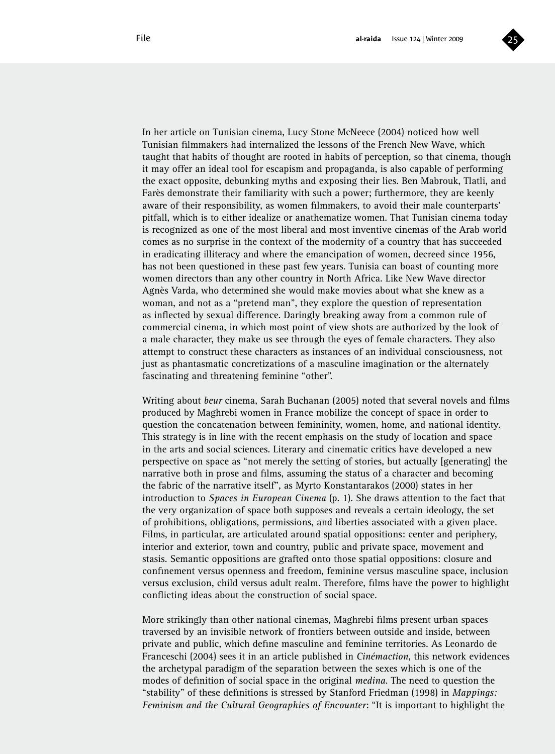In her article on Tunisian cinema, Lucy Stone McNeece (2004) noticed how well Tunisian filmmakers had internalized the lessons of the French New Wave, which taught that habits of thought are rooted in habits of perception, so that cinema, though it may offer an ideal tool for escapism and propaganda, is also capable of performing the exact opposite, debunking myths and exposing their lies. Ben Mabrouk, Tlatli, and Farès demonstrate their familiarity with such a power; furthermore, they are keenly aware of their responsibility, as women filmmakers, to avoid their male counterparts' pitfall, which is to either idealize or anathematize women. That Tunisian cinema today is recognized as one of the most liberal and most inventive cinemas of the Arab world comes as no surprise in the context of the modernity of a country that has succeeded in eradicating illiteracy and where the emancipation of women, decreed since 1956, has not been questioned in these past few years. Tunisia can boast of counting more women directors than any other country in North Africa. Like New Wave director Agnès Varda, who determined she would make movies about what she knew as a woman, and not as a "pretend man", they explore the question of representation as inflected by sexual difference. Daringly breaking away from a common rule of commercial cinema, in which most point of view shots are authorized by the look of a male character, they make us see through the eyes of female characters. They also attempt to construct these characters as instances of an individual consciousness, not just as phantasmatic concretizations of a masculine imagination or the alternately fascinating and threatening feminine "other".

Writing about *beur* cinema, Sarah Buchanan (2005) noted that several novels and films produced by Maghrebi women in France mobilize the concept of space in order to question the concatenation between femininity, women, home, and national identity. This strategy is in line with the recent emphasis on the study of location and space in the arts and social sciences. Literary and cinematic critics have developed a new perspective on space as "not merely the setting of stories, but actually [generating] the narrative both in prose and films, assuming the status of a character and becoming the fabric of the narrative itself", as Myrto Konstantarakos (2000) states in her introduction to *Spaces in European Cinema* (p. 1). She draws attention to the fact that the very organization of space both supposes and reveals a certain ideology, the set of prohibitions, obligations, permissions, and liberties associated with a given place. Films, in particular, are articulated around spatial oppositions: center and periphery, interior and exterior, town and country, public and private space, movement and stasis. Semantic oppositions are grafted onto those spatial oppositions: closure and confinement versus openness and freedom, feminine versus masculine space, inclusion versus exclusion, child versus adult realm. Therefore, films have the power to highlight conflicting ideas about the construction of social space.

More strikingly than other national cinemas, Maghrebi films present urban spaces traversed by an invisible network of frontiers between outside and inside, between private and public, which define masculine and feminine territories. As Leonardo de Franceschi (2004) sees it in an article published in *Cinémaction*, this network evidences the archetypal paradigm of the separation between the sexes which is one of the modes of definition of social space in the original *medina*. The need to question the "stability" of these definitions is stressed by Stanford Friedman (1998) in *Mappings: Feminism and the Cultural Geographies of Encounter*: "It is important to highlight the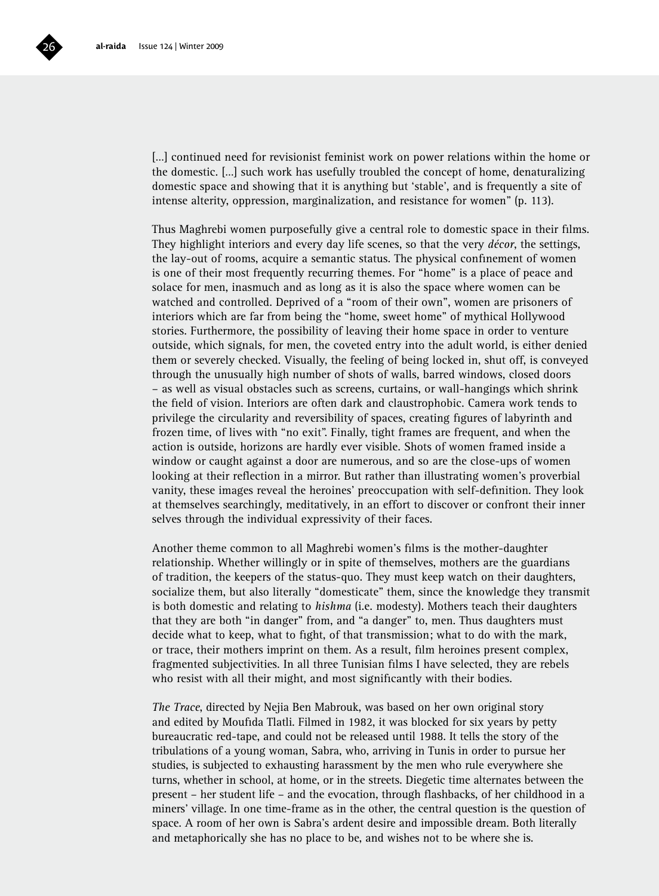[...] continued need for revisionist feminist work on power relations within the home or the domestic. [...] such work has usefully troubled the concept of home, denaturalizing domestic space and showing that it is anything but 'stable', and is frequently a site of intense alterity, oppression, marginalization, and resistance for women" (p. 113).

Thus Maghrebi women purposefully give a central role to domestic space in their films. They highlight interiors and every day life scenes, so that the very *décor*, the settings, the lay-out of rooms, acquire a semantic status. The physical confinement of women is one of their most frequently recurring themes. For "home" is a place of peace and solace for men, inasmuch and as long as it is also the space where women can be watched and controlled. Deprived of a "room of their own", women are prisoners of interiors which are far from being the "home, sweet home" of mythical Hollywood stories. Furthermore, the possibility of leaving their home space in order to venture outside, which signals, for men, the coveted entry into the adult world, is either denied them or severely checked. Visually, the feeling of being locked in, shut off, is conveyed through the unusually high number of shots of walls, barred windows, closed doors – as well as visual obstacles such as screens, curtains, or wall-hangings which shrink the field of vision. Interiors are often dark and claustrophobic. Camera work tends to privilege the circularity and reversibility of spaces, creating figures of labyrinth and frozen time, of lives with "no exit". Finally, tight frames are frequent, and when the action is outside, horizons are hardly ever visible. Shots of women framed inside a window or caught against a door are numerous, and so are the close-ups of women looking at their reflection in a mirror. But rather than illustrating women's proverbial vanity, these images reveal the heroines' preoccupation with self-definition. They look at themselves searchingly, meditatively, in an effort to discover or confront their inner selves through the individual expressivity of their faces.

Another theme common to all Maghrebi women's films is the mother-daughter relationship. Whether willingly or in spite of themselves, mothers are the guardians of tradition, the keepers of the status-quo. They must keep watch on their daughters, socialize them, but also literally "domesticate" them, since the knowledge they transmit is both domestic and relating to *hishma* (i.e. modesty). Mothers teach their daughters that they are both "in danger" from, and "a danger" to, men. Thus daughters must decide what to keep, what to fight, of that transmission; what to do with the mark, or trace, their mothers imprint on them. As a result, film heroines present complex, fragmented subjectivities. In all three Tunisian films I have selected, they are rebels who resist with all their might, and most significantly with their bodies.

*The Trace*, directed by Nejia Ben Mabrouk, was based on her own original story and edited by Moufida Tlatli. Filmed in 1982, it was blocked for six years by petty bureaucratic red-tape, and could not be released until 1988. It tells the story of the tribulations of a young woman, Sabra, who, arriving in Tunis in order to pursue her studies, is subjected to exhausting harassment by the men who rule everywhere she turns, whether in school, at home, or in the streets. Diegetic time alternates between the present – her student life – and the evocation, through flashbacks, of her childhood in a miners' village. In one time-frame as in the other, the central question is the question of space. A room of her own is Sabra's ardent desire and impossible dream. Both literally and metaphorically she has no place to be, and wishes not to be where she is.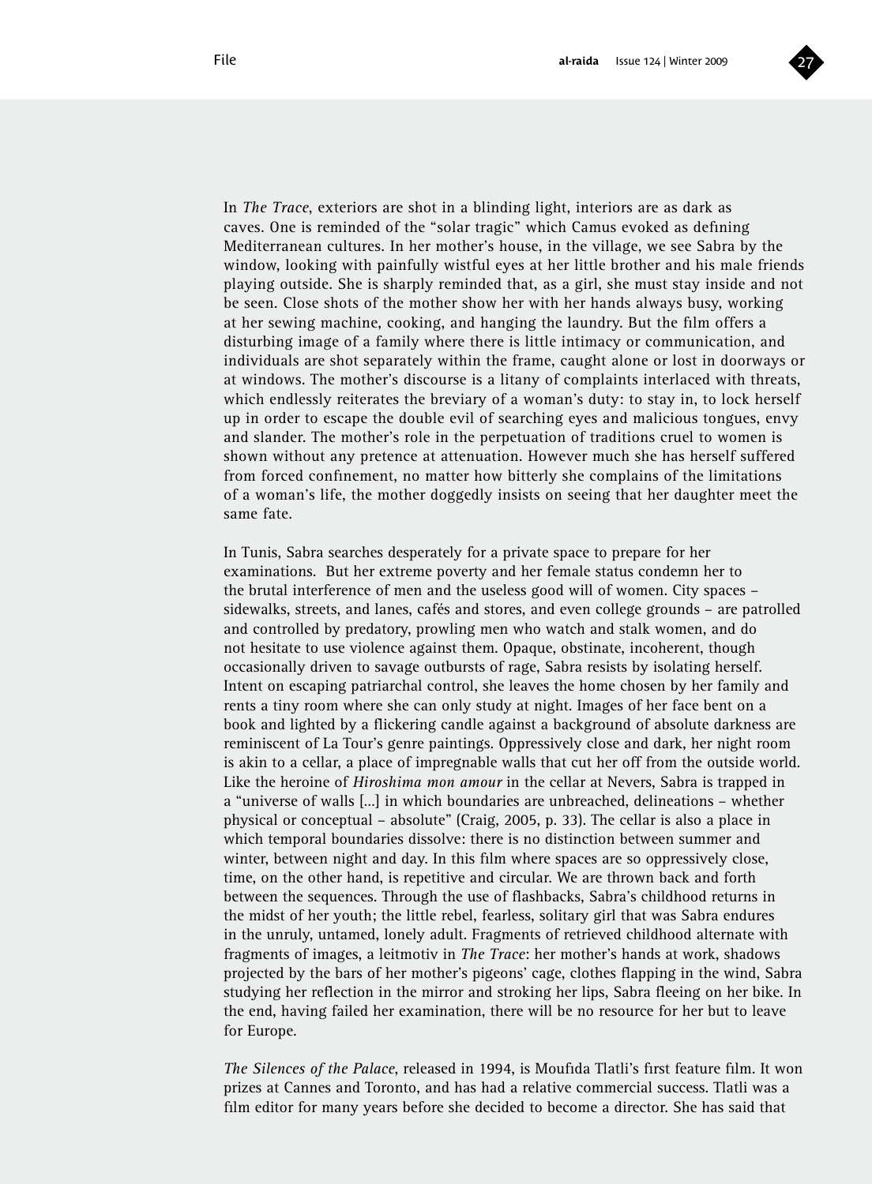In *The Trace*, exteriors are shot in a blinding light, interiors are as dark as caves. One is reminded of the "solar tragic" which Camus evoked as defining Mediterranean cultures. In her mother's house, in the village, we see Sabra by the window, looking with painfully wistful eyes at her little brother and his male friends playing outside. She is sharply reminded that, as a girl, she must stay inside and not be seen. Close shots of the mother show her with her hands always busy, working at her sewing machine, cooking, and hanging the laundry. But the film offers a disturbing image of a family where there is little intimacy or communication, and individuals are shot separately within the frame, caught alone or lost in doorways or at windows. The mother's discourse is a litany of complaints interlaced with threats, which endlessly reiterates the breviary of a woman's duty: to stay in, to lock herself up in order to escape the double evil of searching eyes and malicious tongues, envy and slander. The mother's role in the perpetuation of traditions cruel to women is shown without any pretence at attenuation. However much she has herself suffered from forced confinement, no matter how bitterly she complains of the limitations of a woman's life, the mother doggedly insists on seeing that her daughter meet the same fate.

In Tunis, Sabra searches desperately for a private space to prepare for her examinations. But her extreme poverty and her female status condemn her to the brutal interference of men and the useless good will of women. City spaces – sidewalks, streets, and lanes, cafés and stores, and even college grounds – are patrolled and controlled by predatory, prowling men who watch and stalk women, and do not hesitate to use violence against them. Opaque, obstinate, incoherent, though occasionally driven to savage outbursts of rage, Sabra resists by isolating herself. Intent on escaping patriarchal control, she leaves the home chosen by her family and rents a tiny room where she can only study at night. Images of her face bent on a book and lighted by a flickering candle against a background of absolute darkness are reminiscent of La Tour's genre paintings. Oppressively close and dark, her night room is akin to a cellar, a place of impregnable walls that cut her off from the outside world. Like the heroine of *Hiroshima mon amour* in the cellar at Nevers, Sabra is trapped in a "universe of walls [...] in which boundaries are unbreached, delineations – whether physical or conceptual – absolute" (Craig, 2005, p. 33). The cellar is also a place in which temporal boundaries dissolve: there is no distinction between summer and winter, between night and day. In this film where spaces are so oppressively close, time, on the other hand, is repetitive and circular. We are thrown back and forth between the sequences. Through the use of flashbacks, Sabra's childhood returns in the midst of her youth; the little rebel, fearless, solitary girl that was Sabra endures in the unruly, untamed, lonely adult. Fragments of retrieved childhood alternate with fragments of images, a leitmotiv in *The Trace*: her mother's hands at work, shadows projected by the bars of her mother's pigeons' cage, clothes flapping in the wind, Sabra studying her reflection in the mirror and stroking her lips, Sabra fleeing on her bike. In the end, having failed her examination, there will be no resource for her but to leave for Europe.

*The Silences of the Palace*, released in 1994, is Moufida Tlatli's first feature film. It won prizes at Cannes and Toronto, and has had a relative commercial success. Tlatli was a film editor for many years before she decided to become a director. She has said that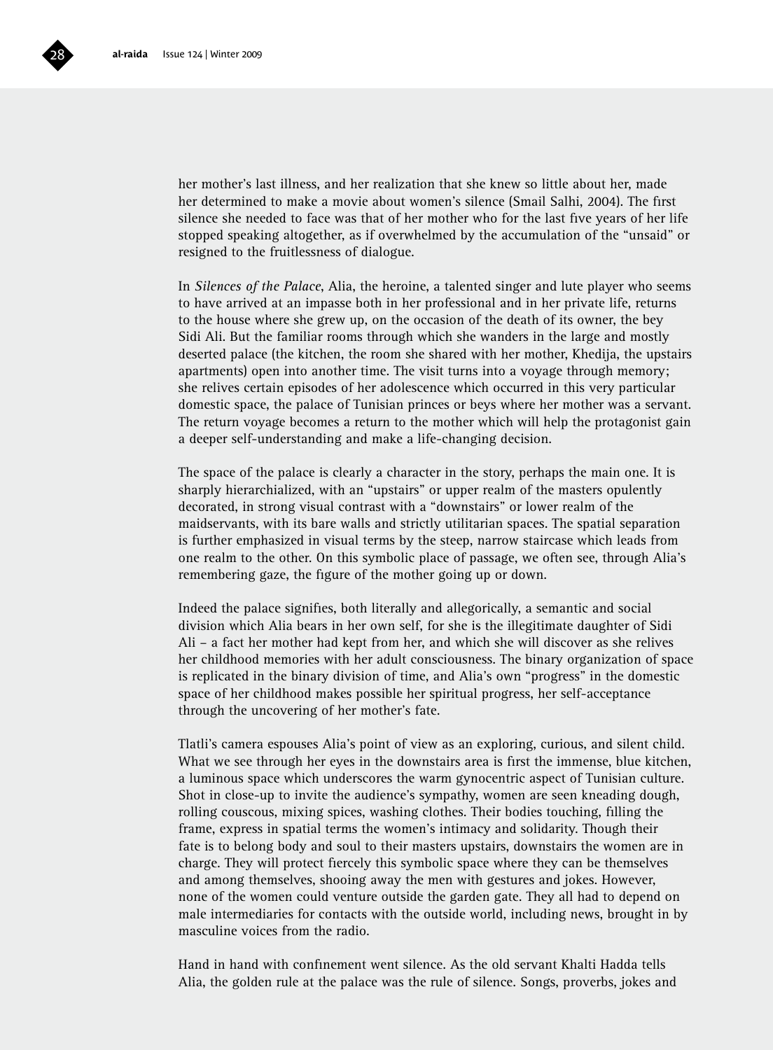her mother's last illness, and her realization that she knew so little about her, made her determined to make a movie about women's silence (Smail Salhi, 2004). The first silence she needed to face was that of her mother who for the last five years of her life stopped speaking altogether, as if overwhelmed by the accumulation of the "unsaid" or resigned to the fruitlessness of dialogue.

In *Silences of the Palace*, Alia, the heroine, a talented singer and lute player who seems to have arrived at an impasse both in her professional and in her private life, returns to the house where she grew up, on the occasion of the death of its owner, the bey Sidi Ali. But the familiar rooms through which she wanders in the large and mostly deserted palace (the kitchen, the room she shared with her mother, Khedija, the upstairs apartments) open into another time. The visit turns into a voyage through memory; she relives certain episodes of her adolescence which occurred in this very particular domestic space, the palace of Tunisian princes or beys where her mother was a servant. The return voyage becomes a return to the mother which will help the protagonist gain a deeper self-understanding and make a life-changing decision.

The space of the palace is clearly a character in the story, perhaps the main one. It is sharply hierarchialized, with an "upstairs" or upper realm of the masters opulently decorated, in strong visual contrast with a "downstairs" or lower realm of the maidservants, with its bare walls and strictly utilitarian spaces. The spatial separation is further emphasized in visual terms by the steep, narrow staircase which leads from one realm to the other. On this symbolic place of passage, we often see, through Alia's remembering gaze, the figure of the mother going up or down.

Indeed the palace signifies, both literally and allegorically, a semantic and social division which Alia bears in her own self, for she is the illegitimate daughter of Sidi Ali – a fact her mother had kept from her, and which she will discover as she relives her childhood memories with her adult consciousness. The binary organization of space is replicated in the binary division of time, and Alia's own "progress" in the domestic space of her childhood makes possible her spiritual progress, her self-acceptance through the uncovering of her mother's fate.

Tlatli's camera espouses Alia's point of view as an exploring, curious, and silent child. What we see through her eyes in the downstairs area is first the immense, blue kitchen, a luminous space which underscores the warm gynocentric aspect of Tunisian culture. Shot in close-up to invite the audience's sympathy, women are seen kneading dough, rolling couscous, mixing spices, washing clothes. Their bodies touching, filling the frame, express in spatial terms the women's intimacy and solidarity. Though their fate is to belong body and soul to their masters upstairs, downstairs the women are in charge. They will protect fiercely this symbolic space where they can be themselves and among themselves, shooing away the men with gestures and jokes. However, none of the women could venture outside the garden gate. They all had to depend on male intermediaries for contacts with the outside world, including news, brought in by masculine voices from the radio.

Hand in hand with confinement went silence. As the old servant Khalti Hadda tells Alia, the golden rule at the palace was the rule of silence. Songs, proverbs, jokes and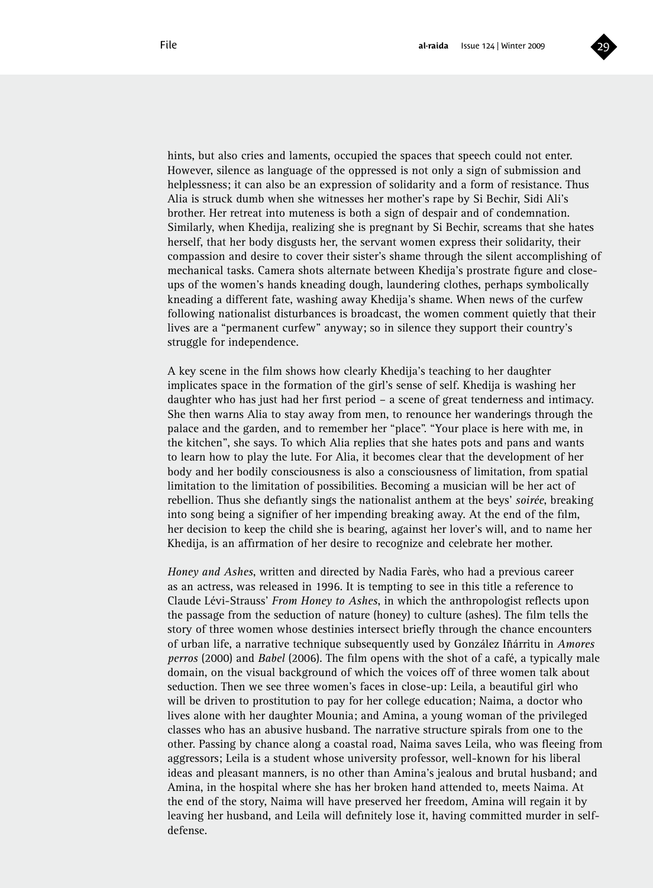hints, but also cries and laments, occupied the spaces that speech could not enter. However, silence as language of the oppressed is not only a sign of submission and helplessness; it can also be an expression of solidarity and a form of resistance. Thus Alia is struck dumb when she witnesses her mother's rape by Si Bechir, Sidi Ali's brother. Her retreat into muteness is both a sign of despair and of condemnation. Similarly, when Khedija, realizing she is pregnant by Si Bechir, screams that she hates herself, that her body disgusts her, the servant women express their solidarity, their compassion and desire to cover their sister's shame through the silent accomplishing of mechanical tasks. Camera shots alternate between Khedija's prostrate figure and close-ups of the women's hands kneading dough, laundering clothes, perhaps symbolically kneading a different fate, washing away Khedija's shame. When news of the curfew following nationalist disturbances is broadcast, the women comment quietly that their lives are a "permanent curfew" anyway; so in silence they support their country's struggle for independence.

A key scene in the film shows how clearly Khedija's teaching to her daughter implicates space in the formation of the girl's sense of self. Khedija is washing her daughter who has just had her first period – a scene of great tenderness and intimacy. She then warns Alia to stay away from men, to renounce her wanderings through the palace and the garden, and to remember her "place". "Your place is here with me, in the kitchen", she says. To which Alia replies that she hates pots and pans and wants to learn how to play the lute. For Alia, it becomes clear that the development of her body and her bodily consciousness is also a consciousness of limitation, from spatial limitation to the limitation of possibilities. Becoming a musician will be her act of rebellion. Thus she defiantly sings the nationalist anthem at the beys' *soirée*, breaking into song being a signifier of her impending breaking away. At the end of the film, her decision to keep the child she is bearing, against her lover's will, and to name her Khedija, is an affirmation of her desire to recognize and celebrate her mother.

*Honey and Ashes*, written and directed by Nadia Farès, who had a previous career as an actress, was released in 1996. It is tempting to see in this title a reference to Claude Lévi-Strauss' *From Honey to Ashes*, in which the anthropologist reflects upon the passage from the seduction of nature (honey) to culture (ashes). The film tells the story of three women whose destinies intersect briefly through the chance encounters of urban life, a narrative technique subsequently used by González Iñárritu in *Amores perros* (2000) and *Babel* (2006). The film opens with the shot of a café, a typically male domain, on the visual background of which the voices off of three women talk about seduction. Then we see three women's faces in close-up: Leila, a beautiful girl who will be driven to prostitution to pay for her college education; Naima, a doctor who lives alone with her daughter Mounia; and Amina, a young woman of the privileged classes who has an abusive husband. The narrative structure spirals from one to the other. Passing by chance along a coastal road, Naima saves Leila, who was fleeing from aggressors; Leila is a student whose university professor, well-known for his liberal ideas and pleasant manners, is no other than Amina's jealous and brutal husband; and Amina, in the hospital where she has her broken hand attended to, meets Naima. At the end of the story, Naima will have preserved her freedom, Amina will regain it by leaving her husband, and Leila will definitely lose it, having committed murder in self-defense.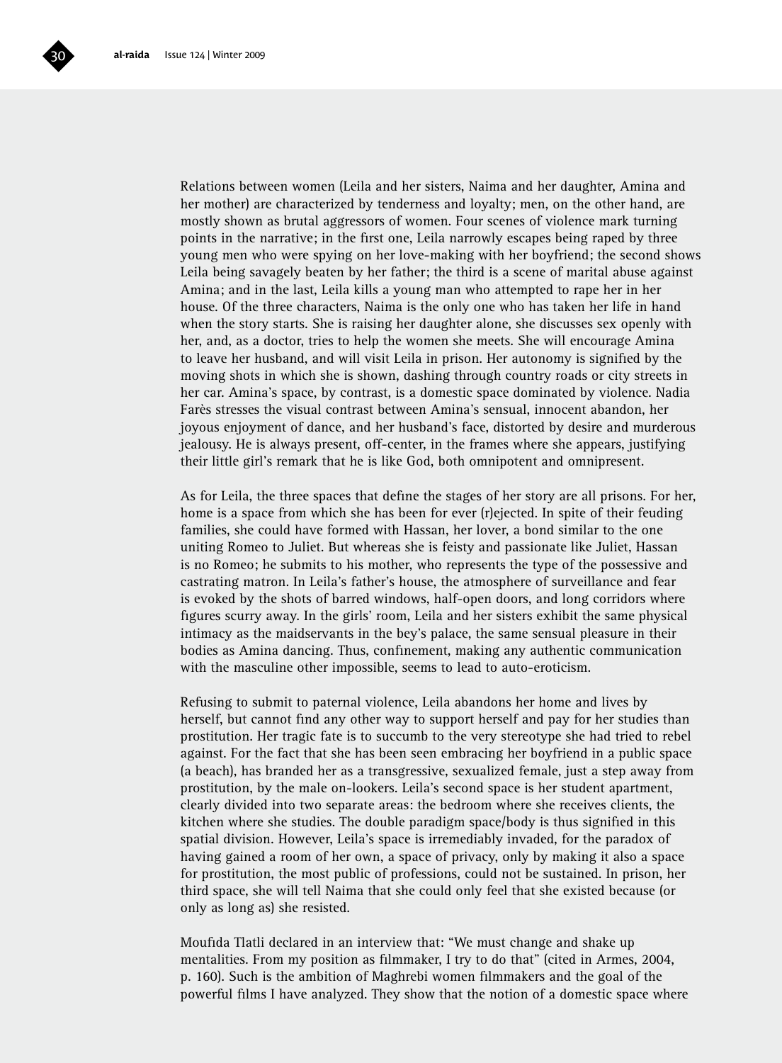Relations between women (Leila and her sisters, Naima and her daughter, Amina and her mother) are characterized by tenderness and loyalty; men, on the other hand, are mostly shown as brutal aggressors of women. Four scenes of violence mark turning points in the narrative; in the first one, Leila narrowly escapes being raped by three young men who were spying on her love-making with her boyfriend; the second shows Leila being savagely beaten by her father; the third is a scene of marital abuse against Amina; and in the last, Leila kills a young man who attempted to rape her in her house. Of the three characters, Naima is the only one who has taken her life in hand when the story starts. She is raising her daughter alone, she discusses sex openly with her, and, as a doctor, tries to help the women she meets. She will encourage Amina to leave her husband, and will visit Leila in prison. Her autonomy is signified by the moving shots in which she is shown, dashing through country roads or city streets in her car. Amina's space, by contrast, is a domestic space dominated by violence. Nadia Farès stresses the visual contrast between Amina's sensual, innocent abandon, her joyous enjoyment of dance, and her husband's face, distorted by desire and murderous jealousy. He is always present, off-center, in the frames where she appears, justifying their little girl's remark that he is like God, both omnipotent and omnipresent.

As for Leila, the three spaces that define the stages of her story are all prisons. For her, home is a space from which she has been for ever (r)ejected. In spite of their feuding families, she could have formed with Hassan, her lover, a bond similar to the one uniting Romeo to Juliet. But whereas she is feisty and passionate like Juliet, Hassan is no Romeo; he submits to his mother, who represents the type of the possessive and castrating matron. In Leila's father's house, the atmosphere of surveillance and fear is evoked by the shots of barred windows, half-open doors, and long corridors where figures scurry away. In the girls' room, Leila and her sisters exhibit the same physical intimacy as the maidservants in the bey's palace, the same sensual pleasure in their bodies as Amina dancing. Thus, confinement, making any authentic communication with the masculine other impossible, seems to lead to auto-eroticism.

Refusing to submit to paternal violence, Leila abandons her home and lives by herself, but cannot find any other way to support herself and pay for her studies than prostitution. Her tragic fate is to succumb to the very stereotype she had tried to rebel against. For the fact that she has been seen embracing her boyfriend in a public space (a beach), has branded her as a transgressive, sexualized female, just a step away from prostitution, by the male on-lookers. Leila's second space is her student apartment, clearly divided into two separate areas: the bedroom where she receives clients, the kitchen where she studies. The double paradigm space/body is thus signified in this spatial division. However, Leila's space is irremediably invaded, for the paradox of having gained a room of her own, a space of privacy, only by making it also a space for prostitution, the most public of professions, could not be sustained. In prison, her third space, she will tell Naima that she could only feel that she existed because (or only as long as) she resisted.

Moufida Tlatli declared in an interview that: "We must change and shake up mentalities. From my position as filmmaker, I try to do that" (cited in Armes, 2004, p. 160). Such is the ambition of Maghrebi women filmmakers and the goal of the powerful films I have analyzed. They show that the notion of a domestic space where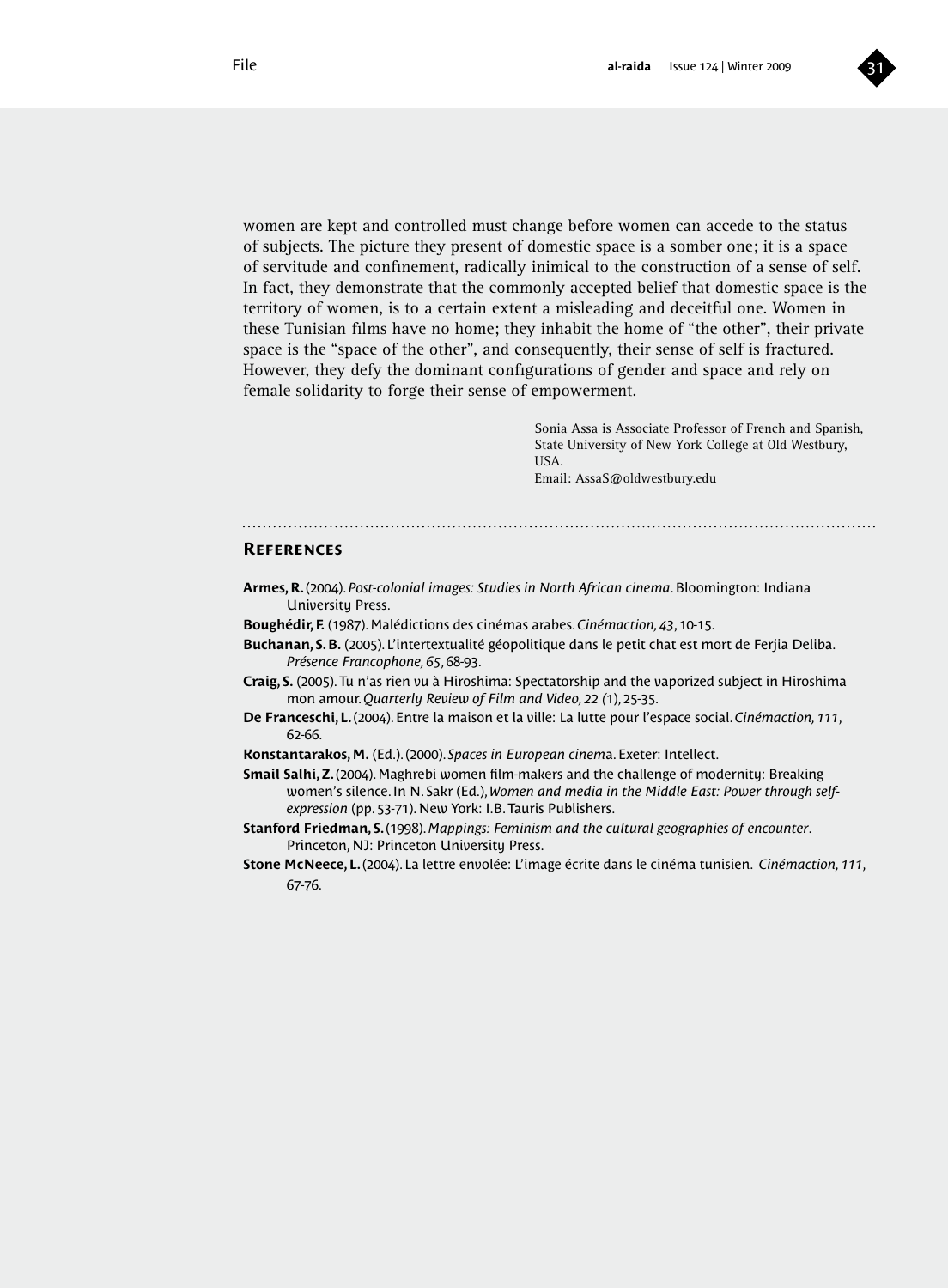women are kept and controlled must change before women can accede to the status of subjects. The picture they present of domestic space is a somber one; it is a space of servitude and confinement, radically inimical to the construction of a sense of self. In fact, they demonstrate that the commonly accepted belief that domestic space is the territory of women, is to a certain extent a misleading and deceitful one. Women in these Tunisian films have no home; they inhabit the home of "the other", their private space is the "space of the other", and consequently, their sense of self is fractured. However, they defy the dominant configurations of gender and space and rely on female solidarity to forge their sense of empowerment.

Sonia Assa is Associate Professor of French and Spanish, State University of New York College at Old Westbury, USA.
Email: AssaS@oldwestbury.edu

## References

**Armes, R.** (2004). *Post-colonial images: Studies in North African cinema*. Bloomington: Indiana University Press.

**Boughédir, F.** (1987). Malédictions des cinémas arabes. *Cinémaction, 43*, 10-15.

**Buchanan, S. B.** (2005). L'intertextualité géopolitique dans le petit chat est mort de Ferjia Deliba. *Présence Francophone, 65*, 68-93.

**Craig, S.** (2005). Tu n'as rien vu à Hiroshima: Spectatorship and the vaporized subject in Hiroshima mon amour. *Quarterly Review of Film and Video, 22 (1)*, 25-35.

**De Franceschi, L.** (2004). Entre la maison et la ville: La lutte pour l'espace social. *Cinémaction, 111*, 62-66.

**Konstantarakos, M.** (Ed.). (2000). *Spaces in European cinema*. Exeter: Intellect.

**Smail Salhi, Z.** (2004). Maghrebi women film-makers and the challenge of modernity: Breaking women's silence. In N. Sakr (Ed.), *Women and media in the Middle East: Power through self-expression* (pp. 53-71). New York: I.B. Tauris Publishers.

**Stanford Friedman, S.** (1998). *Mappings: Feminism and the cultural geographies of encounter*. Princeton, NJ: Princeton University Press.

**Stone McNeece, L.** (2004). La lettre envolée: L'image écrite dans le cinéma tunisien. *Cinémaction, 111*, 67-76.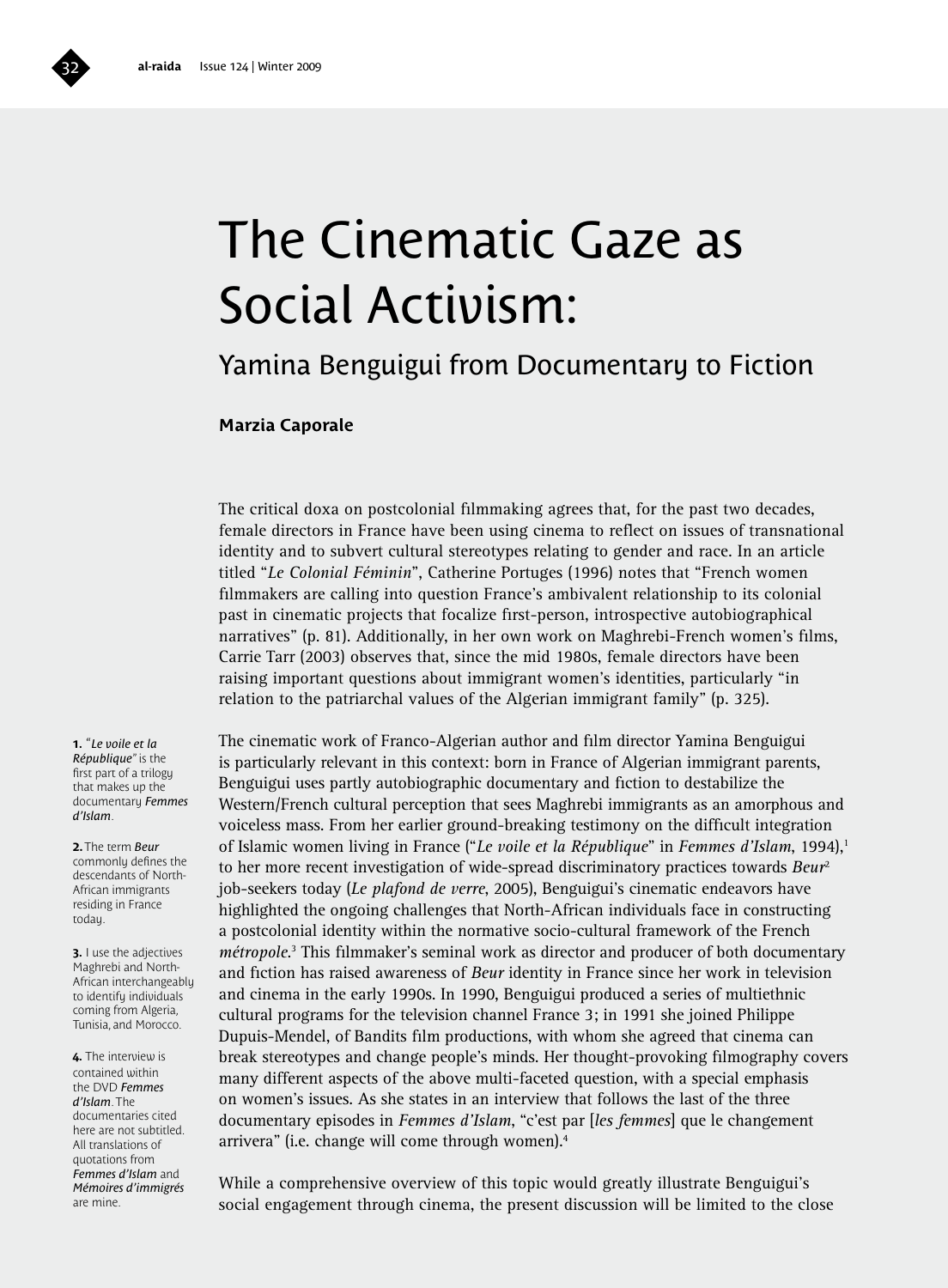# The Cinematic Gaze as Social Activism:

## Yamina Benguigui from Documentary to Fiction

**Marzia Caporale**

The critical doxa on postcolonial filmmaking agrees that, for the past two decades, female directors in France have been using cinema to reflect on issues of transnational identity and to subvert cultural stereotypes relating to gender and race. In an article titled "*Le Colonial Féminin*", Catherine Portuges (1996) notes that "French women filmmakers are calling into question France's ambivalent relationship to its colonial past in cinematic projects that focalize first-person, introspective autobiographical narratives" (p. 81). Additionally, in her own work on Maghrebi-French women's films, Carrie Tarr (2003) observes that, since the mid 1980s, female directors have been raising important questions about immigrant women's identities, particularly "in relation to the patriarchal values of the Algerian immigrant family" (p. 325).

The cinematic work of Franco-Algerian author and film director Yamina Benguigui is particularly relevant in this context: born in France of Algerian immigrant parents, Benguigui uses partly autobiographic documentary and fiction to destabilize the Western/French cultural perception that sees Maghrebi immigrants as an amorphous and voiceless mass. From her earlier ground-breaking testimony on the difficult integration of Islamic women living in France ("*Le voile et la République*" in *Femmes d'Islam*, 1994),[1] to her more recent investigation of wide-spread discriminatory practices towards *Beur*[2] job-seekers today (*Le plafond de verre*, 2005), Benguigui's cinematic endeavors have highlighted the ongoing challenges that North-African individuals face in constructing a postcolonial identity within the normative socio-cultural framework of the French *métropole*.[3] This filmmaker's seminal work as director and producer of both documentary and fiction has raised awareness of *Beur* identity in France since her work in television and cinema in the early 1990s. In 1990, Benguigui produced a series of multiethnic cultural programs for the television channel France 3; in 1991 she joined Philippe Dupuis-Mendel, of Bandits film productions, with whom she agreed that cinema can break stereotypes and change people's minds. Her thought-provoking filmography covers many different aspects of the above multi-faceted question, with a special emphasis on women's issues. As she states in an interview that follows the last of the three documentary episodes in *Femmes d'Islam*, "c'est par [*les femmes*] que le changement arrivera" (i.e. change will come through women).[4]

While a comprehensive overview of this topic would greatly illustrate Benguigui's social engagement through cinema, the present discussion will be limited to the close

---

**1.** "*Le voile et la République*" is the first part of a trilogy that makes up the documentary *Femmes d'Islam*.

**2.** The term *Beur* commonly defines the descendants of North-African immigrants residing in France today.

**3.** I use the adjectives Maghrebi and North-African interchangeably to identify individuals coming from Algeria, Tunisia, and Morocco.

**4.** The interview is contained within the DVD *Femmes d'Islam*. The documentaries cited here are not subtitled. All translations of quotations from *Femmes d'Islam* and *Mémoires d'immigrés* are mine.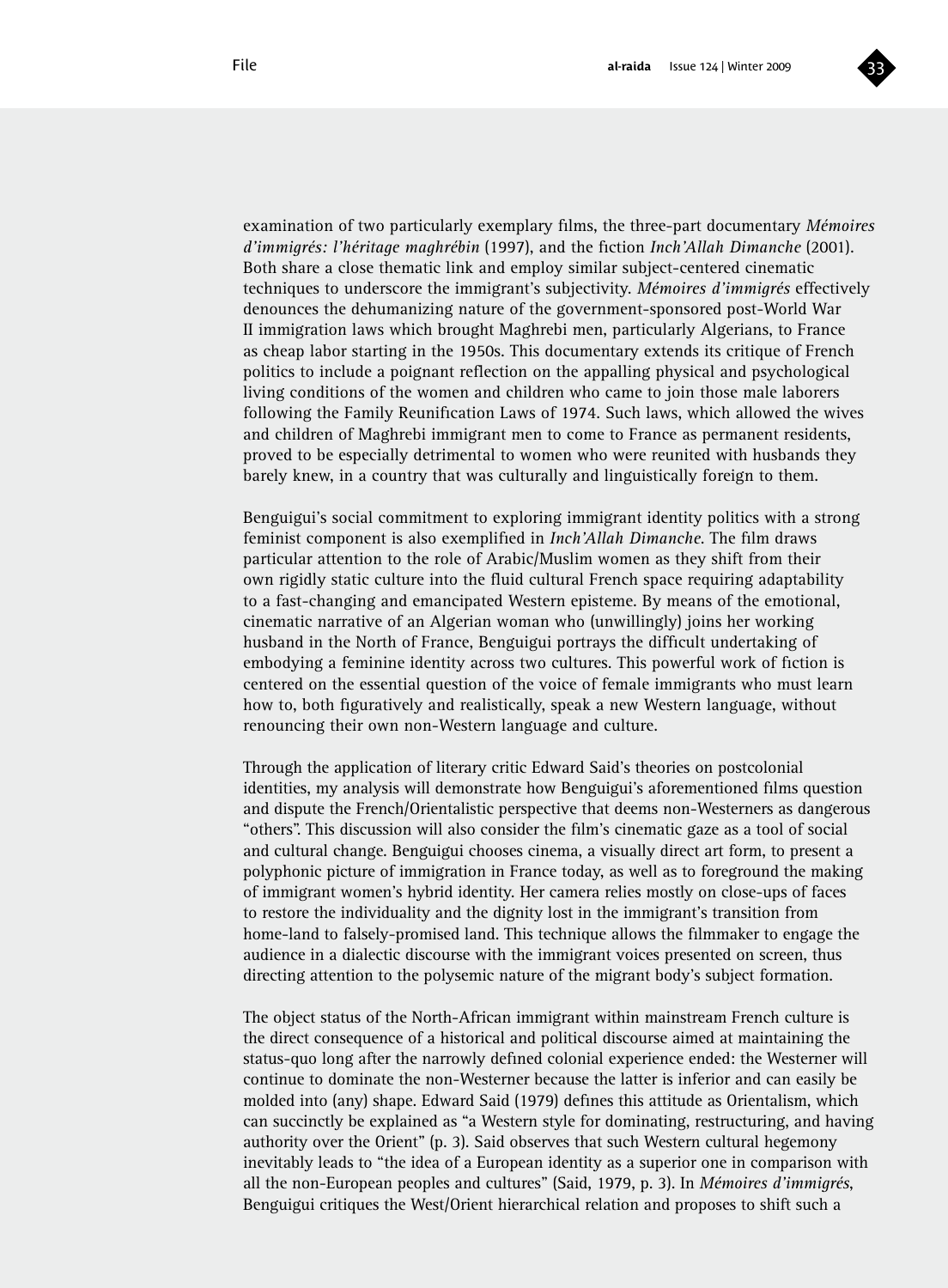examination of two particularly exemplary films, the three-part documentary *Mémoires d'immigrés: l'héritage maghrébin* (1997), and the fiction *Inch'Allah Dimanche* (2001). Both share a close thematic link and employ similar subject-centered cinematic techniques to underscore the immigrant's subjectivity. *Mémoires d'immigrés* effectively denounces the dehumanizing nature of the government-sponsored post-World War II immigration laws which brought Maghrebi men, particularly Algerians, to France as cheap labor starting in the 1950s. This documentary extends its critique of French politics to include a poignant reflection on the appalling physical and psychological living conditions of the women and children who came to join those male laborers following the Family Reunification Laws of 1974. Such laws, which allowed the wives and children of Maghrebi immigrant men to come to France as permanent residents, proved to be especially detrimental to women who were reunited with husbands they barely knew, in a country that was culturally and linguistically foreign to them.

Benguigui's social commitment to exploring immigrant identity politics with a strong feminist component is also exemplified in *Inch'Allah Dimanche*. The film draws particular attention to the role of Arabic/Muslim women as they shift from their own rigidly static culture into the fluid cultural French space requiring adaptability to a fast-changing and emancipated Western episteme. By means of the emotional, cinematic narrative of an Algerian woman who (unwillingly) joins her working husband in the North of France, Benguigui portrays the difficult undertaking of embodying a feminine identity across two cultures. This powerful work of fiction is centered on the essential question of the voice of female immigrants who must learn how to, both figuratively and realistically, speak a new Western language, without renouncing their own non-Western language and culture.

Through the application of literary critic Edward Said's theories on postcolonial identities, my analysis will demonstrate how Benguigui's aforementioned films question and dispute the French/Orientalistic perspective that deems non-Westerners as dangerous "others". This discussion will also consider the film's cinematic gaze as a tool of social and cultural change. Benguigui chooses cinema, a visually direct art form, to present a polyphonic picture of immigration in France today, as well as to foreground the making of immigrant women's hybrid identity. Her camera relies mostly on close-ups of faces to restore the individuality and the dignity lost in the immigrant's transition from home-land to falsely-promised land. This technique allows the filmmaker to engage the audience in a dialectic discourse with the immigrant voices presented on screen, thus directing attention to the polysemic nature of the migrant body's subject formation.

The object status of the North-African immigrant within mainstream French culture is the direct consequence of a historical and political discourse aimed at maintaining the status-quo long after the narrowly defined colonial experience ended: the Westerner will continue to dominate the non-Westerner because the latter is inferior and can easily be molded into (any) shape. Edward Said (1979) defines this attitude as Orientalism, which can succinctly be explained as "a Western style for dominating, restructuring, and having authority over the Orient" (p. 3). Said observes that such Western cultural hegemony inevitably leads to "the idea of a European identity as a superior one in comparison with all the non-European peoples and cultures" (Said, 1979, p. 3). In *Mémoires d'immigrés*, Benguigui critiques the West/Orient hierarchical relation and proposes to shift such a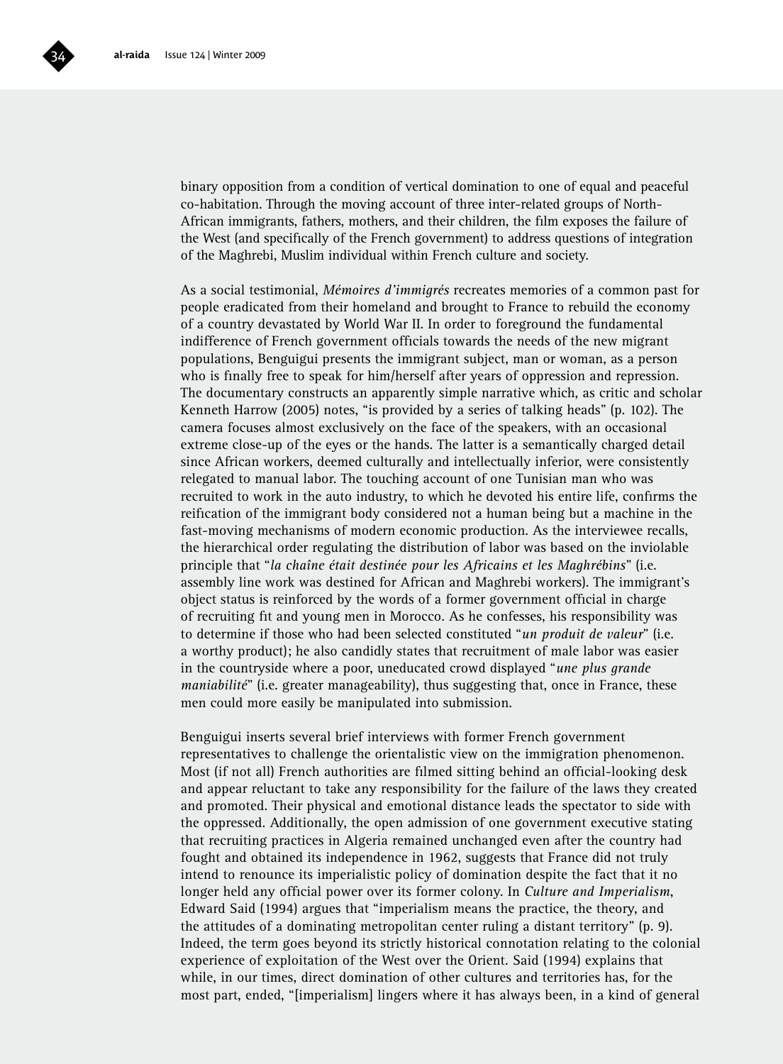binary opposition from a condition of vertical domination to one of equal and peaceful co-habitation. Through the moving account of three inter-related groups of North-African immigrants, fathers, mothers, and their children, the film exposes the failure of the West (and specifically of the French government) to address questions of integration of the Maghrebi, Muslim individual within French culture and society.

As a social testimonial, *Mémoires d'immigrés* recreates memories of a common past for people eradicated from their homeland and brought to France to rebuild the economy of a country devastated by World War II. In order to foreground the fundamental indifference of French government officials towards the needs of the new migrant populations, Benguigui presents the immigrant subject, man or woman, as a person who is finally free to speak for him/herself after years of oppression and repression. The documentary constructs an apparently simple narrative which, as critic and scholar Kenneth Harrow (2005) notes, "is provided by a series of talking heads" (p. 102). The camera focuses almost exclusively on the face of the speakers, with an occasional extreme close-up of the eyes or the hands. The latter is a semantically charged detail since African workers, deemed culturally and intellectually inferior, were consistently relegated to manual labor. The touching account of one Tunisian man who was recruited to work in the auto industry, to which he devoted his entire life, confirms the reification of the immigrant body considered not a human being but a machine in the fast-moving mechanisms of modern economic production. As the interviewee recalls, the hierarchical order regulating the distribution of labor was based on the inviolable principle that "*la chaîne était destinée pour les Africains et les Maghrébins*" (i.e. assembly line work was destined for African and Maghrebi workers). The immigrant's object status is reinforced by the words of a former government official in charge of recruiting fit and young men in Morocco. As he confesses, his responsibility was to determine if those who had been selected constituted "*un produit de valeur*" (i.e. a worthy product); he also candidly states that recruitment of male labor was easier in the countryside where a poor, uneducated crowd displayed "*une plus grande maniabilité*" (i.e. greater manageability), thus suggesting that, once in France, these men could more easily be manipulated into submission.

Benguigui inserts several brief interviews with former French government representatives to challenge the orientalistic view on the immigration phenomenon. Most (if not all) French authorities are filmed sitting behind an official-looking desk and appear reluctant to take any responsibility for the failure of the laws they created and promoted. Their physical and emotional distance leads the spectator to side with the oppressed. Additionally, the open admission of one government executive stating that recruiting practices in Algeria remained unchanged even after the country had fought and obtained its independence in 1962, suggests that France did not truly intend to renounce its imperialistic policy of domination despite the fact that it no longer held any official power over its former colony. In *Culture and Imperialism*, Edward Said (1994) argues that "imperialism means the practice, the theory, and the attitudes of a dominating metropolitan center ruling a distant territory" (p. 9). Indeed, the term goes beyond its strictly historical connotation relating to the colonial experience of exploitation of the West over the Orient. Said (1994) explains that while, in our times, direct domination of other cultures and territories has, for the most part, ended, "[imperialism] lingers where it has always been, in a kind of general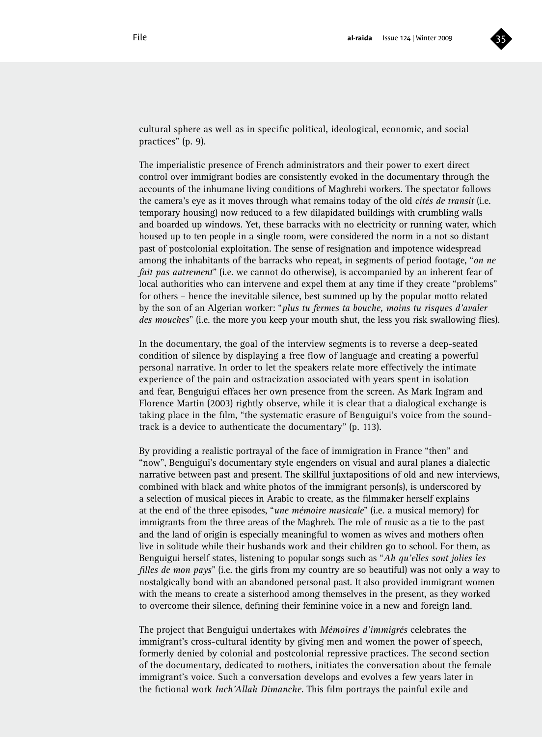cultural sphere as well as in specific political, ideological, economic, and social practices" (p. 9).

The imperialistic presence of French administrators and their power to exert direct control over immigrant bodies are consistently evoked in the documentary through the accounts of the inhumane living conditions of Maghrebi workers. The spectator follows the camera's eye as it moves through what remains today of the old *cités de transit* (i.e. temporary housing) now reduced to a few dilapidated buildings with crumbling walls and boarded up windows. Yet, these barracks with no electricity or running water, which housed up to ten people in a single room, were considered the norm in a not so distant past of postcolonial exploitation. The sense of resignation and impotence widespread among the inhabitants of the barracks who repeat, in segments of period footage, "*on ne fait pas autrement*" (i.e. we cannot do otherwise), is accompanied by an inherent fear of local authorities who can intervene and expel them at any time if they create "problems" for others – hence the inevitable silence, best summed up by the popular motto related by the son of an Algerian worker: "*plus tu fermes ta bouche, moins tu risques d'avaler des mouches*" (i.e. the more you keep your mouth shut, the less you risk swallowing flies).

In the documentary, the goal of the interview segments is to reverse a deep-seated condition of silence by displaying a free flow of language and creating a powerful personal narrative. In order to let the speakers relate more effectively the intimate experience of the pain and ostracization associated with years spent in isolation and fear, Benguigui effaces her own presence from the screen. As Mark Ingram and Florence Martin (2003) rightly observe, while it is clear that a dialogical exchange is taking place in the film, "the systematic erasure of Benguigui's voice from the sound-track is a device to authenticate the documentary" (p. 113).

By providing a realistic portrayal of the face of immigration in France "then" and "now", Benguigui's documentary style engenders on visual and aural planes a dialectic narrative between past and present. The skillful juxtapositions of old and new interviews, combined with black and white photos of the immigrant person(s), is underscored by a selection of musical pieces in Arabic to create, as the filmmaker herself explains at the end of the three episodes, "*une mémoire musicale*" (i.e. a musical memory) for immigrants from the three areas of the Maghreb. The role of music as a tie to the past and the land of origin is especially meaningful to women as wives and mothers often live in solitude while their husbands work and their children go to school. For them, as Benguigui herself states, listening to popular songs such as "*Ah qu'elles sont jolies les filles de mon pays*" (i.e. the girls from my country are so beautiful) was not only a way to nostalgically bond with an abandoned personal past. It also provided immigrant women with the means to create a sisterhood among themselves in the present, as they worked to overcome their silence, defining their feminine voice in a new and foreign land.

The project that Benguigui undertakes with *Mémoires d'immigrés* celebrates the immigrant's cross-cultural identity by giving men and women the power of speech, formerly denied by colonial and postcolonial repressive practices. The second section of the documentary, dedicated to mothers, initiates the conversation about the female immigrant's voice. Such a conversation develops and evolves a few years later in the fictional work *Inch'Allah Dimanche*. This film portrays the painful exile and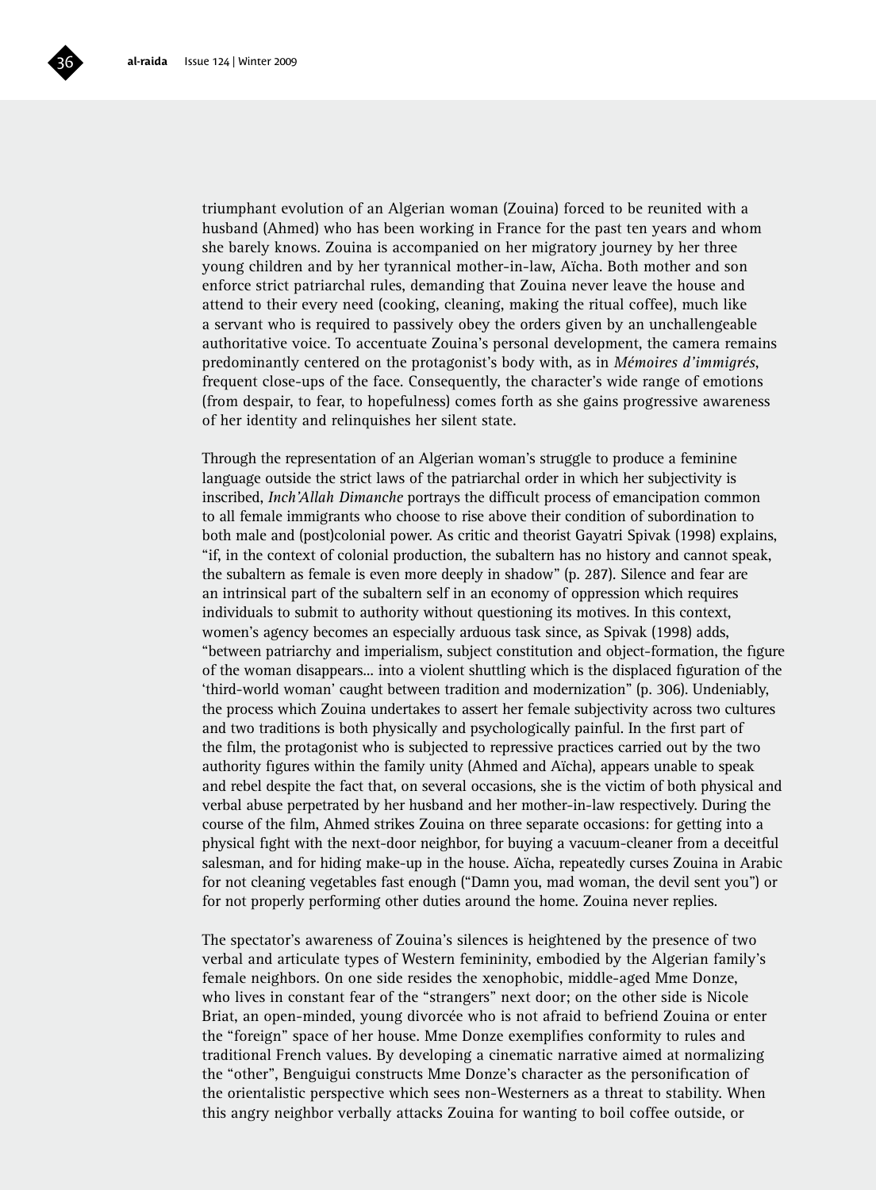triumphant evolution of an Algerian woman (Zouina) forced to be reunited with a husband (Ahmed) who has been working in France for the past ten years and whom she barely knows. Zouina is accompanied on her migratory journey by her three young children and by her tyrannical mother-in-law, Aïcha. Both mother and son enforce strict patriarchal rules, demanding that Zouina never leave the house and attend to their every need (cooking, cleaning, making the ritual coffee), much like a servant who is required to passively obey the orders given by an unchallengeable authoritative voice. To accentuate Zouina's personal development, the camera remains predominantly centered on the protagonist's body with, as in *Mémoires d'immigrés*, frequent close-ups of the face. Consequently, the character's wide range of emotions (from despair, to fear, to hopefulness) comes forth as she gains progressive awareness of her identity and relinquishes her silent state.

Through the representation of an Algerian woman's struggle to produce a feminine language outside the strict laws of the patriarchal order in which her subjectivity is inscribed, *Inch'Allah Dimanche* portrays the difficult process of emancipation common to all female immigrants who choose to rise above their condition of subordination to both male and (post)colonial power. As critic and theorist Gayatri Spivak (1998) explains, "if, in the context of colonial production, the subaltern has no history and cannot speak, the subaltern as female is even more deeply in shadow" (p. 287). Silence and fear are an intrinsical part of the subaltern self in an economy of oppression which requires individuals to submit to authority without questioning its motives. In this context, women's agency becomes an especially arduous task since, as Spivak (1998) adds, "between patriarchy and imperialism, subject constitution and object-formation, the figure of the woman disappears... into a violent shuttling which is the displaced figuration of the 'third-world woman' caught between tradition and modernization" (p. 306). Undeniably, the process which Zouina undertakes to assert her female subjectivity across two cultures and two traditions is both physically and psychologically painful. In the first part of the film, the protagonist who is subjected to repressive practices carried out by the two authority figures within the family unity (Ahmed and Aïcha), appears unable to speak and rebel despite the fact that, on several occasions, she is the victim of both physical and verbal abuse perpetrated by her husband and her mother-in-law respectively. During the course of the film, Ahmed strikes Zouina on three separate occasions: for getting into a physical fight with the next-door neighbor, for buying a vacuum-cleaner from a deceitful salesman, and for hiding make-up in the house. Aïcha, repeatedly curses Zouina in Arabic for not cleaning vegetables fast enough ("Damn you, mad woman, the devil sent you") or for not properly performing other duties around the home. Zouina never replies.

The spectator's awareness of Zouina's silences is heightened by the presence of two verbal and articulate types of Western femininity, embodied by the Algerian family's female neighbors. On one side resides the xenophobic, middle-aged Mme Donze, who lives in constant fear of the "strangers" next door; on the other side is Nicole Briat, an open-minded, young divorcée who is not afraid to befriend Zouina or enter the "foreign" space of her house. Mme Donze exemplifies conformity to rules and traditional French values. By developing a cinematic narrative aimed at normalizing the "other", Benguigui constructs Mme Donze's character as the personification of the orientalistic perspective which sees non-Westerners as a threat to stability. When this angry neighbor verbally attacks Zouina for wanting to boil coffee outside, or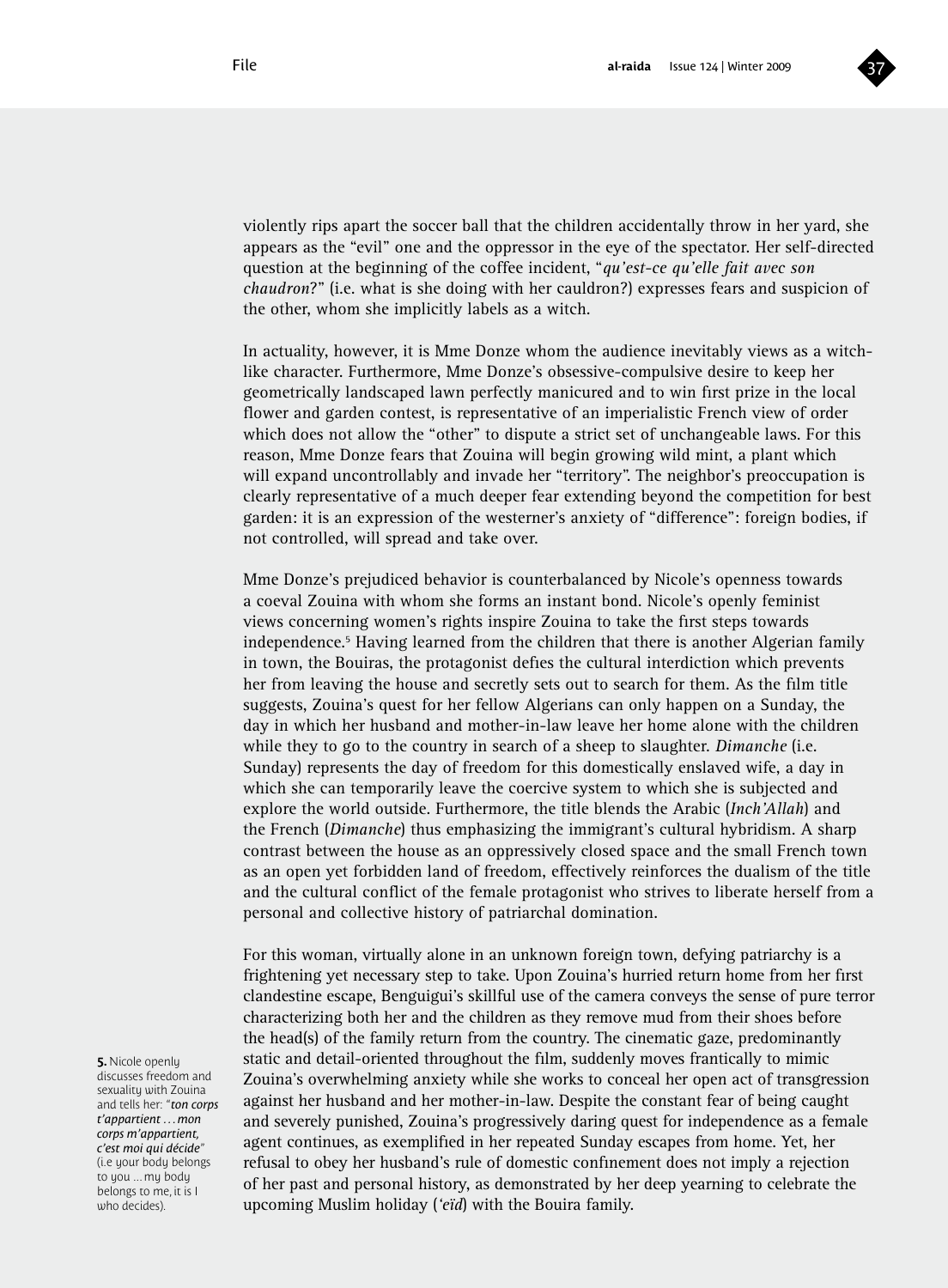violently rips apart the soccer ball that the children accidentally throw in her yard, she appears as the "evil" one and the oppressor in the eye of the spectator. Her self-directed question at the beginning of the coffee incident, "*qu'est-ce qu'elle fait avec son chaudron*?" (i.e. what is she doing with her cauldron?) expresses fears and suspicion of the other, whom she implicitly labels as a witch.

In actuality, however, it is Mme Donze whom the audience inevitably views as a witch-like character. Furthermore, Mme Donze's obsessive-compulsive desire to keep her geometrically landscaped lawn perfectly manicured and to win first prize in the local flower and garden contest, is representative of an imperialistic French view of order which does not allow the "other" to dispute a strict set of unchangeable laws. For this reason, Mme Donze fears that Zouina will begin growing wild mint, a plant which will expand uncontrollably and invade her "territory". The neighbor's preoccupation is clearly representative of a much deeper fear extending beyond the competition for best garden: it is an expression of the westerner's anxiety of "difference": foreign bodies, if not controlled, will spread and take over.

Mme Donze's prejudiced behavior is counterbalanced by Nicole's openness towards a coeval Zouina with whom she forms an instant bond. Nicole's openly feminist views concerning women's rights inspire Zouina to take the first steps towards independence.[5] Having learned from the children that there is another Algerian family in town, the Bouiras, the protagonist defies the cultural interdiction which prevents her from leaving the house and secretly sets out to search for them. As the film title suggests, Zouina's quest for her fellow Algerians can only happen on a Sunday, the day in which her husband and mother-in-law leave her home alone with the children while they to go to the country in search of a sheep to slaughter. *Dimanche* (i.e. Sunday) represents the day of freedom for this domestically enslaved wife, a day in which she can temporarily leave the coercive system to which she is subjected and explore the world outside. Furthermore, the title blends the Arabic (*Inch'Allah*) and the French (*Dimanche*) thus emphasizing the immigrant's cultural hybridism. A sharp contrast between the house as an oppressively closed space and the small French town as an open yet forbidden land of freedom, effectively reinforces the dualism of the title and the cultural conflict of the female protagonist who strives to liberate herself from a personal and collective history of patriarchal domination.

For this woman, virtually alone in an unknown foreign town, defying patriarchy is a frightening yet necessary step to take. Upon Zouina's hurried return home from her first clandestine escape, Benguigui's skillful use of the camera conveys the sense of pure terror characterizing both her and the children as they remove mud from their shoes before the head(s) of the family return from the country. The cinematic gaze, predominantly static and detail-oriented throughout the film, suddenly moves frantically to mimic Zouina's overwhelming anxiety while she works to conceal her open act of transgression against her husband and her mother-in-law. Despite the constant fear of being caught and severely punished, Zouina's progressively daring quest for independence as a female agent continues, as exemplified in her repeated Sunday escapes from home. Yet, her refusal to obey her husband's rule of domestic confinement does not imply a rejection of her past and personal history, as demonstrated by her deep yearning to celebrate the upcoming Muslim holiday (*'eïd*) with the Bouira family.

**5.** Nicole openly discusses freedom and sexuality with Zouina and tells her: "***ton corps t'appartient … mon corps m'appartient, c'est moi qui décide***" (i.e your body belongs to you … my body belongs to me, it is I who decides).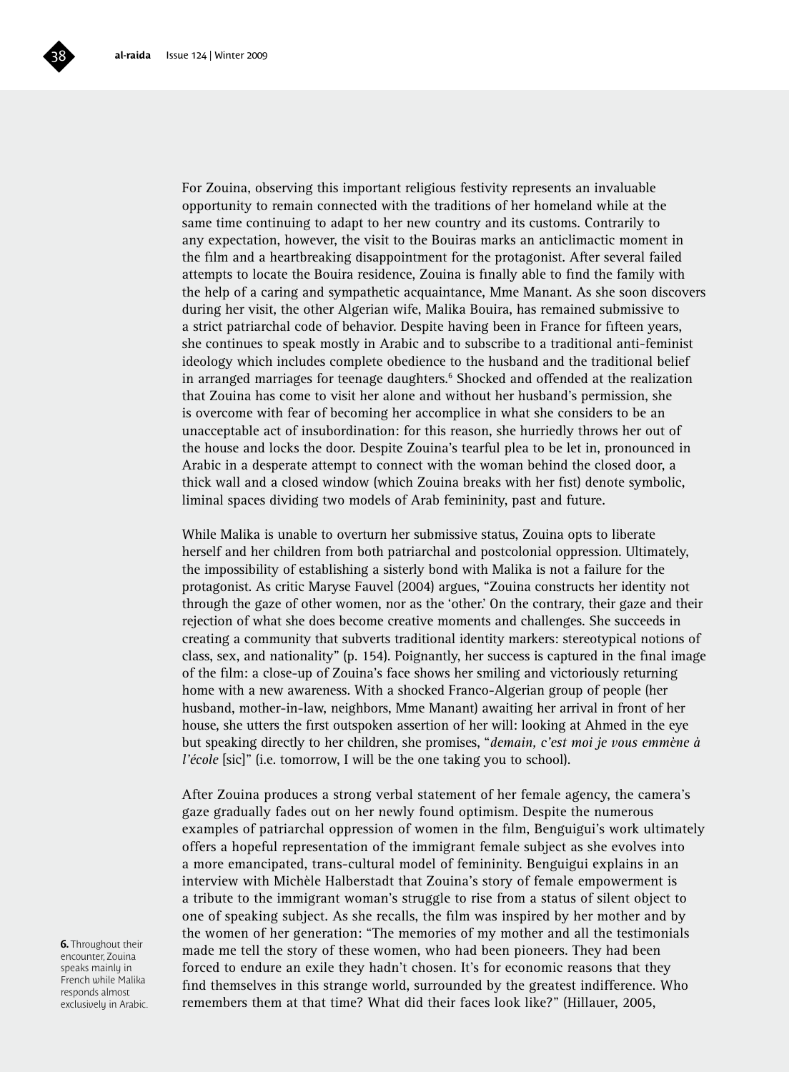For Zouina, observing this important religious festivity represents an invaluable opportunity to remain connected with the traditions of her homeland while at the same time continuing to adapt to her new country and its customs. Contrarily to any expectation, however, the visit to the Bouiras marks an anticlimactic moment in the film and a heartbreaking disappointment for the protagonist. After several failed attempts to locate the Bouira residence, Zouina is finally able to find the family with the help of a caring and sympathetic acquaintance, Mme Manant. As she soon discovers during her visit, the other Algerian wife, Malika Bouira, has remained submissive to a strict patriarchal code of behavior. Despite having been in France for fifteen years, she continues to speak mostly in Arabic and to subscribe to a traditional anti-feminist ideology which includes complete obedience to the husband and the traditional belief in arranged marriages for teenage daughters.[6] Shocked and offended at the realization that Zouina has come to visit her alone and without her husband's permission, she is overcome with fear of becoming her accomplice in what she considers to be an unacceptable act of insubordination: for this reason, she hurriedly throws her out of the house and locks the door. Despite Zouina's tearful plea to be let in, pronounced in Arabic in a desperate attempt to connect with the woman behind the closed door, a thick wall and a closed window (which Zouina breaks with her fist) denote symbolic, liminal spaces dividing two models of Arab femininity, past and future.

While Malika is unable to overturn her submissive status, Zouina opts to liberate herself and her children from both patriarchal and postcolonial oppression. Ultimately, the impossibility of establishing a sisterly bond with Malika is not a failure for the protagonist. As critic Maryse Fauvel (2004) argues, "Zouina constructs her identity not through the gaze of other women, nor as the 'other.' On the contrary, their gaze and their rejection of what she does become creative moments and challenges. She succeeds in creating a community that subverts traditional identity markers: stereotypical notions of class, sex, and nationality" (p. 154). Poignantly, her success is captured in the final image of the film: a close-up of Zouina's face shows her smiling and victoriously returning home with a new awareness. With a shocked Franco-Algerian group of people (her husband, mother-in-law, neighbors, Mme Manant) awaiting her arrival in front of her house, she utters the first outspoken assertion of her will: looking at Ahmed in the eye but speaking directly to her children, she promises, "*demain, c'est moi je vous emmène à l'école* [sic]" (i.e. tomorrow, I will be the one taking you to school).

After Zouina produces a strong verbal statement of her female agency, the camera's gaze gradually fades out on her newly found optimism. Despite the numerous examples of patriarchal oppression of women in the film, Benguigui's work ultimately offers a hopeful representation of the immigrant female subject as she evolves into a more emancipated, trans-cultural model of femininity. Benguigui explains in an interview with Michèle Halberstadt that Zouina's story of female empowerment is a tribute to the immigrant woman's struggle to rise from a status of silent object to one of speaking subject. As she recalls, the film was inspired by her mother and by the women of her generation: "The memories of my mother and all the testimonials made me tell the story of these women, who had been pioneers. They had been forced to endure an exile they hadn't chosen. It's for economic reasons that they find themselves in this strange world, surrounded by the greatest indifference. Who remembers them at that time? What did their faces look like?" (Hillauer, 2005,

**6.** Throughout their encounter, Zouina speaks mainly in French while Malika responds almost exclusively in Arabic.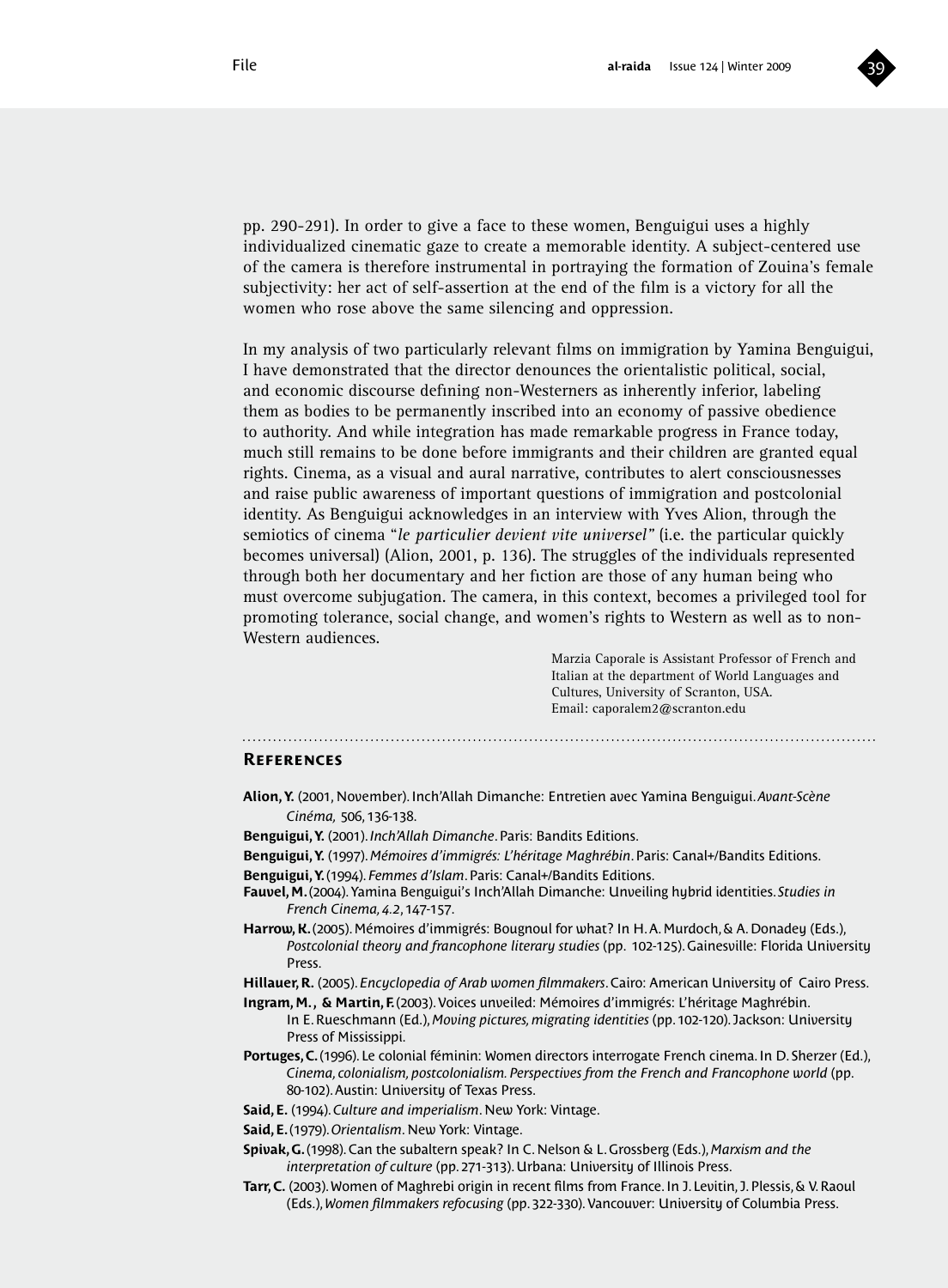pp. 290-291). In order to give a face to these women, Benguigui uses a highly individualized cinematic gaze to create a memorable identity. A subject-centered use of the camera is therefore instrumental in portraying the formation of Zouina's female subjectivity: her act of self-assertion at the end of the film is a victory for all the women who rose above the same silencing and oppression.

In my analysis of two particularly relevant films on immigration by Yamina Benguigui, I have demonstrated that the director denounces the orientalistic political, social, and economic discourse defining non-Westerners as inherently inferior, labeling them as bodies to be permanently inscribed into an economy of passive obedience to authority. And while integration has made remarkable progress in France today, much still remains to be done before immigrants and their children are granted equal rights. Cinema, as a visual and aural narrative, contributes to alert consciousnesses and raise public awareness of important questions of immigration and postcolonial identity. As Benguigui acknowledges in an interview with Yves Alion, through the semiotics of cinema "*le particulier devient vite universel*" (i.e. the particular quickly becomes universal) (Alion, 2001, p. 136). The struggles of the individuals represented through both her documentary and her fiction are those of any human being who must overcome subjugation. The camera, in this context, becomes a privileged tool for promoting tolerance, social change, and women's rights to Western as well as to non-Western audiences.

Marzia Caporale is Assistant Professor of French and Italian at the department of World Languages and Cultures, University of Scranton, USA.
Email: caporalem2@scranton.edu

## References

**Alion, Y.** (2001, November). Inch'Allah Dimanche: Entretien avec Yamina Benguigui. *Avant-Scène Cinéma,* 506, 136-138.

**Benguigui, Y.** (2001). *Inch'Allah Dimanche*. Paris: Bandits Editions.

**Benguigui, Y.** (1997). *Mémoires d'immigrés: L'héritage Maghrébin*. Paris: Canal+/Bandits Editions.

**Benguigui, Y.** (1994). *Femmes d'Islam*. Paris: Canal+/Bandits Editions.

**Fauvel, M.** (2004). Yamina Benguigui's Inch'Allah Dimanche: Unveiling hybrid identities. *Studies in French Cinema, 4.2*, 147-157.

**Harrow, K.** (2005). Mémoires d'immigrés: Bougnoul for what? In H. A. Murdoch, & A. Donadey (Eds.), *Postcolonial theory and francophone literary studies* (pp. 102-125). Gainesville: Florida University Press.

**Hillauer, R.** (2005). *Encyclopedia of Arab women filmmakers*. Cairo: American University of Cairo Press.

**Ingram, M., & Martin, F.** (2003). Voices unveiled: Mémoires d'immigrés: L'héritage Maghrébin. In E. Rueschmann (Ed.), *Moving pictures, migrating identities* (pp. 102-120). Jackson: University Press of Mississippi.

**Portuges, C.** (1996). Le colonial féminin: Women directors interrogate French cinema. In D. Sherzer (Ed.), *Cinema, colonialism, postcolonialism. Perspectives from the French and Francophone world* (pp. 80-102). Austin: University of Texas Press.

**Said, E.** (1994). *Culture and imperialism*. New York: Vintage.

**Said, E.** (1979). *Orientalism*. New York: Vintage.

**Spivak, G.** (1998). Can the subaltern speak? In C. Nelson & L. Grossberg (Eds.), *Marxism and the interpretation of culture* (pp. 271-313). Urbana: University of Illinois Press.

**Tarr, C.** (2003). Women of Maghrebi origin in recent films from France. In J. Levitin, J. Plessis, & V. Raoul (Eds.), *Women filmmakers refocusing* (pp. 322-330). Vancouver: University of Columbia Press.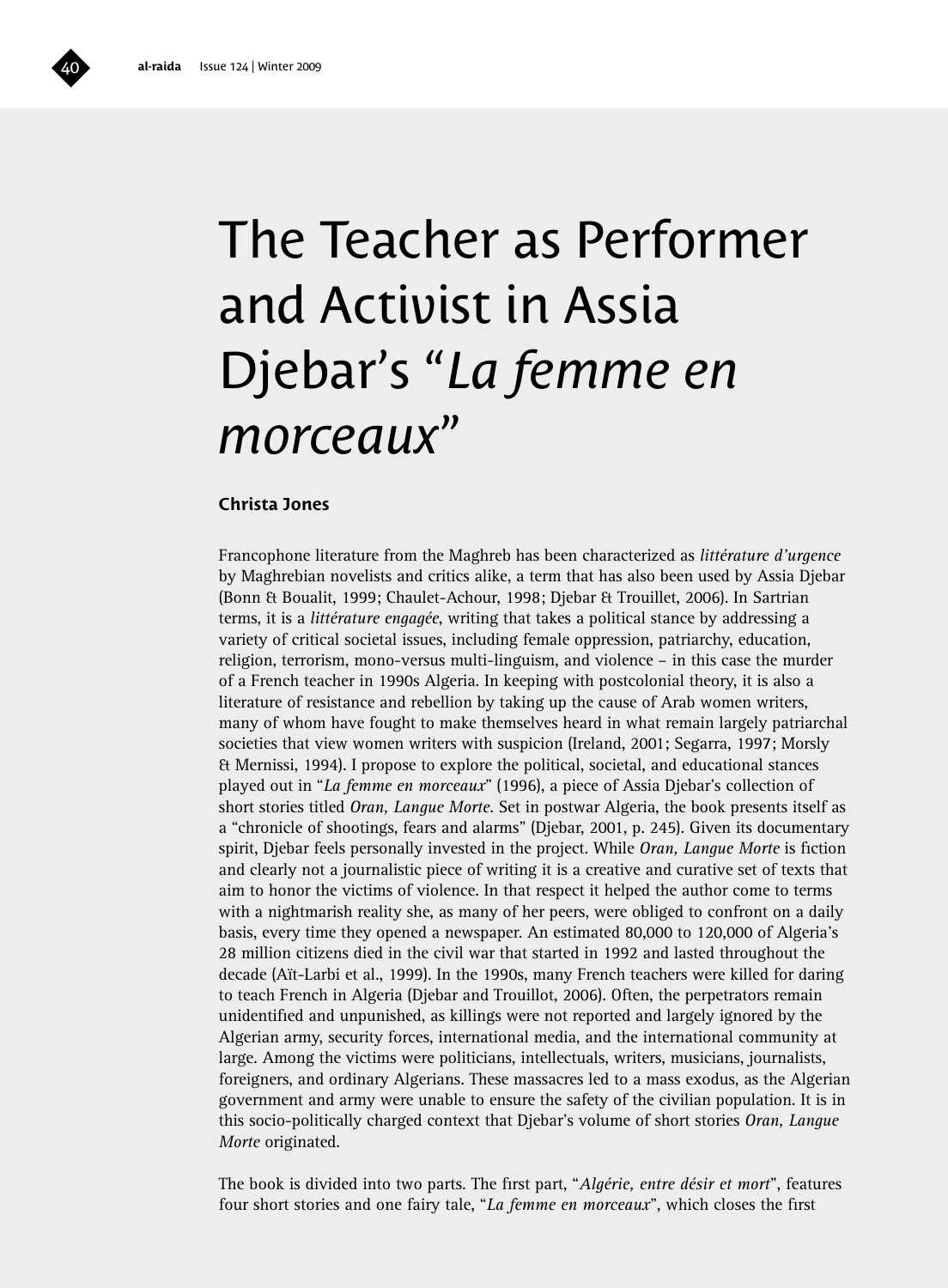# The Teacher as Performer and Activist in Assia Djebar's "*La femme en morceaux*"

**Christa Jones**

Francophone literature from the Maghreb has been characterized as *littérature d'urgence* by Maghrebian novelists and critics alike, a term that has also been used by Assia Djebar (Bonn & Boualit, 1999; Chaulet-Achour, 1998; Djebar & Trouillet, 2006). In Sartrian terms, it is a *littérature engagée*, writing that takes a political stance by addressing a variety of critical societal issues, including female oppression, patriarchy, education, religion, terrorism, mono-versus multi-linguism, and violence – in this case the murder of a French teacher in 1990s Algeria. In keeping with postcolonial theory, it is also a literature of resistance and rebellion by taking up the cause of Arab women writers, many of whom have fought to make themselves heard in what remain largely patriarchal societies that view women writers with suspicion (Ireland, 2001; Segarra, 1997; Morsly & Mernissi, 1994). I propose to explore the political, societal, and educational stances played out in "*La femme en morceaux*" (1996), a piece of Assia Djebar's collection of short stories titled *Oran, Langue Morte*. Set in postwar Algeria, the book presents itself as a "chronicle of shootings, fears and alarms" (Djebar, 2001, p. 245). Given its documentary spirit, Djebar feels personally invested in the project. While *Oran, Langue Morte* is fiction and clearly not a journalistic piece of writing it is a creative and curative set of texts that aim to honor the victims of violence. In that respect it helped the author come to terms with a nightmarish reality she, as many of her peers, were obliged to confront on a daily basis, every time they opened a newspaper. An estimated 80,000 to 120,000 of Algeria's 28 million citizens died in the civil war that started in 1992 and lasted throughout the decade (Aït-Larbi et al., 1999). In the 1990s, many French teachers were killed for daring to teach French in Algeria (Djebar and Trouillot, 2006). Often, the perpetrators remain unidentified and unpunished, as killings were not reported and largely ignored by the Algerian army, security forces, international media, and the international community at large. Among the victims were politicians, intellectuals, writers, musicians, journalists, foreigners, and ordinary Algerians. These massacres led to a mass exodus, as the Algerian government and army were unable to ensure the safety of the civilian population. It is in this socio-politically charged context that Djebar's volume of short stories *Oran, Langue Morte* originated.

The book is divided into two parts. The first part, "*Algérie, entre désir et mort*", features four short stories and one fairy tale, "*La femme en morceaux*", which closes the first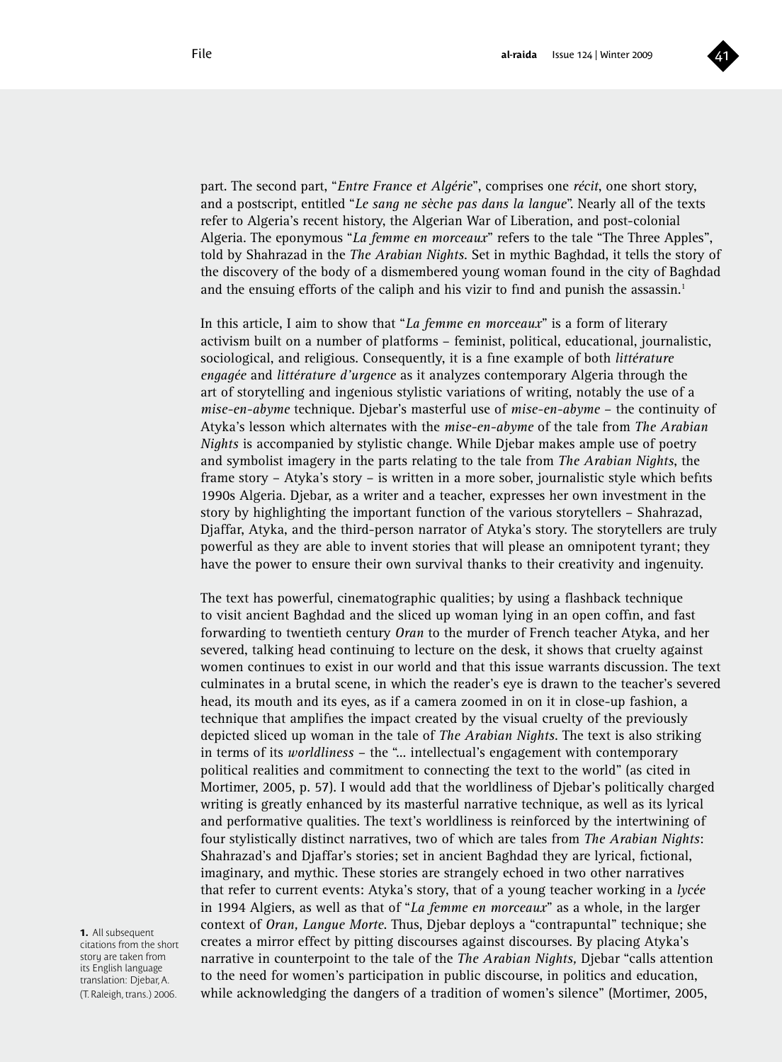part. The second part, "*Entre France et Algérie*", comprises one *récit*, one short story, and a postscript, entitled "*Le sang ne sèche pas dans la langue*". Nearly all of the texts refer to Algeria's recent history, the Algerian War of Liberation, and post-colonial Algeria. The eponymous "*La femme en morceaux*" refers to the tale "The Three Apples", told by Shahrazad in the *The Arabian Nights*. Set in mythic Baghdad, it tells the story of the discovery of the body of a dismembered young woman found in the city of Baghdad and the ensuing efforts of the caliph and his vizir to find and punish the assassin.[1]

In this article, I aim to show that "*La femme en morceaux*" is a form of literary activism built on a number of platforms – feminist, political, educational, journalistic, sociological, and religious. Consequently, it is a fine example of both *littérature engagée* and *littérature d'urgence* as it analyzes contemporary Algeria through the art of storytelling and ingenious stylistic variations of writing, notably the use of a *mise-en-abyme* technique. Djebar's masterful use of *mise-en-abyme* – the continuity of Atyka's lesson which alternates with the *mise-en-abyme* of the tale from *The Arabian Nights* is accompanied by stylistic change. While Djebar makes ample use of poetry and symbolist imagery in the parts relating to the tale from *The Arabian Nights*, the frame story – Atyka's story – is written in a more sober, journalistic style which befits 1990s Algeria. Djebar, as a writer and a teacher, expresses her own investment in the story by highlighting the important function of the various storytellers – Shahrazad, Djaffar, Atyka, and the third-person narrator of Atyka's story. The storytellers are truly powerful as they are able to invent stories that will please an omnipotent tyrant; they have the power to ensure their own survival thanks to their creativity and ingenuity.

The text has powerful, cinematographic qualities; by using a flashback technique to visit ancient Baghdad and the sliced up woman lying in an open coffin, and fast forwarding to twentieth century *Oran* to the murder of French teacher Atyka, and her severed, talking head continuing to lecture on the desk, it shows that cruelty against women continues to exist in our world and that this issue warrants discussion. The text culminates in a brutal scene, in which the reader's eye is drawn to the teacher's severed head, its mouth and its eyes, as if a camera zoomed in on it in close-up fashion, a technique that amplifies the impact created by the visual cruelty of the previously depicted sliced up woman in the tale of *The Arabian Nights*. The text is also striking in terms of its *worldliness* – the "... intellectual's engagement with contemporary political realities and commitment to connecting the text to the world" (as cited in Mortimer, 2005, p. 57). I would add that the worldliness of Djebar's politically charged writing is greatly enhanced by its masterful narrative technique, as well as its lyrical and performative qualities. The text's worldliness is reinforced by the intertwining of four stylistically distinct narratives, two of which are tales from *The Arabian Nights*: Shahrazad's and Djaffar's stories; set in ancient Baghdad they are lyrical, fictional, imaginary, and mythic. These stories are strangely echoed in two other narratives that refer to current events: Atyka's story, that of a young teacher working in a *lycée* in 1994 Algiers, as well as that of "*La femme en morceaux*" as a whole, in the larger context of *Oran, Langue Morte*. Thus, Djebar deploys a "contrapuntal" technique; she creates a mirror effect by pitting discourses against discourses. By placing Atyka's narrative in counterpoint to the tale of the *The Arabian Nights,* Djebar "calls attention to the need for women's participation in public discourse, in politics and education, while acknowledging the dangers of a tradition of women's silence" (Mortimer, 2005,

**1.** All subsequent citations from the short story are taken from its English language translation: Djebar, A. (T. Raleigh, trans.) 2006.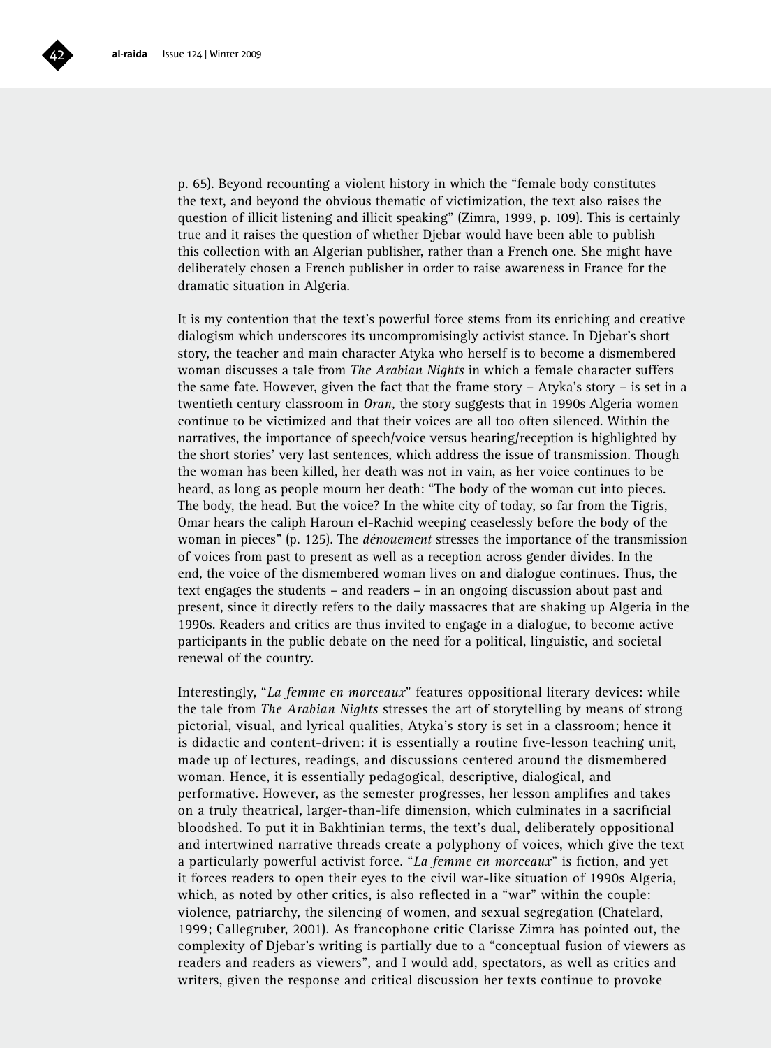p. 65). Beyond recounting a violent history in which the "female body constitutes the text, and beyond the obvious thematic of victimization, the text also raises the question of illicit listening and illicit speaking" (Zimra, 1999, p. 109). This is certainly true and it raises the question of whether Djebar would have been able to publish this collection with an Algerian publisher, rather than a French one. She might have deliberately chosen a French publisher in order to raise awareness in France for the dramatic situation in Algeria.

It is my contention that the text's powerful force stems from its enriching and creative dialogism which underscores its uncompromisingly activist stance. In Djebar's short story, the teacher and main character Atyka who herself is to become a dismembered woman discusses a tale from *The Arabian Nights* in which a female character suffers the same fate. However, given the fact that the frame story – Atyka's story – is set in a twentieth century classroom in *Oran,* the story suggests that in 1990s Algeria women continue to be victimized and that their voices are all too often silenced. Within the narratives, the importance of speech/voice versus hearing/reception is highlighted by the short stories' very last sentences, which address the issue of transmission. Though the woman has been killed, her death was not in vain, as her voice continues to be heard, as long as people mourn her death: "The body of the woman cut into pieces. The body, the head. But the voice? In the white city of today, so far from the Tigris, Omar hears the caliph Haroun el-Rachid weeping ceaselessly before the body of the woman in pieces" (p. 125). The *dénouement* stresses the importance of the transmission of voices from past to present as well as a reception across gender divides. In the end, the voice of the dismembered woman lives on and dialogue continues. Thus, the text engages the students – and readers – in an ongoing discussion about past and present, since it directly refers to the daily massacres that are shaking up Algeria in the 1990s. Readers and critics are thus invited to engage in a dialogue, to become active participants in the public debate on the need for a political, linguistic, and societal renewal of the country.

Interestingly, "*La femme en morceaux*" features oppositional literary devices: while the tale from *The Arabian Nights* stresses the art of storytelling by means of strong pictorial, visual, and lyrical qualities, Atyka's story is set in a classroom; hence it is didactic and content-driven: it is essentially a routine five-lesson teaching unit, made up of lectures, readings, and discussions centered around the dismembered woman. Hence, it is essentially pedagogical, descriptive, dialogical, and performative. However, as the semester progresses, her lesson amplifies and takes on a truly theatrical, larger-than-life dimension, which culminates in a sacrificial bloodshed. To put it in Bakhtinian terms, the text's dual, deliberately oppositional and intertwined narrative threads create a polyphony of voices, which give the text a particularly powerful activist force. "*La femme en morceaux*" is fiction, and yet it forces readers to open their eyes to the civil war-like situation of 1990s Algeria, which, as noted by other critics, is also reflected in a "war" within the couple: violence, patriarchy, the silencing of women, and sexual segregation (Chatelard, 1999; Callegruber, 2001). As francophone critic Clarisse Zimra has pointed out, the complexity of Djebar's writing is partially due to a "conceptual fusion of viewers as readers and readers as viewers", and I would add, spectators, as well as critics and writers, given the response and critical discussion her texts continue to provoke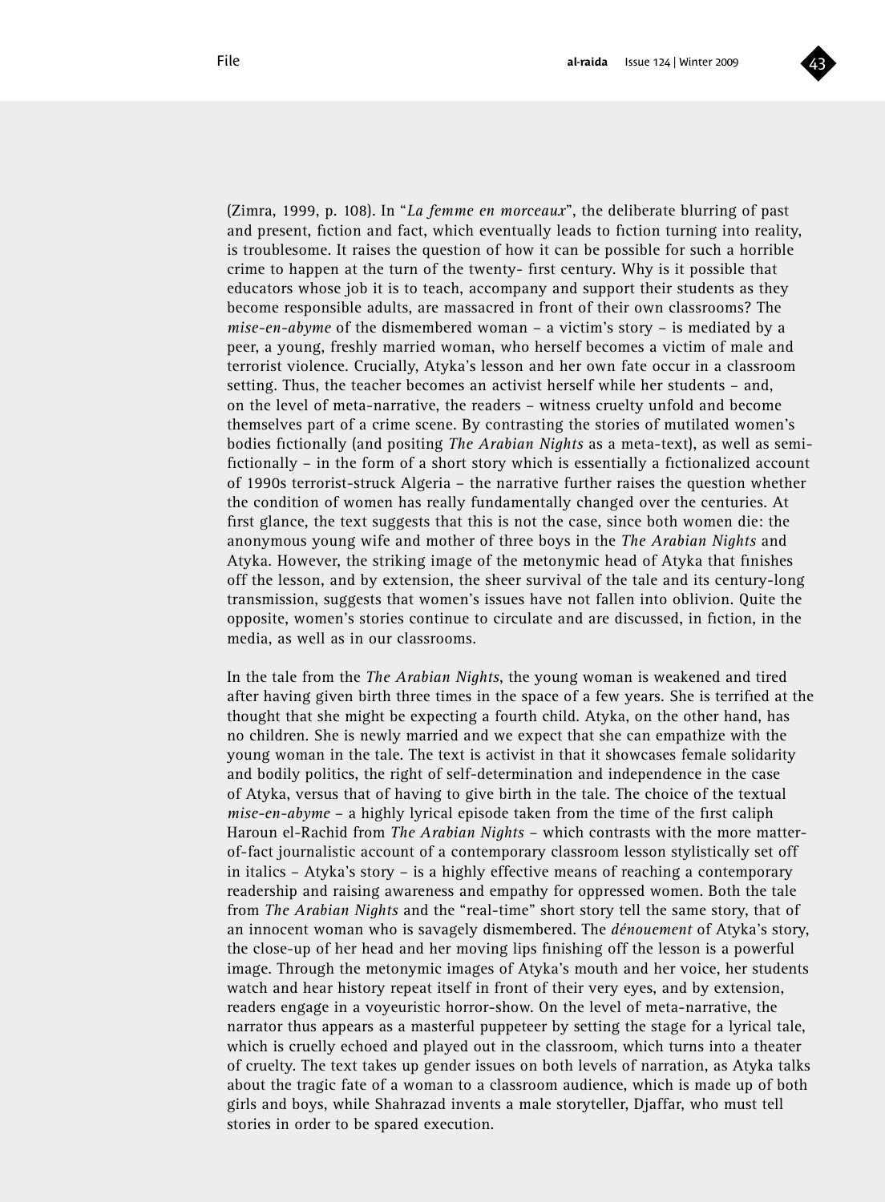(Zimra, 1999, p. 108). In "*La femme en morceaux*", the deliberate blurring of past and present, fiction and fact, which eventually leads to fiction turning into reality, is troublesome. It raises the question of how it can be possible for such a horrible crime to happen at the turn of the twenty- first century. Why is it possible that educators whose job it is to teach, accompany and support their students as they become responsible adults, are massacred in front of their own classrooms? The *mise-en-abyme* of the dismembered woman – a victim's story – is mediated by a peer, a young, freshly married woman, who herself becomes a victim of male and terrorist violence. Crucially, Atyka's lesson and her own fate occur in a classroom setting. Thus, the teacher becomes an activist herself while her students – and, on the level of meta-narrative, the readers – witness cruelty unfold and become themselves part of a crime scene. By contrasting the stories of mutilated women's bodies fictionally (and positing *The Arabian Nights* as a meta-text), as well as semi-fictionally – in the form of a short story which is essentially a fictionalized account of 1990s terrorist-struck Algeria – the narrative further raises the question whether the condition of women has really fundamentally changed over the centuries. At first glance, the text suggests that this is not the case, since both women die: the anonymous young wife and mother of three boys in the *The Arabian Nights* and Atyka. However, the striking image of the metonymic head of Atyka that finishes off the lesson, and by extension, the sheer survival of the tale and its century-long transmission, suggests that women's issues have not fallen into oblivion. Quite the opposite, women's stories continue to circulate and are discussed, in fiction, in the media, as well as in our classrooms.

In the tale from the *The Arabian Nights*, the young woman is weakened and tired after having given birth three times in the space of a few years. She is terrified at the thought that she might be expecting a fourth child. Atyka, on the other hand, has no children. She is newly married and we expect that she can empathize with the young woman in the tale. The text is activist in that it showcases female solidarity and bodily politics, the right of self-determination and independence in the case of Atyka, versus that of having to give birth in the tale. The choice of the textual *mise-en-abyme* – a highly lyrical episode taken from the time of the first caliph Haroun el-Rachid from *The Arabian Nights* – which contrasts with the more matter-of-fact journalistic account of a contemporary classroom lesson stylistically set off in italics – Atyka's story – is a highly effective means of reaching a contemporary readership and raising awareness and empathy for oppressed women. Both the tale from *The Arabian Nights* and the "real-time" short story tell the same story, that of an innocent woman who is savagely dismembered. The *dénouement* of Atyka's story, the close-up of her head and her moving lips finishing off the lesson is a powerful image. Through the metonymic images of Atyka's mouth and her voice, her students watch and hear history repeat itself in front of their very eyes, and by extension, readers engage in a voyeuristic horror-show. On the level of meta-narrative, the narrator thus appears as a masterful puppeteer by setting the stage for a lyrical tale, which is cruelly echoed and played out in the classroom, which turns into a theater of cruelty. The text takes up gender issues on both levels of narration, as Atyka talks about the tragic fate of a woman to a classroom audience, which is made up of both girls and boys, while Shahrazad invents a male storyteller, Djaffar, who must tell stories in order to be spared execution.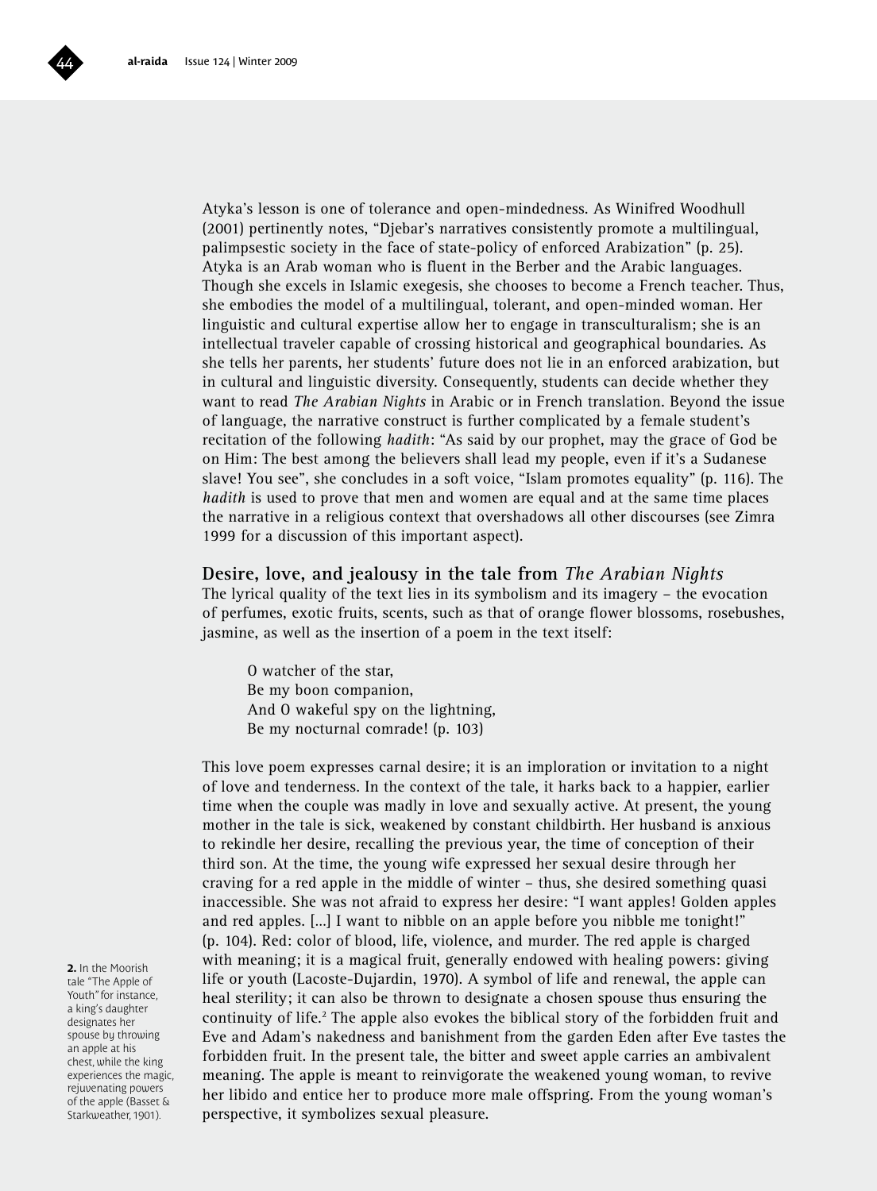Atyka's lesson is one of tolerance and open-mindedness. As Winifred Woodhull (2001) pertinently notes, "Djebar's narratives consistently promote a multilingual, palimpsestic society in the face of state-policy of enforced Arabization" (p. 25). Atyka is an Arab woman who is fluent in the Berber and the Arabic languages. Though she excels in Islamic exegesis, she chooses to become a French teacher. Thus, she embodies the model of a multilingual, tolerant, and open-minded woman. Her linguistic and cultural expertise allow her to engage in transculturalism; she is an intellectual traveler capable of crossing historical and geographical boundaries. As she tells her parents, her students' future does not lie in an enforced arabization, but in cultural and linguistic diversity. Consequently, students can decide whether they want to read *The Arabian Nights* in Arabic or in French translation. Beyond the issue of language, the narrative construct is further complicated by a female student's recitation of the following *hadith*: "As said by our prophet, may the grace of God be on Him: The best among the believers shall lead my people, even if it's a Sudanese slave! You see", she concludes in a soft voice, "Islam promotes equality" (p. 116). The *hadith* is used to prove that men and women are equal and at the same time places the narrative in a religious context that overshadows all other discourses (see Zimra 1999 for a discussion of this important aspect).

## Desire, love, and jealousy in the tale from *The Arabian Nights*

The lyrical quality of the text lies in its symbolism and its imagery – the evocation of perfumes, exotic fruits, scents, such as that of orange flower blossoms, rosebushes, jasmine, as well as the insertion of a poem in the text itself:

> O watcher of the star,
> Be my boon companion,
> And O wakeful spy on the lightning,
> Be my nocturnal comrade! (p. 103)

This love poem expresses carnal desire; it is an imploration or invitation to a night of love and tenderness. In the context of the tale, it harks back to a happier, earlier time when the couple was madly in love and sexually active. At present, the young mother in the tale is sick, weakened by constant childbirth. Her husband is anxious to rekindle her desire, recalling the previous year, the time of conception of their third son. At the time, the young wife expressed her sexual desire through her craving for a red apple in the middle of winter – thus, she desired something quasi inaccessible. She was not afraid to express her desire: "I want apples! Golden apples and red apples. [...] I want to nibble on an apple before you nibble me tonight!" (p. 104). Red: color of blood, life, violence, and murder. The red apple is charged with meaning; it is a magical fruit, generally endowed with healing powers: giving life or youth (Lacoste-Dujardin, 1970). A symbol of life and renewal, the apple can heal sterility; it can also be thrown to designate a chosen spouse thus ensuring the continuity of life.[2] The apple also evokes the biblical story of the forbidden fruit and Eve and Adam's nakedness and banishment from the garden Eden after Eve tastes the forbidden fruit. In the present tale, the bitter and sweet apple carries an ambivalent meaning. The apple is meant to reinvigorate the weakened young woman, to revive her libido and entice her to produce more male offspring. From the young woman's perspective, it symbolizes sexual pleasure.

**2.** In the Moorish tale "The Apple of Youth" for instance, a king's daughter designates her spouse by throwing an apple at his chest, while the king experiences the magic, rejuvenating powers of the apple (Basset & Starkweather, 1901).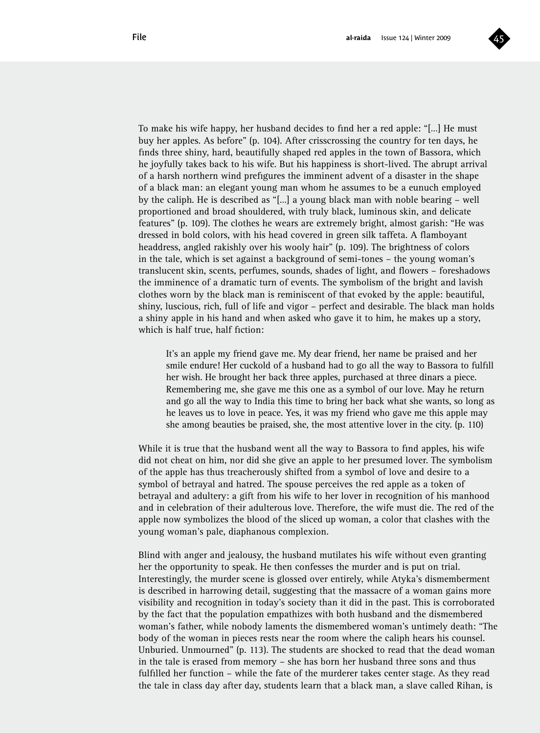To make his wife happy, her husband decides to find her a red apple: "[…] He must buy her apples. As before" (p. 104). After crisscrossing the country for ten days, he finds three shiny, hard, beautifully shaped red apples in the town of Bassora, which he joyfully takes back to his wife. But his happiness is short-lived. The abrupt arrival of a harsh northern wind prefigures the imminent advent of a disaster in the shape of a black man: an elegant young man whom he assumes to be a eunuch employed by the caliph. He is described as "[…] a young black man with noble bearing – well proportioned and broad shouldered, with truly black, luminous skin, and delicate features" (p. 109). The clothes he wears are extremely bright, almost garish: "He was dressed in bold colors, with his head covered in green silk taffeta. A flamboyant headdress, angled rakishly over his wooly hair" (p. 109). The brightness of colors in the tale, which is set against a background of semi-tones – the young woman's translucent skin, scents, perfumes, sounds, shades of light, and flowers – foreshadows the imminence of a dramatic turn of events. The symbolism of the bright and lavish clothes worn by the black man is reminiscent of that evoked by the apple: beautiful, shiny, luscious, rich, full of life and vigor – perfect and desirable. The black man holds a shiny apple in his hand and when asked who gave it to him, he makes up a story, which is half true, half fiction:

> It's an apple my friend gave me. My dear friend, her name be praised and her smile endure! Her cuckold of a husband had to go all the way to Bassora to fulfill her wish. He brought her back three apples, purchased at three dinars a piece. Remembering me, she gave me this one as a symbol of our love. May he return and go all the way to India this time to bring her back what she wants, so long as he leaves us to love in peace. Yes, it was my friend who gave me this apple may she among beauties be praised, she, the most attentive lover in the city. (p. 110)

While it is true that the husband went all the way to Bassora to find apples, his wife did not cheat on him, nor did she give an apple to her presumed lover. The symbolism of the apple has thus treacherously shifted from a symbol of love and desire to a symbol of betrayal and hatred. The spouse perceives the red apple as a token of betrayal and adultery: a gift from his wife to her lover in recognition of his manhood and in celebration of their adulterous love. Therefore, the wife must die. The red of the apple now symbolizes the blood of the sliced up woman, a color that clashes with the young woman's pale, diaphanous complexion.

Blind with anger and jealousy, the husband mutilates his wife without even granting her the opportunity to speak. He then confesses the murder and is put on trial. Interestingly, the murder scene is glossed over entirely, while Atyka's dismemberment is described in harrowing detail, suggesting that the massacre of a woman gains more visibility and recognition in today's society than it did in the past. This is corroborated by the fact that the population empathizes with both husband and the dismembered woman's father, while nobody laments the dismembered woman's untimely death: "The body of the woman in pieces rests near the room where the caliph hears his counsel. Unburied. Unmourned" (p. 113). The students are shocked to read that the dead woman in the tale is erased from memory – she has born her husband three sons and thus fulfilled her function – while the fate of the murderer takes center stage. As they read the tale in class day after day, students learn that a black man, a slave called Rihan, is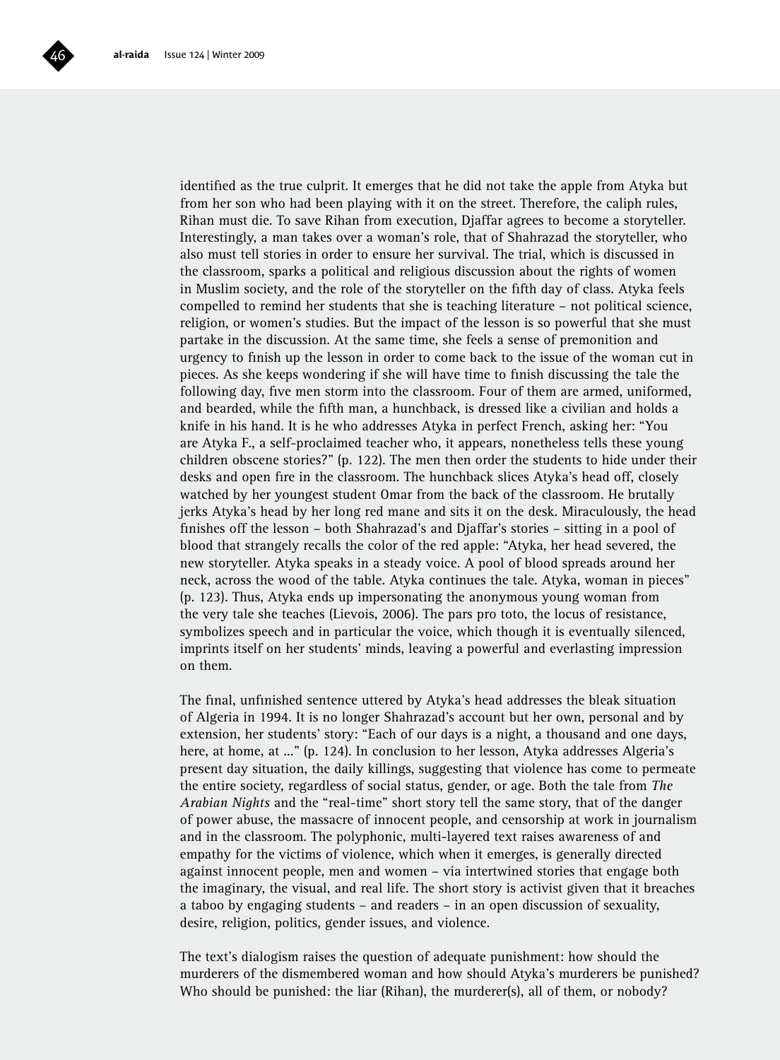identified as the true culprit. It emerges that he did not take the apple from Atyka but from her son who had been playing with it on the street. Therefore, the caliph rules, Rihan must die. To save Rihan from execution, Djaffar agrees to become a storyteller. Interestingly, a man takes over a woman's role, that of Shahrazad the storyteller, who also must tell stories in order to ensure her survival. The trial, which is discussed in the classroom, sparks a political and religious discussion about the rights of women in Muslim society, and the role of the storyteller on the fifth day of class. Atyka feels compelled to remind her students that she is teaching literature – not political science, religion, or women's studies. But the impact of the lesson is so powerful that she must partake in the discussion. At the same time, she feels a sense of premonition and urgency to finish up the lesson in order to come back to the issue of the woman cut in pieces. As she keeps wondering if she will have time to finish discussing the tale the following day, five men storm into the classroom. Four of them are armed, uniformed, and bearded, while the fifth man, a hunchback, is dressed like a civilian and holds a knife in his hand. It is he who addresses Atyka in perfect French, asking her: "You are Atyka F., a self-proclaimed teacher who, it appears, nonetheless tells these young children obscene stories?" (p. 122). The men then order the students to hide under their desks and open fire in the classroom. The hunchback slices Atyka's head off, closely watched by her youngest student Omar from the back of the classroom. He brutally jerks Atyka's head by her long red mane and sits it on the desk. Miraculously, the head finishes off the lesson – both Shahrazad's and Djaffar's stories – sitting in a pool of blood that strangely recalls the color of the red apple: "Atyka, her head severed, the new storyteller. Atyka speaks in a steady voice. A pool of blood spreads around her neck, across the wood of the table. Atyka continues the tale. Atyka, woman in pieces" (p. 123). Thus, Atyka ends up impersonating the anonymous young woman from the very tale she teaches (Lievois, 2006). The pars pro toto, the locus of resistance, symbolizes speech and in particular the voice, which though it is eventually silenced, imprints itself on her students' minds, leaving a powerful and everlasting impression on them.

The final, unfinished sentence uttered by Atyka's head addresses the bleak situation of Algeria in 1994. It is no longer Shahrazad's account but her own, personal and by extension, her students' story: "Each of our days is a night, a thousand and one days, here, at home, at ..." (p. 124). In conclusion to her lesson, Atyka addresses Algeria's present day situation, the daily killings, suggesting that violence has come to permeate the entire society, regardless of social status, gender, or age. Both the tale from *The Arabian Nights* and the "real-time" short story tell the same story, that of the danger of power abuse, the massacre of innocent people, and censorship at work in journalism and in the classroom. The polyphonic, multi-layered text raises awareness of and empathy for the victims of violence, which when it emerges, is generally directed against innocent people, men and women – via intertwined stories that engage both the imaginary, the visual, and real life. The short story is activist given that it breaches a taboo by engaging students – and readers – in an open discussion of sexuality, desire, religion, politics, gender issues, and violence.

The text's dialogism raises the question of adequate punishment: how should the murderers of the dismembered woman and how should Atyka's murderers be punished? Who should be punished: the liar (Rihan), the murderer(s), all of them, or nobody?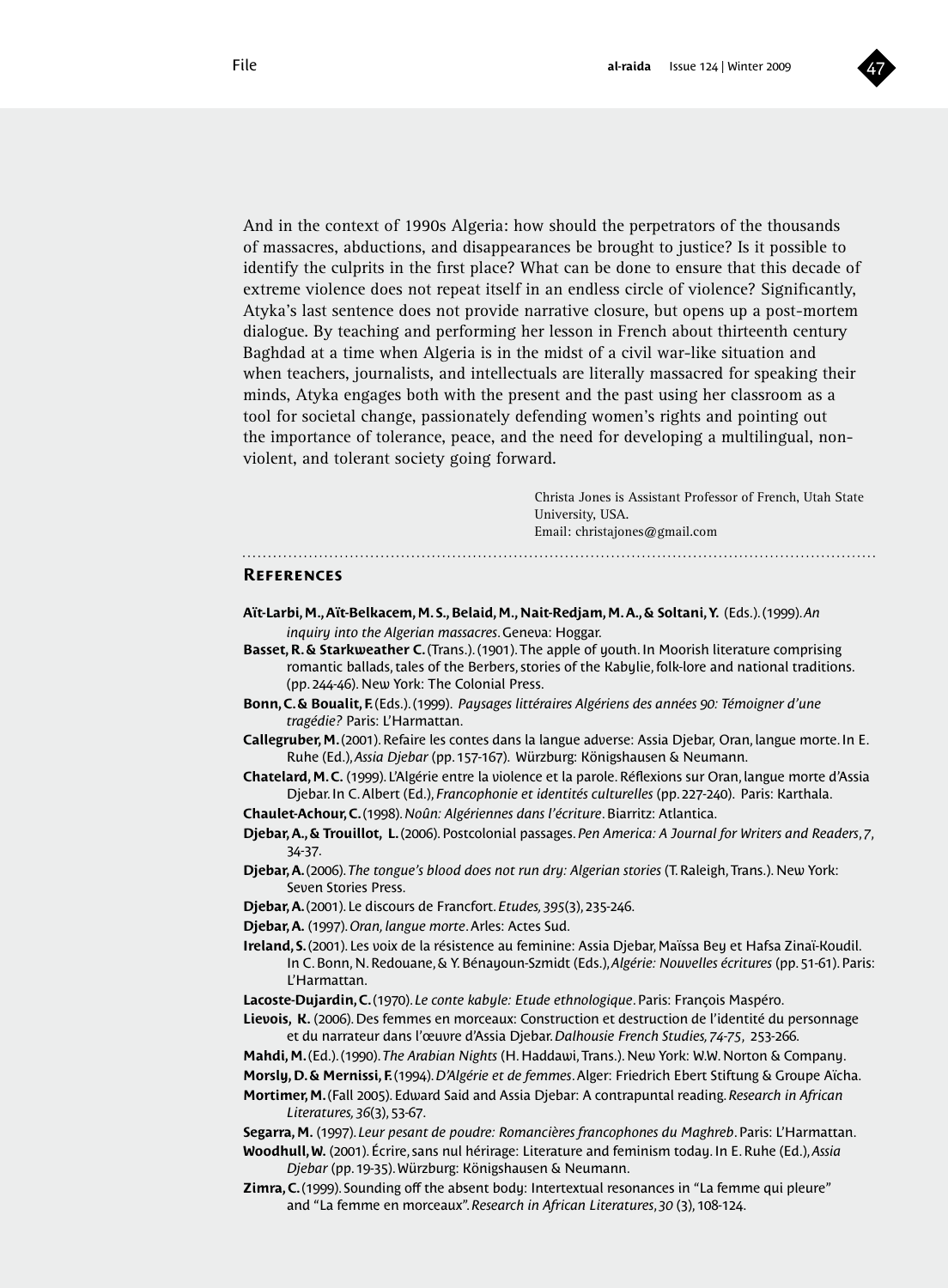And in the context of 1990s Algeria: how should the perpetrators of the thousands of massacres, abductions, and disappearances be brought to justice? Is it possible to identify the culprits in the first place? What can be done to ensure that this decade of extreme violence does not repeat itself in an endless circle of violence? Significantly, Atyka's last sentence does not provide narrative closure, but opens up a post-mortem dialogue. By teaching and performing her lesson in French about thirteenth century Baghdad at a time when Algeria is in the midst of a civil war-like situation and when teachers, journalists, and intellectuals are literally massacred for speaking their minds, Atyka engages both with the present and the past using her classroom as a tool for societal change, passionately defending women's rights and pointing out the importance of tolerance, peace, and the need for developing a multilingual, non-violent, and tolerant society going forward.

Christa Jones is Assistant Professor of French, Utah State University, USA.
Email: christajones@gmail.com

## References

**Aït-Larbi, M., Aït-Belkacem, M. S., Belaid, M., Nait-Redjam, M. A., & Soltani, Y.** (Eds.). (1999). *An inquiry into the Algerian massacres*. Geneva: Hoggar.

**Basset, R. & Starkweather C.** (Trans.). (1901). The apple of youth. In Moorish literature comprising romantic ballads, tales of the Berbers, stories of the Kabylie, folk-lore and national traditions. (pp. 244-46). New York: The Colonial Press.

**Bonn, C. & Boualit, F.** (Eds.). (1999). *Paysages littéraires Algériens des années 90: Témoigner d'une tragédie?* Paris: L'Harmattan.

**Callegruber, M.** (2001). Refaire les contes dans la langue adverse: Assia Djebar, Oran, langue morte. In E. Ruhe (Ed.), *Assia Djebar* (pp. 157-167). Würzburg: Königshausen & Neumann.

**Chatelard, M. C.** (1999). L'Algérie entre la violence et la parole. Réflexions sur Oran, langue morte d'Assia Djebar. In C. Albert (Ed.), *Francophonie et identités culturelles* (pp. 227-240). Paris: Karthala.

**Chaulet-Achour, C.** (1998). *Noûn: Algériennes dans l'écriture*. Biarritz: Atlantica.

**Djebar, A., & Trouillot, L.** (2006). Postcolonial passages. *Pen America: A Journal for Writers and Readers*, *7*, 34-37.

**Djebar, A.** (2006). *The tongue's blood does not run dry: Algerian stories* (T. Raleigh, Trans.). New York: Seven Stories Press.

**Djebar, A.** (2001). Le discours de Francfort. *Etudes, 395*(3), 235-246.

**Djebar, A.** (1997). *Oran, langue morte*. Arles: Actes Sud.

**Ireland, S.** (2001). Les voix de la résistence au feminine: Assia Djebar, Maïssa Bey et Hafsa Zinaï-Koudil. In C. Bonn, N. Redouane, & Y. Bénayoun-Szmidt (Eds.), *Algérie: Nouvelles écritures* (pp. 51-61). Paris: L'Harmattan.

**Lacoste-Dujardin, C.** (1970). *Le conte kabyle: Etude ethnologique*. Paris: François Maspéro.

**Lievois, K.** (2006). Des femmes en morceaux: Construction et destruction de l'identité du personnage et du narrateur dans l'œuvre d'Assia Djebar. *Dalhousie French Studies, 74-75*, 253-266.

**Mahdi, M.** (Ed.). (1990). *The Arabian Nights* (H. Haddawi, Trans.). New York: W.W. Norton & Company.

**Morsly, D. & Mernissi, F.** (1994). *D'Algérie et de femmes*. Alger: Friedrich Ebert Stiftung & Groupe Aïcha.

**Mortimer, M.** (Fall 2005). Edward Said and Assia Djebar: A contrapuntal reading. *Research in African Literatures, 36*(3), 53-67.

**Segarra, M.** (1997). *Leur pesant de poudre: Romancières francophones du Maghreb*. Paris: L'Harmattan.

**Woodhull, W.** (2001). Écrire, sans nul hérirage: Literature and feminism today. In E. Ruhe (Ed.), *Assia Djebar* (pp. 19-35). Würzburg: Königshausen & Neumann.

**Zimra, C.** (1999). Sounding off the absent body: Intertextual resonances in "La femme qui pleure" and "La femme en morceaux". *Research in African Literatures*, *30* (3), 108-124.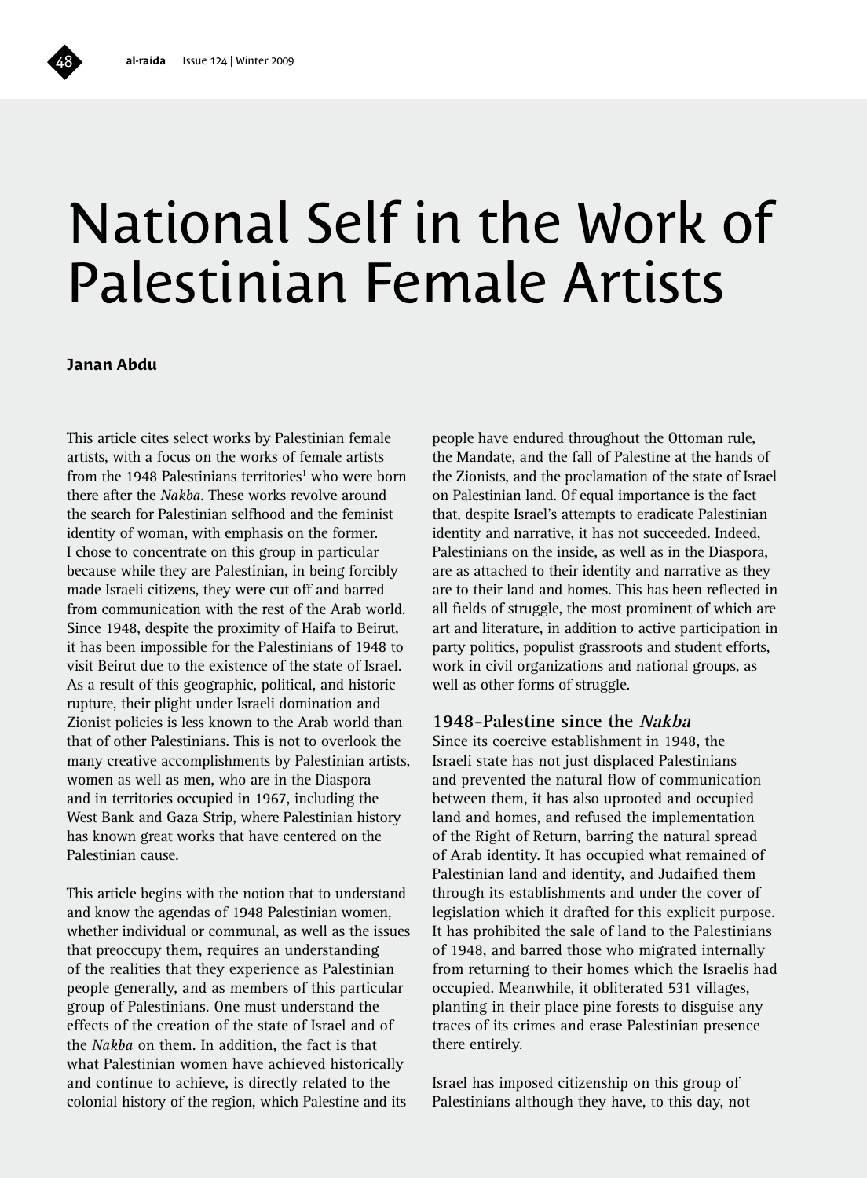# National Self in the Work of Palestinian Female Artists

**Janan Abdu**

This article cites select works by Palestinian female artists, with a focus on the works of female artists from the 1948 Palestinians territories[1] who were born there after the *Nakba*. These works revolve around the search for Palestinian selfhood and the feminist identity of woman, with emphasis on the former. I chose to concentrate on this group in particular because while they are Palestinian, in being forcibly made Israeli citizens, they were cut off and barred from communication with the rest of the Arab world. Since 1948, despite the proximity of Haifa to Beirut, it has been impossible for the Palestinians of 1948 to visit Beirut due to the existence of the state of Israel. As a result of this geographic, political, and historic rupture, their plight under Israeli domination and Zionist policies is less known to the Arab world than that of other Palestinians. This is not to overlook the many creative accomplishments by Palestinian artists, women as well as men, who are in the Diaspora and in territories occupied in 1967, including the West Bank and Gaza Strip, where Palestinian history has known great works that have centered on the Palestinian cause.

This article begins with the notion that to understand and know the agendas of 1948 Palestinian women, whether individual or communal, as well as the issues that preoccupy them, requires an understanding of the realities that they experience as Palestinian people generally, and as members of this particular group of Palestinians. One must understand the effects of the creation of the state of Israel and of the *Nakba* on them. In addition, the fact is that what Palestinian women have achieved historically and continue to achieve, is directly related to the colonial history of the region, which Palestine and its people have endured throughout the Ottoman rule, the Mandate, and the fall of Palestine at the hands of the Zionists, and the proclamation of the state of Israel on Palestinian land. Of equal importance is the fact that, despite Israel's attempts to eradicate Palestinian identity and narrative, it has not succeeded. Indeed, Palestinians on the inside, as well as in the Diaspora, are as attached to their identity and narrative as they are to their land and homes. This has been reflected in all fields of struggle, the most prominent of which are art and literature, in addition to active participation in party politics, populist grassroots and student efforts, work in civil organizations and national groups, as well as other forms of struggle.

## 1948-Palestine since the *Nakba*

Since its coercive establishment in 1948, the Israeli state has not just displaced Palestinians and prevented the natural flow of communication between them, it has also uprooted and occupied land and homes, and refused the implementation of the Right of Return, barring the natural spread of Arab identity. It has occupied what remained of Palestinian land and identity, and Judaified them through its establishments and under the cover of legislation which it drafted for this explicit purpose. It has prohibited the sale of land to the Palestinians of 1948, and barred those who migrated internally from returning to their homes which the Israelis had occupied. Meanwhile, it obliterated 531 villages, planting in their place pine forests to disguise any traces of its crimes and erase Palestinian presence there entirely.

Israel has imposed citizenship on this group of Palestinians although they have, to this day, not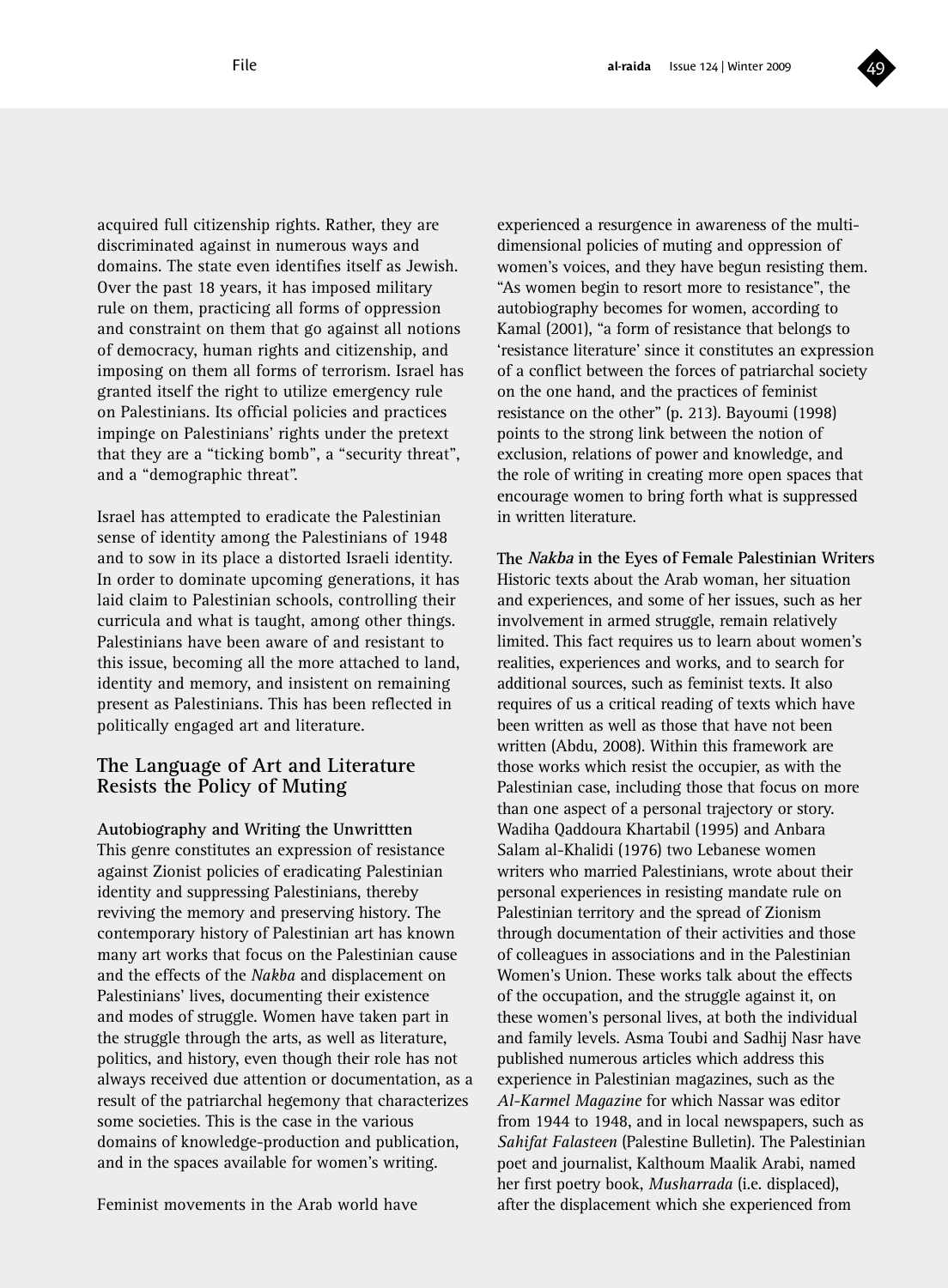acquired full citizenship rights. Rather, they are discriminated against in numerous ways and domains. The state even identifies itself as Jewish. Over the past 18 years, it has imposed military rule on them, practicing all forms of oppression and constraint on them that go against all notions of democracy, human rights and citizenship, and imposing on them all forms of terrorism. Israel has granted itself the right to utilize emergency rule on Palestinians. Its official policies and practices impinge on Palestinians' rights under the pretext that they are a "ticking bomb", a "security threat", and a "demographic threat".

Israel has attempted to eradicate the Palestinian sense of identity among the Palestinians of 1948 and to sow in its place a distorted Israeli identity. In order to dominate upcoming generations, it has laid claim to Palestinian schools, controlling their curricula and what is taught, among other things. Palestinians have been aware of and resistant to this issue, becoming all the more attached to land, identity and memory, and insistent on remaining present as Palestinians. This has been reflected in politically engaged art and literature.

## The Language of Art and Literature Resists the Policy of Muting

**Autobiography and Writing the Unwrittten**

This genre constitutes an expression of resistance against Zionist policies of eradicating Palestinian identity and suppressing Palestinians, thereby reviving the memory and preserving history. The contemporary history of Palestinian art has known many art works that focus on the Palestinian cause and the effects of the *Nakba* and displacement on Palestinians' lives, documenting their existence and modes of struggle. Women have taken part in the struggle through the arts, as well as literature, politics, and history, even though their role has not always received due attention or documentation, as a result of the patriarchal hegemony that characterizes some societies. This is the case in the various domains of knowledge-production and publication, and in the spaces available for women's writing.

Feminist movements in the Arab world have experienced a resurgence in awareness of the multi-dimensional policies of muting and oppression of women's voices, and they have begun resisting them. "As women begin to resort more to resistance", the autobiography becomes for women, according to Kamal (2001), "a form of resistance that belongs to 'resistance literature' since it constitutes an expression of a conflict between the forces of patriarchal society on the one hand, and the practices of feminist resistance on the other" (p. 213). Bayoumi (1998) points to the strong link between the notion of exclusion, relations of power and knowledge, and the role of writing in creating more open spaces that encourage women to bring forth what is suppressed in written literature.

**The *Nakba* in the Eyes of Female Palestinian Writers**

Historic texts about the Arab woman, her situation and experiences, and some of her issues, such as her involvement in armed struggle, remain relatively limited. This fact requires us to learn about women's realities, experiences and works, and to search for additional sources, such as feminist texts. It also requires of us a critical reading of texts which have been written as well as those that have not been written (Abdu, 2008). Within this framework are those works which resist the occupier, as with the Palestinian case, including those that focus on more than one aspect of a personal trajectory or story. Wadiha Qaddoura Khartabil (1995) and Anbara Salam al-Khalidi (1976) two Lebanese women writers who married Palestinians, wrote about their personal experiences in resisting mandate rule on Palestinian territory and the spread of Zionism through documentation of their activities and those of colleagues in associations and in the Palestinian Women's Union. These works talk about the effects of the occupation, and the struggle against it, on these women's personal lives, at both the individual and family levels. Asma Toubi and Sadhij Nasr have published numerous articles which address this experience in Palestinian magazines, such as the *Al-Karmel Magazine* for which Nassar was editor from 1944 to 1948, and in local newspapers, such as *Sahifat Falasteen* (Palestine Bulletin). The Palestinian poet and journalist, Kalthoum Maalik Arabi, named her first poetry book, *Musharrada* (i.e. displaced), after the displacement which she experienced from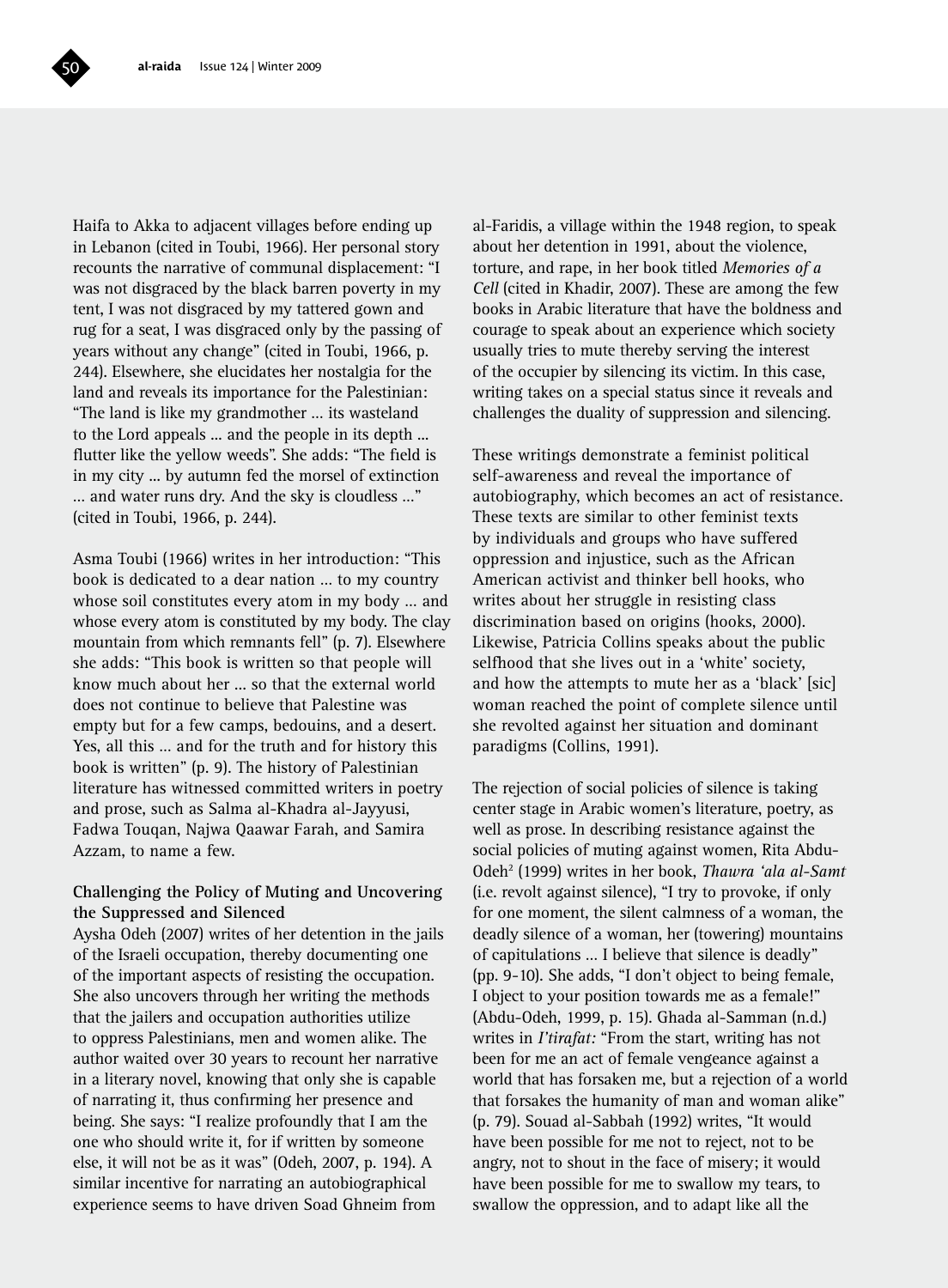Haifa to Akka to adjacent villages before ending up in Lebanon (cited in Toubi, 1966). Her personal story recounts the narrative of communal displacement: "I was not disgraced by the black barren poverty in my tent, I was not disgraced by my tattered gown and rug for a seat, I was disgraced only by the passing of years without any change" (cited in Toubi, 1966, p. 244). Elsewhere, she elucidates her nostalgia for the land and reveals its importance for the Palestinian: "The land is like my grandmother … its wasteland to the Lord appeals … and the people in its depth … flutter like the yellow weeds". She adds: "The field is in my city … by autumn fed the morsel of extinction … and water runs dry. And the sky is cloudless …" (cited in Toubi, 1966, p. 244).

Asma Toubi (1966) writes in her introduction: "This book is dedicated to a dear nation … to my country whose soil constitutes every atom in my body … and whose every atom is constituted by my body. The clay mountain from which remnants fell" (p. 7). Elsewhere she adds: "This book is written so that people will know much about her … so that the external world does not continue to believe that Palestine was empty but for a few camps, bedouins, and a desert. Yes, all this … and for the truth and for history this book is written" (p. 9). The history of Palestinian literature has witnessed committed writers in poetry and prose, such as Salma al-Khadra al-Jayyusi, Fadwa Touqan, Najwa Qaawar Farah, and Samira Azzam, to name a few.

### Challenging the Policy of Muting and Uncovering the Suppressed and Silenced

Aysha Odeh (2007) writes of her detention in the jails of the Israeli occupation, thereby documenting one of the important aspects of resisting the occupation. She also uncovers through her writing the methods that the jailers and occupation authorities utilize to oppress Palestinians, men and women alike. The author waited over 30 years to recount her narrative in a literary novel, knowing that only she is capable of narrating it, thus confirming her presence and being. She says: "I realize profoundly that I am the one who should write it, for if written by someone else, it will not be as it was" (Odeh, 2007, p. 194). A similar incentive for narrating an autobiographical experience seems to have driven Soad Ghneim from al-Faridis, a village within the 1948 region, to speak about her detention in 1991, about the violence, torture, and rape, in her book titled *Memories of a Cell* (cited in Khadir, 2007). These are among the few books in Arabic literature that have the boldness and courage to speak about an experience which society usually tries to mute thereby serving the interest of the occupier by silencing its victim. In this case, writing takes on a special status since it reveals and challenges the duality of suppression and silencing.

These writings demonstrate a feminist political self-awareness and reveal the importance of autobiography, which becomes an act of resistance. These texts are similar to other feminist texts by individuals and groups who have suffered oppression and injustice, such as the African American activist and thinker bell hooks, who writes about her struggle in resisting class discrimination based on origins (hooks, 2000). Likewise, Patricia Collins speaks about the public selfhood that she lives out in a 'white' society, and how the attempts to mute her as a 'black' [sic] woman reached the point of complete silence until she revolted against her situation and dominant paradigms (Collins, 1991).

The rejection of social policies of silence is taking center stage in Arabic women's literature, poetry, as well as prose. In describing resistance against the social policies of muting against women, Rita Abdu-Odeh[2] (1999) writes in her book, *Thawra 'ala al-Samt* (i.e. revolt against silence), "I try to provoke, if only for one moment, the silent calmness of a woman, the deadly silence of a woman, her (towering) mountains of capitulations … I believe that silence is deadly" (pp. 9-10). She adds, "I don't object to being female, I object to your position towards me as a female!" (Abdu-Odeh, 1999, p. 15). Ghada al-Samman (n.d.) writes in *I'tirafat:* "From the start, writing has not been for me an act of female vengeance against a world that has forsaken me, but a rejection of a world that forsakes the humanity of man and woman alike" (p. 79). Souad al-Sabbah (1992) writes, "It would have been possible for me not to reject, not to be angry, not to shout in the face of misery; it would have been possible for me to swallow my tears, to swallow the oppression, and to adapt like all the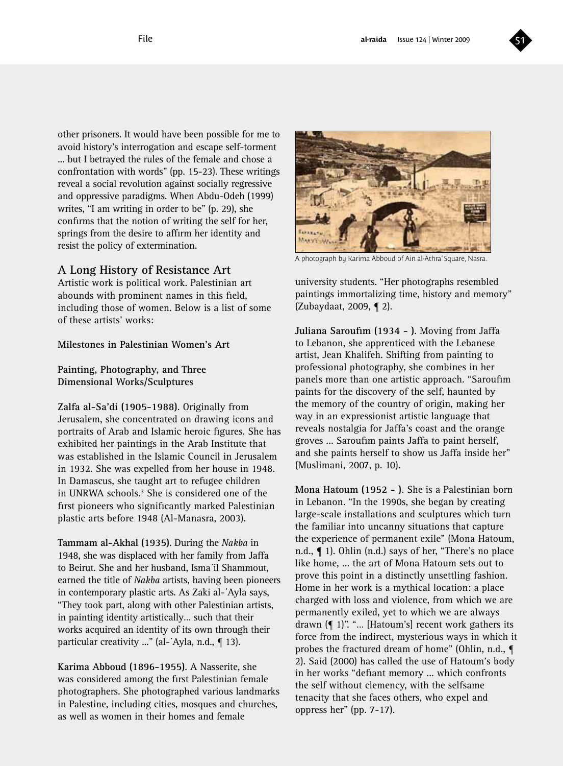other prisoners. It would have been possible for me to avoid history's interrogation and escape self-torment ... but I betrayed the rules of the female and chose a confrontation with words" (pp. 15-23). These writings reveal a social revolution against socially regressive and oppressive paradigms. When Abdu-Odeh (1999) writes, "I am writing in order to be" (p. 29), she confirms that the notion of writing the self for her, springs from the desire to affirm her identity and resist the policy of extermination.

## A Long History of Resistance Art

Artistic work is political work. Palestinian art abounds with prominent names in this field, including those of women. Below is a list of some of these artists' works:

### Milestones in Palestinian Women's Art

#### Painting, Photography, and Three Dimensional Works/Sculptures

**Zalfa al-Sa'di (1905-1988)**. Originally from Jerusalem, she concentrated on drawing icons and portraits of Arab and Islamic heroic figures. She has exhibited her paintings in the Arab Institute that was established in the Islamic Council in Jerusalem in 1932. She was expelled from her house in 1948. In Damascus, she taught art to refugee children in UNRWA schools.[3] She is considered one of the first pioneers who significantly marked Palestinian plastic arts before 1948 (Al-Manasra, 2003).

**Tammam al-Akhal (1935)**. During the *Nakba* in 1948, she was displaced with her family from Jaffa to Beirut. She and her husband, Isma´il Shammout, earned the title of *Nakba* artists, having been pioneers in contemporary plastic arts. As Zaki al-´Ayla says, "They took part, along with other Palestinian artists, in painting identity artistically... such that their works acquired an identity of its own through their particular creativity ..." (al-´Ayla, n.d., ¶ 13).

**Karima Abboud (1896-1955)**. A Nasserite, she was considered among the first Palestinian female photographers. She photographed various landmarks in Palestine, including cities, mosques and churches, as well as women in their homes and female university students. "Her photographs resembled paintings immortalizing time, history and memory" (Zubaydaat, 2009, ¶ 2).

A photograph by Karima Abboud of Ain al-Athra' Square, Nasra.

**Juliana Saroufim (1934 - )**. Moving from Jaffa to Lebanon, she apprenticed with the Lebanese artist, Jean Khalifeh. Shifting from painting to professional photography, she combines in her panels more than one artistic approach. "Saroufim paints for the discovery of the self, haunted by the memory of the country of origin, making her way in an expressionist artistic language that reveals nostalgia for Jaffa's coast and the orange groves ... Saroufim paints Jaffa to paint herself, and she paints herself to show us Jaffa inside her" (Muslimani, 2007, p. 10).

**Mona Hatoum (1952 - )**. She is a Palestinian born in Lebanon. "In the 1990s, she began by creating large-scale installations and sculptures which turn the familiar into uncanny situations that capture the experience of permanent exile" (Mona Hatoum, n.d., ¶ 1). Ohlin (n.d.) says of her, "There's no place like home, ... the art of Mona Hatoum sets out to prove this point in a distinctly unsettling fashion. Home in her work is a mythical location: a place charged with loss and violence, from which we are permanently exiled, yet to which we are always drawn (¶ 1)". "... [Hatoum's] recent work gathers its force from the indirect, mysterious ways in which it probes the fractured dream of home" (Ohlin, n.d., ¶ 2). Said (2000) has called the use of Hatoum's body in her works "defiant memory ... which confronts the self without clemency, with the selfsame tenacity that she faces others, who expel and oppress her" (pp. 7-17).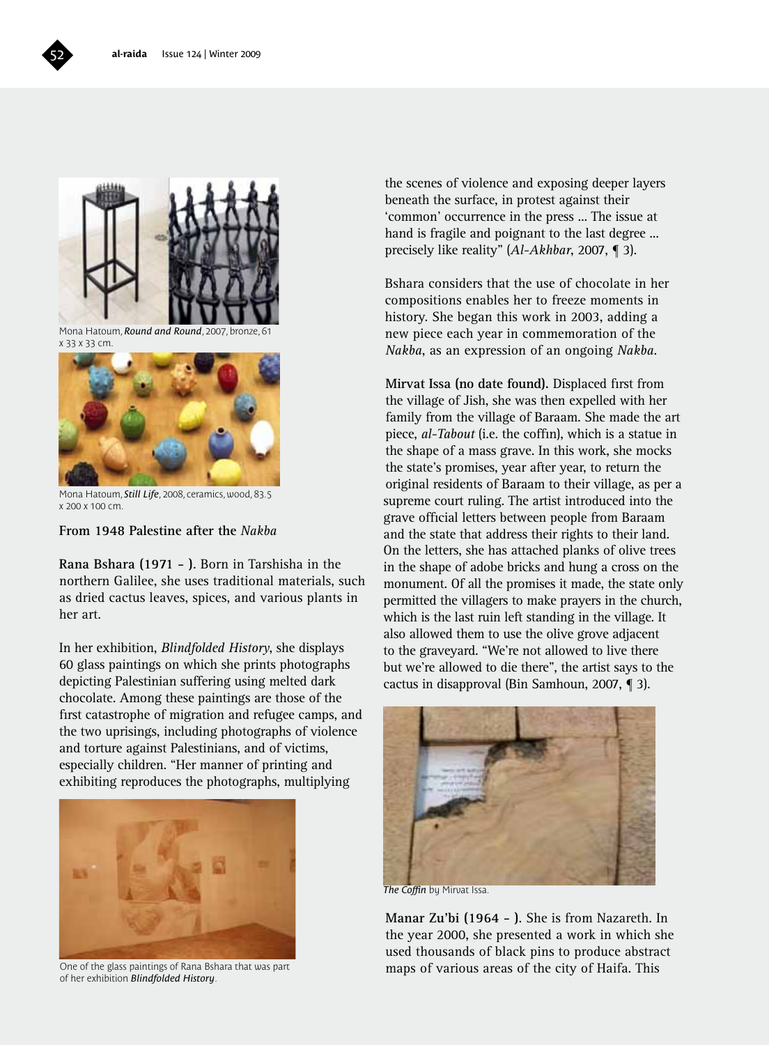Mona Hatoum, ***Round and Round***, 2007, bronze, 61 x 33 x 33 cm.

Mona Hatoum, ***Still Life***, 2008, ceramics, wood, 83.5 x 200 x 100 cm.

**From 1948 Palestine after the *Nakba***

**Rana Bshara (1971 - ).** Born in Tarshisha in the northern Galilee, she uses traditional materials, such as dried cactus leaves, spices, and various plants in her art.

In her exhibition, *Blindfolded History*, she displays 60 glass paintings on which she prints photographs depicting Palestinian suffering using melted dark chocolate. Among these paintings are those of the first catastrophe of migration and refugee camps, and the two uprisings, including photographs of violence and torture against Palestinians, and of victims, especially children. "Her manner of printing and exhibiting reproduces the photographs, multiplying the scenes of violence and exposing deeper layers beneath the surface, in protest against their 'common' occurrence in the press ... The issue at hand is fragile and poignant to the last degree ... precisely like reality" (*Al-Akhbar*, 2007, ¶ 3).

One of the glass paintings of Rana Bshara that was part of her exhibition ***Blindfolded History***.

Bshara considers that the use of chocolate in her compositions enables her to freeze moments in history. She began this work in 2003, adding a new piece each year in commemoration of the *Nakba*, as an expression of an ongoing *Nakba*.

**Mirvat Issa (no date found).** Displaced first from the village of Jish, she was then expelled with her family from the village of Baraam. She made the art piece, *al-Tabout* (i.e. the coffin), which is a statue in the shape of a mass grave. In this work, she mocks the state's promises, year after year, to return the original residents of Baraam to their village, as per a supreme court ruling. The artist introduced into the grave official letters between people from Baraam and the state that address their rights to their land. On the letters, she has attached planks of olive trees in the shape of adobe bricks and hung a cross on the monument. Of all the promises it made, the state only permitted the villagers to make prayers in the church, which is the last ruin left standing in the village. It also allowed them to use the olive grove adjacent to the graveyard. "We're not allowed to live there but we're allowed to die there", the artist says to the cactus in disapproval (Bin Samhoun, 2007, ¶ 3).

***The Coffin*** by Mirvat Issa.

**Manar Zu'bi (1964 - ).** She is from Nazareth. In the year 2000, she presented a work in which she used thousands of black pins to produce abstract maps of various areas of the city of Haifa. This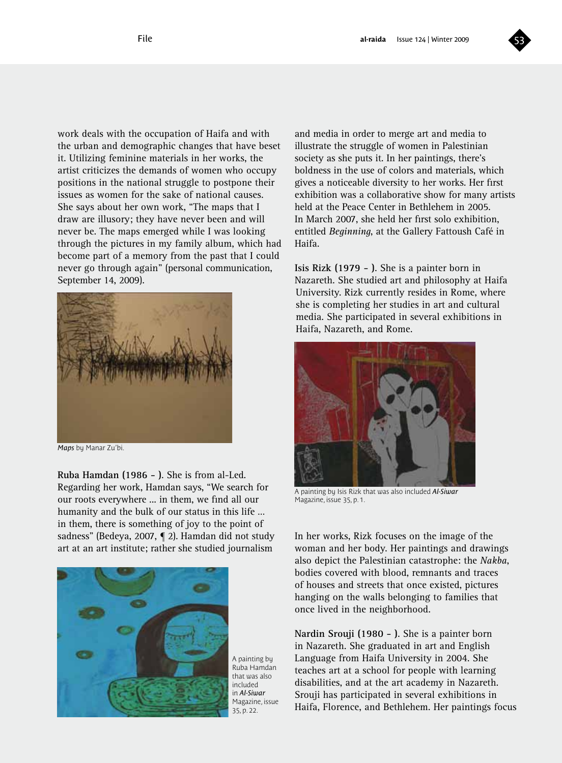work deals with the occupation of Haifa and with the urban and demographic changes that have beset it. Utilizing feminine materials in her works, the artist criticizes the demands of women who occupy positions in the national struggle to postpone their issues as women for the sake of national causes. She says about her own work, "The maps that I draw are illusory; they have never been and will never be. The maps emerged while I was looking through the pictures in my family album, which had become part of a memory from the past that I could never go through again" (personal communication, September 14, 2009).

*Maps* by Manar Zu'bi.

**Ruba Hamdan (1986 - ).** She is from al-Led. Regarding her work, Hamdan says, "We search for our roots everywhere ... in them, we find all our humanity and the bulk of our status in this life ... in them, there is something of joy to the point of sadness" (Bedeya, 2007, ¶ 2). Hamdan did not study art at an art institute; rather she studied journalism and media in order to merge art and media to illustrate the struggle of women in Palestinian society as she puts it. In her paintings, there's boldness in the use of colors and materials, which gives a noticeable diversity to her works. Her first exhibition was a collaborative show for many artists held at the Peace Center in Bethlehem in 2005. In March 2007, she held her first solo exhibition, entitled *Beginning*, at the Gallery Fattoush Café in Haifa.

A painting by Ruba Hamdan that was also included in *Al-Siwar* Magazine, issue 35, p. 22.

**Isis Rizk (1979 - ).** She is a painter born in Nazareth. She studied art and philosophy at Haifa University. Rizk currently resides in Rome, where she is completing her studies in art and cultural media. She participated in several exhibitions in Haifa, Nazareth, and Rome.

A painting by Isis Rizk that was also included *Al-Siwar* Magazine, issue 35, p. 1.

In her works, Rizk focuses on the image of the woman and her body. Her paintings and drawings also depict the Palestinian catastrophe: the *Nakba*, bodies covered with blood, remnants and traces of houses and streets that once existed, pictures hanging on the walls belonging to families that once lived in the neighborhood.

**Nardin Srouji (1980 - ).** She is a painter born in Nazareth. She graduated in art and English Language from Haifa University in 2004. She teaches art at a school for people with learning disabilities, and at the art academy in Nazareth. Srouji has participated in several exhibitions in Haifa, Florence, and Bethlehem. Her paintings focus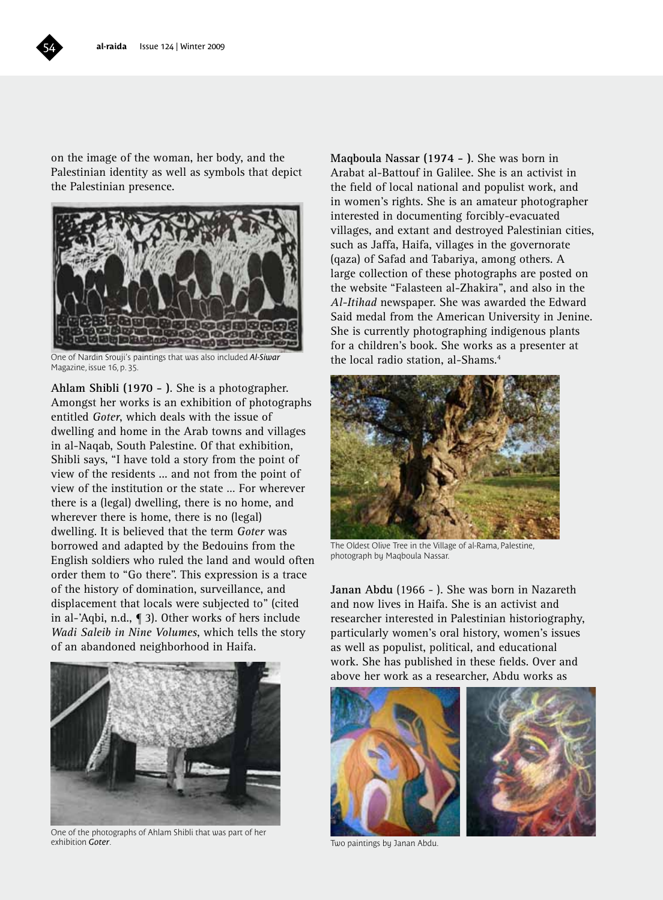on the image of the woman, her body, and the Palestinian identity as well as symbols that depict the Palestinian presence.

One of Nardin Srouji's paintings that was also included *Al-Siwar* Magazine, issue 16, p. 35.

**Ahlam Shibli (1970 - ).** She is a photographer. Amongst her works is an exhibition of photographs entitled *Goter*, which deals with the issue of dwelling and home in the Arab towns and villages in al-Naqab, South Palestine. Of that exhibition, Shibli says, "I have told a story from the point of view of the residents … and not from the point of view of the institution or the state … For wherever there is a (legal) dwelling, there is no home, and wherever there is home, there is no (legal) dwelling. It is believed that the term *Goter* was borrowed and adapted by the Bedouins from the English soldiers who ruled the land and would often order them to "Go there". This expression is a trace of the history of domination, surveillance, and displacement that locals were subjected to" (cited in al-'Aqbi, n.d., ¶ 3). Other works of hers include *Wadi Saleib in Nine Volumes*, which tells the story of an abandoned neighborhood in Haifa.

One of the photographs of Ahlam Shibli that was part of her exhibition *Goter*.

**Maqboula Nassar (1974 - ).** She was born in Arabat al-Battouf in Galilee. She is an activist in the field of local national and populist work, and in women's rights. She is an amateur photographer interested in documenting forcibly-evacuated villages, and extant and destroyed Palestinian cities, such as Jaffa, Haifa, villages in the governorate (qaza) of Safad and Tabariya, among others. A large collection of these photographs are posted on the website "Falasteen al-Zhakira", and also in the *Al-Itihad* newspaper. She was awarded the Edward Said medal from the American University in Jenine. She is currently photographing indigenous plants for a children's book. She works as a presenter at the local radio station, al-Shams.[4]

The Oldest Olive Tree in the Village of al-Rama, Palestine, photograph by Maqboula Nassar.

**Janan Abdu** (1966 - ). She was born in Nazareth and now lives in Haifa. She is an activist and researcher interested in Palestinian historiography, particularly women's oral history, women's issues as well as populist, political, and educational work. She has published in these fields. Over and above her work as a researcher, Abdu works as

Two paintings by Janan Abdu.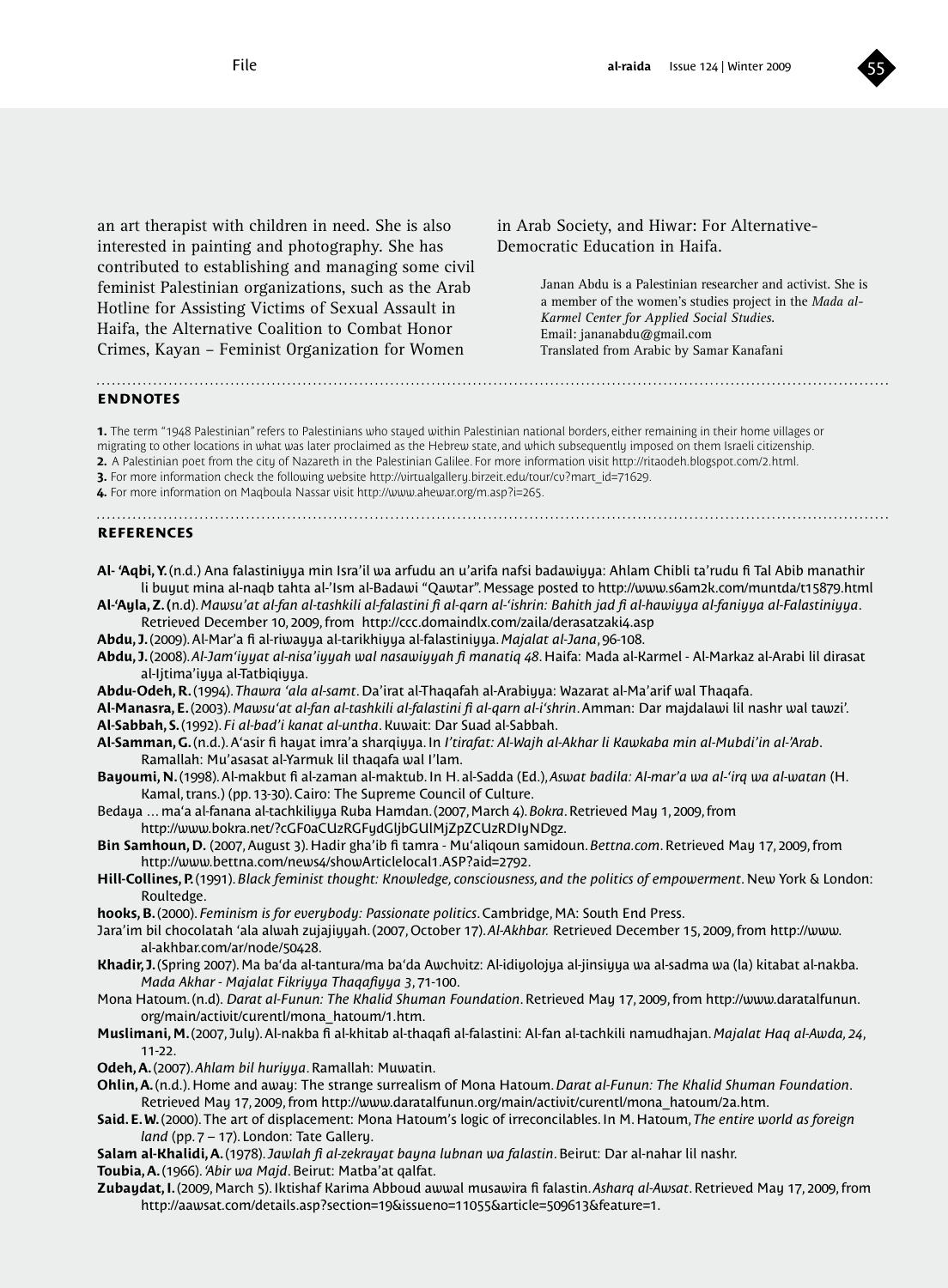an art therapist with children in need. She is also interested in painting and photography. She has contributed to establishing and managing some civil feminist Palestinian organizations, such as the Arab Hotline for Assisting Victims of Sexual Assault in Haifa, the Alternative Coalition to Combat Honor Crimes, Kayan – Feminist Organization for Women in Arab Society, and Hiwar: For Alternative-Democratic Education in Haifa.

Janan Abdu is a Palestinian researcher and activist. She is a member of the women's studies project in the *Mada al-Karmel Center for Applied Social Studies*.
Email: jananabdu@gmail.com
Translated from Arabic by Samar Kanafani

## ENDNOTES

**1.** The term "1948 Palestinian" refers to Palestinians who stayed within Palestinian national borders, either remaining in their home villages or migrating to other locations in what was later proclaimed as the Hebrew state, and which subsequently imposed on them Israeli citizenship.
**2.** A Palestinian poet from the city of Nazareth in the Palestinian Galilee. For more information visit http://ritaodeh.blogspot.com/2.html.
**3.** For more information check the following website http://virtualgallery.birzeit.edu/tour/cv?mart_id=71629.
**4.** For more information on Maqboula Nassar visit http://www.ahewar.org/m.asp?i=265.

## REFERENCES

**Al- 'Aqbi, Y.** (n.d.) Ana falastiniyya min Isra'il wa arfudu an u'arifa nafsi badawiyya: Ahlam Chibli ta'rudu fi Tal Abib manathir li buyut mina al-naqb tahta al-'Ism al-Badawi "Qawtar". Message posted to http://www.s6am2k.com/muntda/t15879.html

**Al-'Ayla, Z. (**n.d). *Mawsu'at al-fan al-tashkili al-falastini fi al-qarn al-'ishrin: Bahith jad fi al-hawiyya al-faniyya al-Falastiniyya*. Retrieved December 10, 2009, from http://ccc.domaindlx.com/zaila/derasatzaki4.asp

**Abdu, J.** (2009). Al-Mar'a fi al-riwayya al-tarikhiyya al-falastiniyya. *Majalat al-Jana*, 96-108.

**Abdu, J.** (2008). *Al-Jam'iyyat al-nisa'iyyah wal nasawiyyah fi manatiq 48*. Haifa: Mada al-Karmel - Al-Markaz al-Arabi lil dirasat al-Ijtima'iyya al-Tatbiqiyya.

**Abdu-Odeh, R.** (1994). *Thawra 'ala al-samt*. Da'irat al-Thaqafah al-Arabiyya: Wazarat al-Ma'arif wal Thaqafa.

**Al-Manasra, E.** (2003). *Mawsu'at al-fan al-tashkili al-falastini fi al-qarn al-i'shrin*. Amman: Dar majdalawi lil nashr wal tawzi'.

**Al-Sabbah, S.** (1992). *Fi al-bad'i kanat al-untha*. Kuwait: Dar Suad al-Sabbah.

**Al-Samman, G.** (n.d.). A'asir fi hayat imra'a sharqiyya. In *I'tirafat: Al-Wajh al-Akhar li Kawkaba min al-Mubdi'in al-'Arab*. Ramallah: Mu'asasat al-Yarmuk lil thaqafa wal I'lam.

**Bayoumi, N.** (1998). Al-makbut fi al-zaman al-maktub. In H. al-Sadda (Ed.), *Aswat badila: Al-mar'a wa al-'irq wa al-watan* (H. Kamal, trans.) (pp. 13-30). Cairo: The Supreme Council of Culture.

Bedaya … ma'a al-fanana al-tachkiliyya Ruba Hamdan. (2007, March 4). *Bokra*. Retrieved May 1, 2009, from http://www.bokra.net/?cGF0aCUzRGFydGljbGUlMjZpZCUzRDIyNDgz.

**Bin Samhoun, D.** (2007, August 3). Hadir gha'ib fi tamra - Mu'aliqoun samidoun. *Bettna.com*. Retrieved May 17, 2009, from http://www.bettna.com/news4/showArticlelocal1.ASP?aid=2792.

**Hill-Collines, P.** (1991). *Black feminist thought: Knowledge, consciousness, and the politics of empowerment*. New York & London: Roultedge.

**hooks, B.** (2000). *Feminism is for everybody: Passionate politics*. Cambridge, MA: South End Press.

Jara'im bil chocolatah 'ala alwah zujajiyyah. (2007, October 17). *Al-Akhbar.* Retrieved December 15, 2009, from http://www.al-akhbar.com/ar/node/50428.

**Khadir, J.** (Spring 2007). Ma ba'da al-tantura/ma ba'da Awchvitz: Al-idiyolojya al-jinsiyya wa al-sadma wa (la) kitabat al-nakba. *Mada Akhar - Majalat Fikriyya Thaqafiyya 3*, 71-100.

Mona Hatoum. (n.d). *Darat al-Funun: The Khalid Shuman Foundation*. Retrieved May 17, 2009, from http://www.daratalfunun.org/main/activit/curentl/mona_hatoum/1.htm.

**Muslimani, M.** (2007, July). Al-nakba fi al-khitab al-thaqafi al-falastini: Al-fan al-tachkili namudhajan. *Majalat Haq al-Awda, 24*, 11-22.

**Odeh, A.** (2007). *Ahlam bil huriyya*. Ramallah: Muwatin.

**Ohlin, A.** (n.d.). Home and away: The strange surrealism of Mona Hatoum. *Darat al-Funun: The Khalid Shuman Foundation*. Retrieved May 17, 2009, from http://www.daratalfunun.org/main/activit/curentl/mona_hatoum/2a.htm.

**Said. E. W.** (2000). The art of displacement: Mona Hatoum's logic of irreconcilables. In M. Hatoum, *The entire world as foreign land* (pp. 7 – 17). London: Tate Gallery.

**Salam al-Khalidi, A.** (1978). *Jawlah fi al-zekrayat bayna lubnan wa falastin*. Beirut: Dar al-nahar lil nashr.

**Toubia, A.** (1966). *'Abir wa Majd*. Beirut: Matba'at qalfat.

**Zubaydat, I.** (2009, March 5). Iktishaf Karima Abboud awwal musawira fi falastin. *Asharq al-Awsat*. Retrieved May 17, 2009, from http://aawsat.com/details.asp?section=19&issueno=11055&article=509613&feature=1.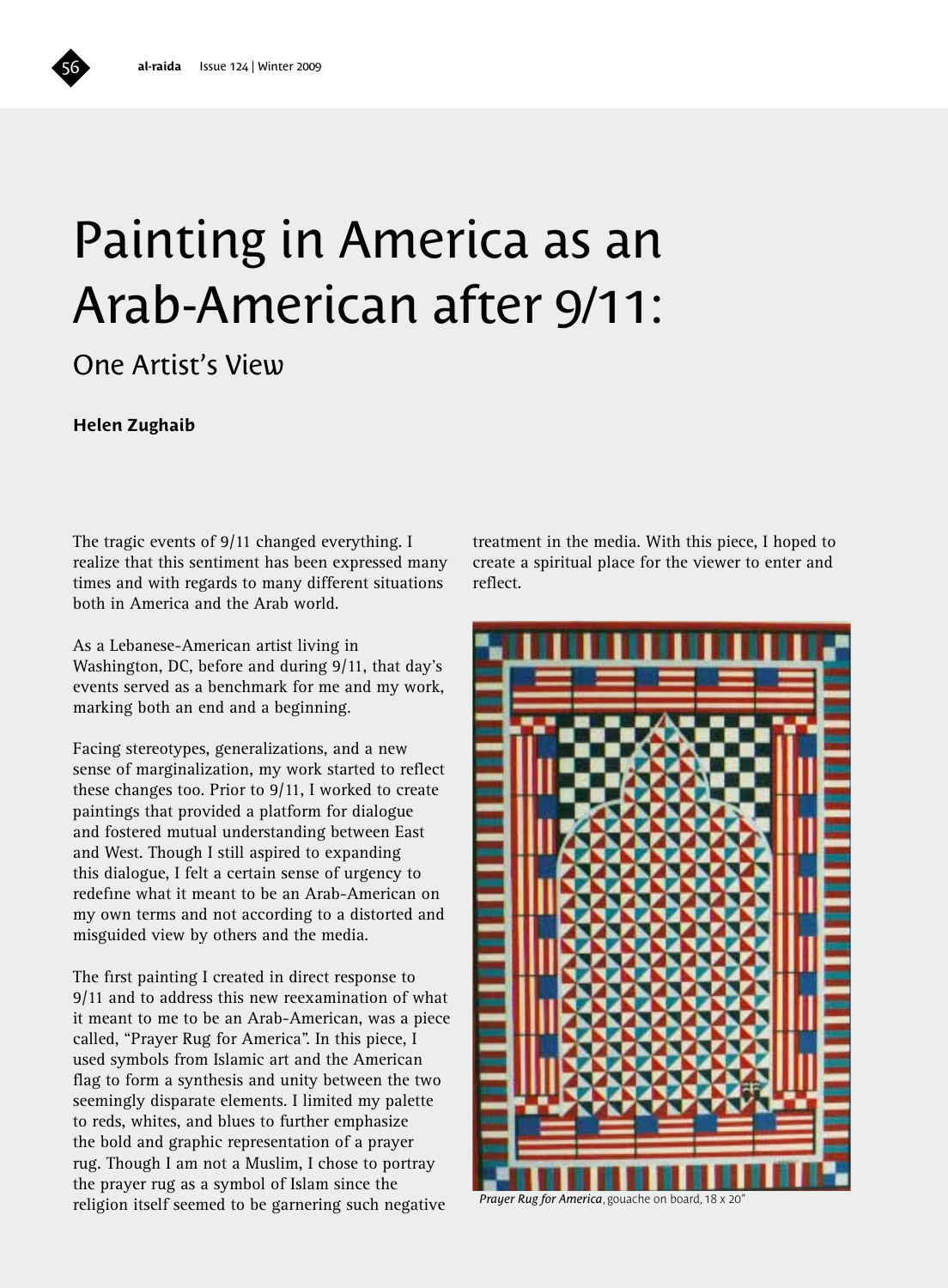# Painting in America as an Arab-American after 9/11:

## One Artist's View

**Helen Zughaib**

The tragic events of 9/11 changed everything. I realize that this sentiment has been expressed many times and with regards to many different situations both in America and the Arab world.

As a Lebanese-American artist living in Washington, DC, before and during 9/11, that day's events served as a benchmark for me and my work, marking both an end and a beginning.

Facing stereotypes, generalizations, and a new sense of marginalization, my work started to reflect these changes too. Prior to 9/11, I worked to create paintings that provided a platform for dialogue and fostered mutual understanding between East and West. Though I still aspired to expanding this dialogue, I felt a certain sense of urgency to redefine what it meant to be an Arab-American on my own terms and not according to a distorted and misguided view by others and the media.

The first painting I created in direct response to 9/11 and to address this new reexamination of what it meant to me to be an Arab-American, was a piece called, "Prayer Rug for America". In this piece, I used symbols from Islamic art and the American flag to form a synthesis and unity between the two seemingly disparate elements. I limited my palette to reds, whites, and blues to further emphasize the bold and graphic representation of a prayer rug. Though I am not a Muslim, I chose to portray the prayer rug as a symbol of Islam since the religion itself seemed to be garnering such negative treatment in the media. With this piece, I hoped to create a spiritual place for the viewer to enter and reflect.

*Prayer Rug for America*, gouache on board, 18 x 20"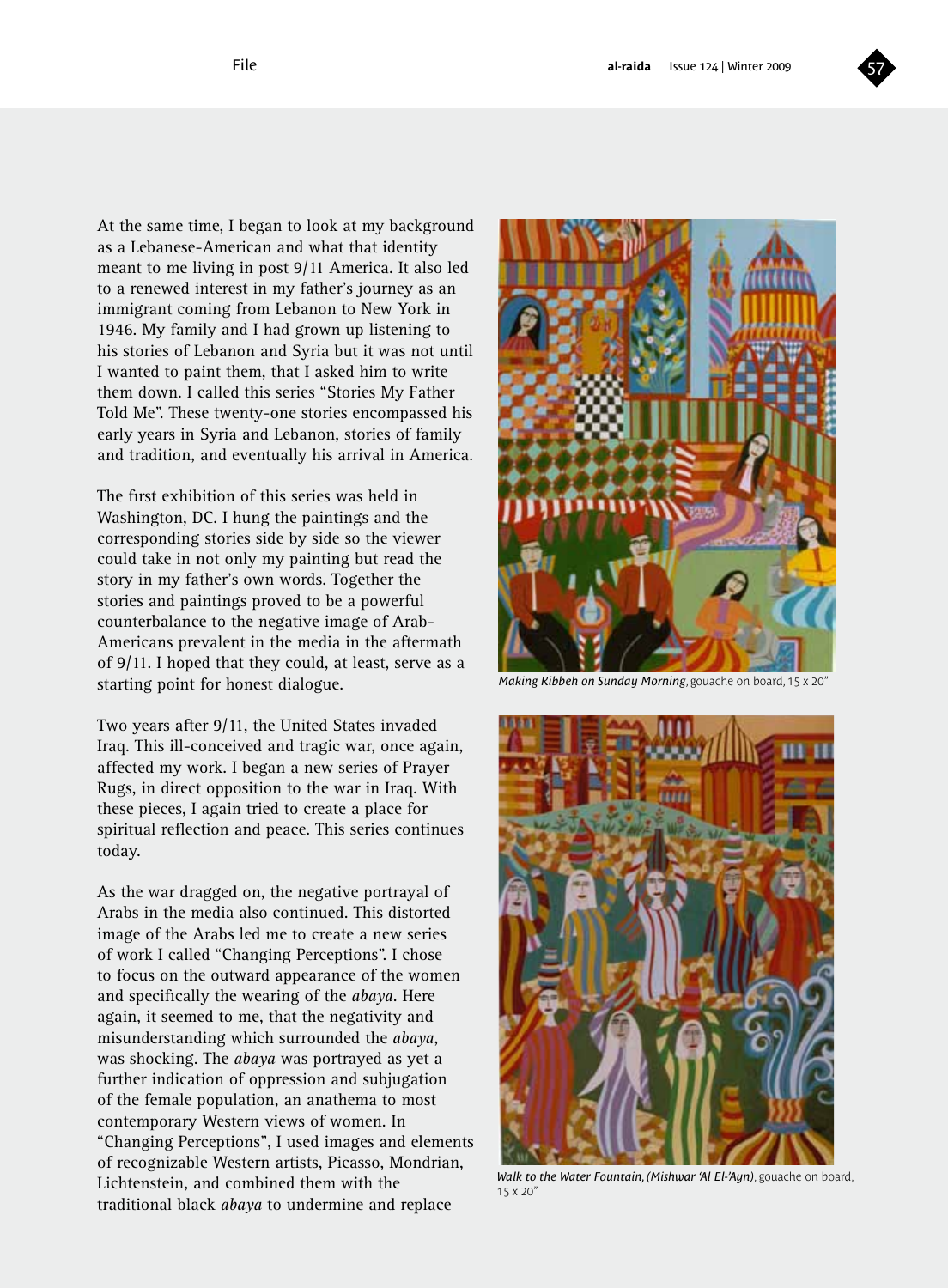At the same time, I began to look at my background as a Lebanese-American and what that identity meant to me living in post 9/11 America. It also led to a renewed interest in my father's journey as an immigrant coming from Lebanon to New York in 1946. My family and I had grown up listening to his stories of Lebanon and Syria but it was not until I wanted to paint them, that I asked him to write them down. I called this series "Stories My Father Told Me". These twenty-one stories encompassed his early years in Syria and Lebanon, stories of family and tradition, and eventually his arrival in America.

The first exhibition of this series was held in Washington, DC. I hung the paintings and the corresponding stories side by side so the viewer could take in not only my painting but read the story in my father's own words. Together the stories and paintings proved to be a powerful counterbalance to the negative image of Arab-Americans prevalent in the media in the aftermath of 9/11. I hoped that they could, at least, serve as a starting point for honest dialogue.

Two years after 9/11, the United States invaded Iraq. This ill-conceived and tragic war, once again, affected my work. I began a new series of Prayer Rugs, in direct opposition to the war in Iraq. With these pieces, I again tried to create a place for spiritual reflection and peace. This series continues today.

As the war dragged on, the negative portrayal of Arabs in the media also continued. This distorted image of the Arabs led me to create a new series of work I called "Changing Perceptions". I chose to focus on the outward appearance of the women and specifically the wearing of the *abaya*. Here again, it seemed to me, that the negativity and misunderstanding which surrounded the *abaya*, was shocking. The *abaya* was portrayed as yet a further indication of oppression and subjugation of the female population, an anathema to most contemporary Western views of women. In "Changing Perceptions", I used images and elements of recognizable Western artists, Picasso, Mondrian, Lichtenstein, and combined them with the traditional black *abaya* to undermine and replace

*Making Kibbeh on Sunday Morning*, gouache on board, 15 x 20"

*Walk to the Water Fountain, (Mishwar 'Al El-'Ayn)*, gouache on board, 15 x 20"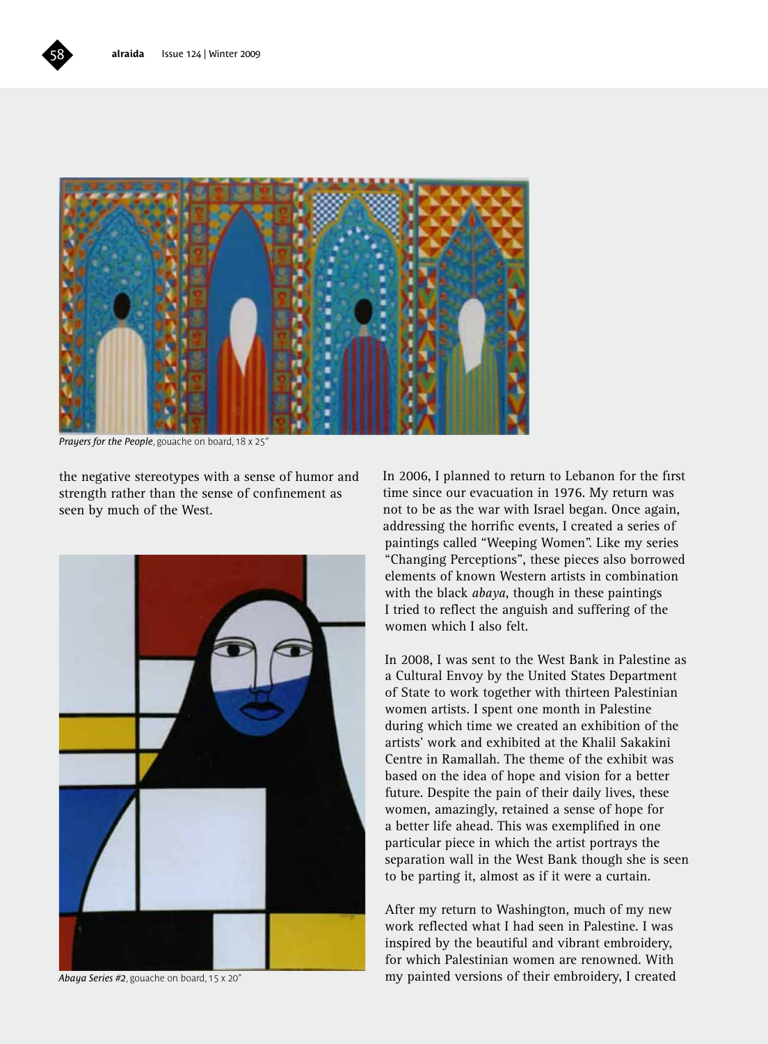*Prayers for the People*, gouache on board, 18 x 25"

the negative stereotypes with a sense of humor and strength rather than the sense of confinement as seen by much of the West.

*Abaya Series #2*, gouache on board, 15 x 20"

In 2006, I planned to return to Lebanon for the first time since our evacuation in 1976. My return was not to be as the war with Israel began. Once again, addressing the horrific events, I created a series of paintings called "Weeping Women". Like my series "Changing Perceptions", these pieces also borrowed elements of known Western artists in combination with the black *abaya*, though in these paintings I tried to reflect the anguish and suffering of the women which I also felt.

In 2008, I was sent to the West Bank in Palestine as a Cultural Envoy by the United States Department of State to work together with thirteen Palestinian women artists. I spent one month in Palestine during which time we created an exhibition of the artists' work and exhibited at the Khalil Sakakini Centre in Ramallah. The theme of the exhibit was based on the idea of hope and vision for a better future. Despite the pain of their daily lives, these women, amazingly, retained a sense of hope for a better life ahead. This was exemplified in one particular piece in which the artist portrays the separation wall in the West Bank though she is seen to be parting it, almost as if it were a curtain.

After my return to Washington, much of my new work reflected what I had seen in Palestine. I was inspired by the beautiful and vibrant embroidery, for which Palestinian women are renowned. With my painted versions of their embroidery, I created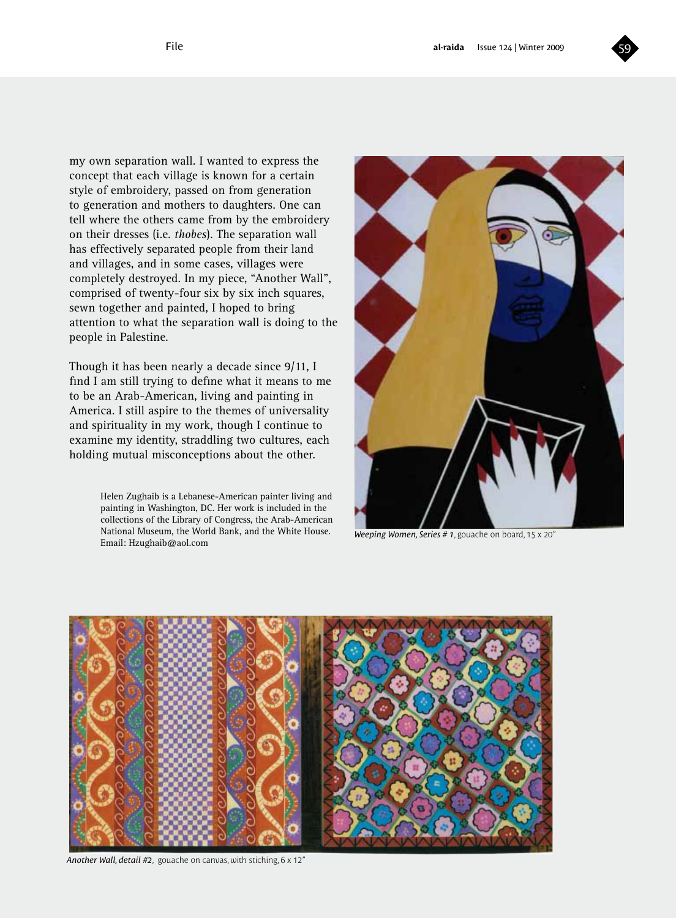my own separation wall. I wanted to express the concept that each village is known for a certain style of embroidery, passed on from generation to generation and mothers to daughters. One can tell where the others came from by the embroidery on their dresses (i.e. *thobes*). The separation wall has effectively separated people from their land and villages, and in some cases, villages were completely destroyed. In my piece, "Another Wall", comprised of twenty-four six by six inch squares, sewn together and painted, I hoped to bring attention to what the separation wall is doing to the people in Palestine.

Though it has been nearly a decade since 9/11, I find I am still trying to define what it means to me to be an Arab-American, living and painting in America. I still aspire to the themes of universality and spirituality in my work, though I continue to examine my identity, straddling two cultures, each holding mutual misconceptions about the other.

Helen Zughaib is a Lebanese-American painter living and painting in Washington, DC. Her work is included in the collections of the Library of Congress, the Arab-American National Museum, the World Bank, and the White House. Email: Hzughaib@aol.com

***Weeping Women, Series # 1***, gouache on board, 15 x 20"

***Another Wall, detail #2***, gouache on canvas, with stiching, 6 x 12"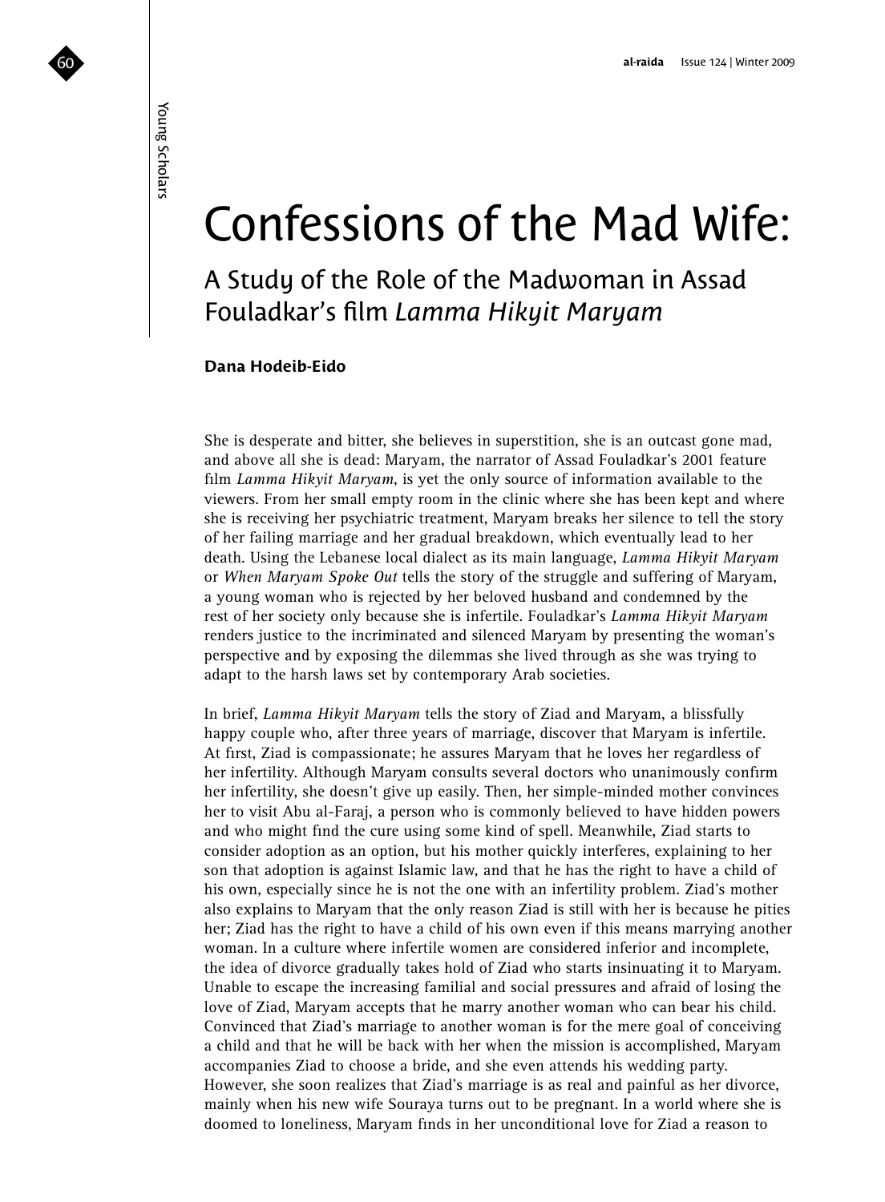# Confessions of the Mad Wife:

## A Study of the Role of the Madwoman in Assad Fouladkar's film *Lamma Hikyit Maryam*

**Dana Hodeib-Eido**

She is desperate and bitter, she believes in superstition, she is an outcast gone mad, and above all she is dead: Maryam, the narrator of Assad Fouladkar's 2001 feature film *Lamma Hikyit Maryam*, is yet the only source of information available to the viewers. From her small empty room in the clinic where she has been kept and where she is receiving her psychiatric treatment, Maryam breaks her silence to tell the story of her failing marriage and her gradual breakdown, which eventually lead to her death. Using the Lebanese local dialect as its main language, *Lamma Hikyit Maryam* or *When Maryam Spoke Out* tells the story of the struggle and suffering of Maryam, a young woman who is rejected by her beloved husband and condemned by the rest of her society only because she is infertile. Fouladkar's *Lamma Hikyit Maryam* renders justice to the incriminated and silenced Maryam by presenting the woman's perspective and by exposing the dilemmas she lived through as she was trying to adapt to the harsh laws set by contemporary Arab societies.

In brief, *Lamma Hikyit Maryam* tells the story of Ziad and Maryam, a blissfully happy couple who, after three years of marriage, discover that Maryam is infertile. At first, Ziad is compassionate; he assures Maryam that he loves her regardless of her infertility. Although Maryam consults several doctors who unanimously confirm her infertility, she doesn't give up easily. Then, her simple-minded mother convinces her to visit Abu al-Faraj, a person who is commonly believed to have hidden powers and who might find the cure using some kind of spell. Meanwhile, Ziad starts to consider adoption as an option, but his mother quickly interferes, explaining to her son that adoption is against Islamic law, and that he has the right to have a child of his own, especially since he is not the one with an infertility problem. Ziad's mother also explains to Maryam that the only reason Ziad is still with her is because he pities her; Ziad has the right to have a child of his own even if this means marrying another woman. In a culture where infertile women are considered inferior and incomplete, the idea of divorce gradually takes hold of Ziad who starts insinuating it to Maryam. Unable to escape the increasing familial and social pressures and afraid of losing the love of Ziad, Maryam accepts that he marry another woman who can bear his child. Convinced that Ziad's marriage to another woman is for the mere goal of conceiving a child and that he will be back with her when the mission is accomplished, Maryam accompanies Ziad to choose a bride, and she even attends his wedding party. However, she soon realizes that Ziad's marriage is as real and painful as her divorce, mainly when his new wife Souraya turns out to be pregnant. In a world where she is doomed to loneliness, Maryam finds in her unconditional love for Ziad a reason to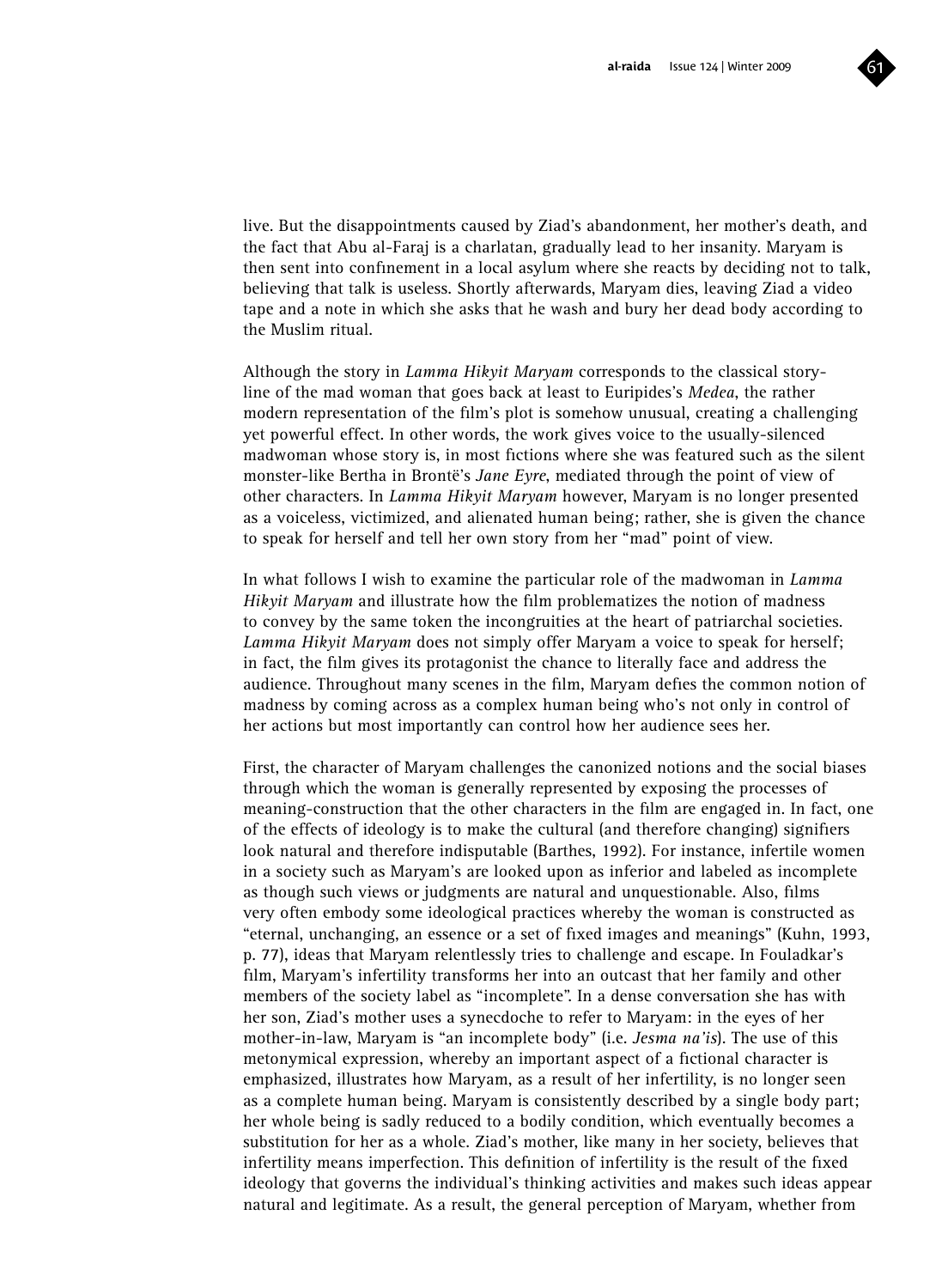live. But the disappointments caused by Ziad's abandonment, her mother's death, and the fact that Abu al-Faraj is a charlatan, gradually lead to her insanity. Maryam is then sent into confinement in a local asylum where she reacts by deciding not to talk, believing that talk is useless. Shortly afterwards, Maryam dies, leaving Ziad a video tape and a note in which she asks that he wash and bury her dead body according to the Muslim ritual.

Although the story in *Lamma Hikyit Maryam* corresponds to the classical story-line of the mad woman that goes back at least to Euripides's *Medea*, the rather modern representation of the film's plot is somehow unusual, creating a challenging yet powerful effect. In other words, the work gives voice to the usually-silenced madwoman whose story is, in most fictions where she was featured such as the silent monster-like Bertha in Brontë's *Jane Eyre*, mediated through the point of view of other characters. In *Lamma Hikyit Maryam* however, Maryam is no longer presented as a voiceless, victimized, and alienated human being; rather, she is given the chance to speak for herself and tell her own story from her "mad" point of view.

In what follows I wish to examine the particular role of the madwoman in *Lamma Hikyit Maryam* and illustrate how the film problematizes the notion of madness to convey by the same token the incongruities at the heart of patriarchal societies. *Lamma Hikyit Maryam* does not simply offer Maryam a voice to speak for herself; in fact, the film gives its protagonist the chance to literally face and address the audience. Throughout many scenes in the film, Maryam defies the common notion of madness by coming across as a complex human being who's not only in control of her actions but most importantly can control how her audience sees her.

First, the character of Maryam challenges the canonized notions and the social biases through which the woman is generally represented by exposing the processes of meaning-construction that the other characters in the film are engaged in. In fact, one of the effects of ideology is to make the cultural (and therefore changing) signifiers look natural and therefore indisputable (Barthes, 1992). For instance, infertile women in a society such as Maryam's are looked upon as inferior and labeled as incomplete as though such views or judgments are natural and unquestionable. Also, films very often embody some ideological practices whereby the woman is constructed as "eternal, unchanging, an essence or a set of fixed images and meanings" (Kuhn, 1993, p. 77), ideas that Maryam relentlessly tries to challenge and escape. In Fouladkar's film, Maryam's infertility transforms her into an outcast that her family and other members of the society label as "incomplete". In a dense conversation she has with her son, Ziad's mother uses a synecdoche to refer to Maryam: in the eyes of her mother-in-law, Maryam is "an incomplete body" (i.e. *Jesma na'is*). The use of this metonymical expression, whereby an important aspect of a fictional character is emphasized, illustrates how Maryam, as a result of her infertility, is no longer seen as a complete human being. Maryam is consistently described by a single body part; her whole being is sadly reduced to a bodily condition, which eventually becomes a substitution for her as a whole. Ziad's mother, like many in her society, believes that infertility means imperfection. This definition of infertility is the result of the fixed ideology that governs the individual's thinking activities and makes such ideas appear natural and legitimate. As a result, the general perception of Maryam, whether from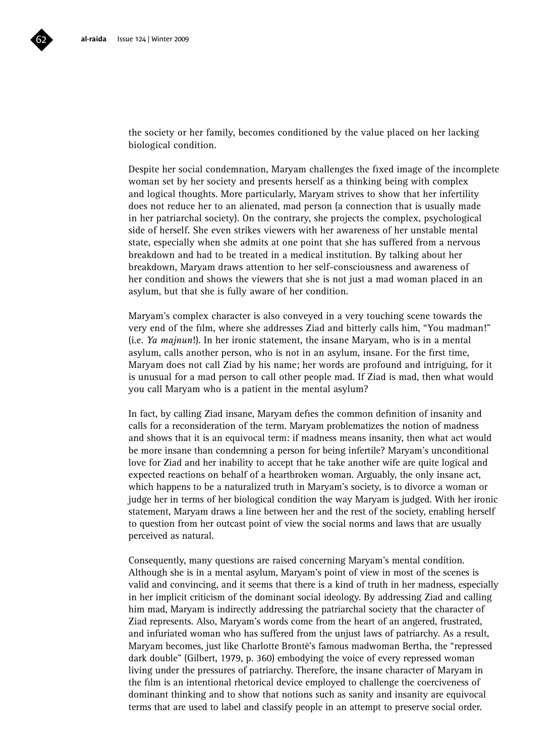the society or her family, becomes conditioned by the value placed on her lacking biological condition.

Despite her social condemnation, Maryam challenges the fixed image of the incomplete woman set by her society and presents herself as a thinking being with complex and logical thoughts. More particularly, Maryam strives to show that her infertility does not reduce her to an alienated, mad person (a connection that is usually made in her patriarchal society). On the contrary, she projects the complex, psychological side of herself. She even strikes viewers with her awareness of her unstable mental state, especially when she admits at one point that she has suffered from a nervous breakdown and had to be treated in a medical institution. By talking about her breakdown, Maryam draws attention to her self-consciousness and awareness of her condition and shows the viewers that she is not just a mad woman placed in an asylum, but that she is fully aware of her condition.

Maryam's complex character is also conveyed in a very touching scene towards the very end of the film, where she addresses Ziad and bitterly calls him, "You madman!" (i.e. *Ya majnun!*). In her ironic statement, the insane Maryam, who is in a mental asylum, calls another person, who is not in an asylum, insane. For the first time, Maryam does not call Ziad by his name; her words are profound and intriguing, for it is unusual for a mad person to call other people mad. If Ziad is mad, then what would you call Maryam who is a patient in the mental asylum?

In fact, by calling Ziad insane, Maryam defies the common definition of insanity and calls for a reconsideration of the term. Maryam problematizes the notion of madness and shows that it is an equivocal term: if madness means insanity, then what act would be more insane than condemning a person for being infertile? Maryam's unconditional love for Ziad and her inability to accept that he take another wife are quite logical and expected reactions on behalf of a heartbroken woman. Arguably, the only insane act, which happens to be a naturalized truth in Maryam's society, is to divorce a woman or judge her in terms of her biological condition the way Maryam is judged. With her ironic statement, Maryam draws a line between her and the rest of the society, enabling herself to question from her outcast point of view the social norms and laws that are usually perceived as natural.

Consequently, many questions are raised concerning Maryam's mental condition. Although she is in a mental asylum, Maryam's point of view in most of the scenes is valid and convincing, and it seems that there is a kind of truth in her madness, especially in her implicit criticism of the dominant social ideology. By addressing Ziad and calling him mad, Maryam is indirectly addressing the patriarchal society that the character of Ziad represents. Also, Maryam's words come from the heart of an angered, frustrated, and infuriated woman who has suffered from the unjust laws of patriarchy. As a result, Maryam becomes, just like Charlotte Brontë's famous madwoman Bertha, the "repressed dark double" (Gilbert, 1979, p. 360) embodying the voice of every repressed woman living under the pressures of patriarchy. Therefore, the insane character of Maryam in the film is an intentional rhetorical device employed to challenge the coerciveness of dominant thinking and to show that notions such as sanity and insanity are equivocal terms that are used to label and classify people in an attempt to preserve social order.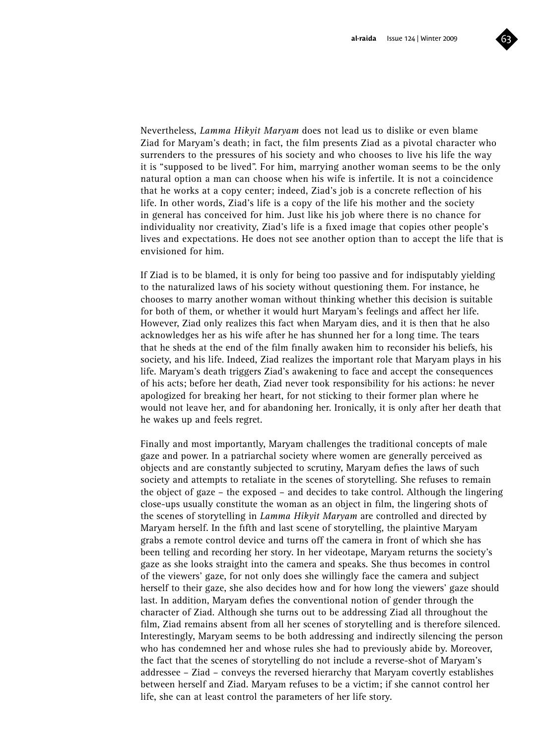Nevertheless, *Lamma Hikyit Maryam* does not lead us to dislike or even blame Ziad for Maryam's death; in fact, the film presents Ziad as a pivotal character who surrenders to the pressures of his society and who chooses to live his life the way it is "supposed to be lived". For him, marrying another woman seems to be the only natural option a man can choose when his wife is infertile. It is not a coincidence that he works at a copy center; indeed, Ziad's job is a concrete reflection of his life. In other words, Ziad's life is a copy of the life his mother and the society in general has conceived for him. Just like his job where there is no chance for individuality nor creativity, Ziad's life is a fixed image that copies other people's lives and expectations. He does not see another option than to accept the life that is envisioned for him.

If Ziad is to be blamed, it is only for being too passive and for indisputably yielding to the naturalized laws of his society without questioning them. For instance, he chooses to marry another woman without thinking whether this decision is suitable for both of them, or whether it would hurt Maryam's feelings and affect her life. However, Ziad only realizes this fact when Maryam dies, and it is then that he also acknowledges her as his wife after he has shunned her for a long time. The tears that he sheds at the end of the film finally awaken him to reconsider his beliefs, his society, and his life. Indeed, Ziad realizes the important role that Maryam plays in his life. Maryam's death triggers Ziad's awakening to face and accept the consequences of his acts; before her death, Ziad never took responsibility for his actions: he never apologized for breaking her heart, for not sticking to their former plan where he would not leave her, and for abandoning her. Ironically, it is only after her death that he wakes up and feels regret.

Finally and most importantly, Maryam challenges the traditional concepts of male gaze and power. In a patriarchal society where women are generally perceived as objects and are constantly subjected to scrutiny, Maryam defies the laws of such society and attempts to retaliate in the scenes of storytelling. She refuses to remain the object of gaze – the exposed – and decides to take control. Although the lingering close-ups usually constitute the woman as an object in film, the lingering shots of the scenes of storytelling in *Lamma Hikyit Maryam* are controlled and directed by Maryam herself. In the fifth and last scene of storytelling, the plaintive Maryam grabs a remote control device and turns off the camera in front of which she has been telling and recording her story. In her videotape, Maryam returns the society's gaze as she looks straight into the camera and speaks. She thus becomes in control of the viewers' gaze, for not only does she willingly face the camera and subject herself to their gaze, she also decides how and for how long the viewers' gaze should last. In addition, Maryam defies the conventional notion of gender through the character of Ziad. Although she turns out to be addressing Ziad all throughout the film, Ziad remains absent from all her scenes of storytelling and is therefore silenced. Interestingly, Maryam seems to be both addressing and indirectly silencing the person who has condemned her and whose rules she had to previously abide by. Moreover, the fact that the scenes of storytelling do not include a reverse-shot of Maryam's addressee – Ziad – conveys the reversed hierarchy that Maryam covertly establishes between herself and Ziad. Maryam refuses to be a victim; if she cannot control her life, she can at least control the parameters of her life story.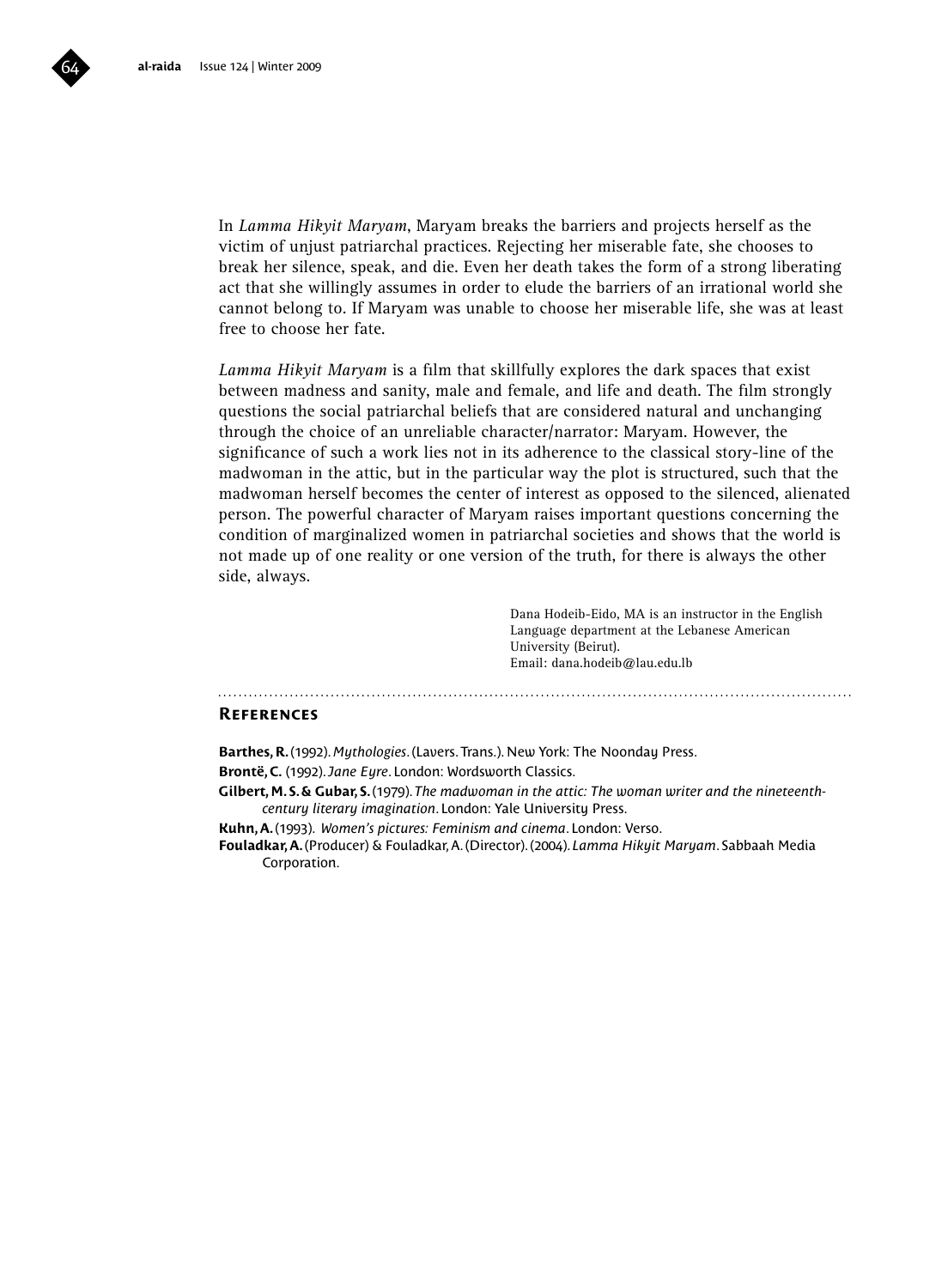In *Lamma Hikyit Maryam*, Maryam breaks the barriers and projects herself as the victim of unjust patriarchal practices. Rejecting her miserable fate, she chooses to break her silence, speak, and die. Even her death takes the form of a strong liberating act that she willingly assumes in order to elude the barriers of an irrational world she cannot belong to. If Maryam was unable to choose her miserable life, she was at least free to choose her fate.

*Lamma Hikyit Maryam* is a film that skillfully explores the dark spaces that exist between madness and sanity, male and female, and life and death. The film strongly questions the social patriarchal beliefs that are considered natural and unchanging through the choice of an unreliable character/narrator: Maryam. However, the significance of such a work lies not in its adherence to the classical story-line of the madwoman in the attic, but in the particular way the plot is structured, such that the madwoman herself becomes the center of interest as opposed to the silenced, alienated person. The powerful character of Maryam raises important questions concerning the condition of marginalized women in patriarchal societies and shows that the world is not made up of one reality or one version of the truth, for there is always the other side, always.

Dana Hodeib-Eido, MA is an instructor in the English Language department at the Lebanese American University (Beirut).
Email: dana.hodeib@lau.edu.lb

## References

**Barthes, R.** (1992). *Mythologies*. (Lavers. Trans.). New York: The Noonday Press.

**Brontë, C.** (1992). *Jane Eyre*. London: Wordsworth Classics.

**Gilbert, M. S. & Gubar, S.** (1979). *The madwoman in the attic: The woman writer and the nineteenth-century literary imagination*. London: Yale University Press.

**Kuhn, A.** (1993). *Women's pictures: Feminism and cinema*. London: Verso.

**Fouladkar, A.** (Producer) & Fouladkar, A. (Director). (2004). *Lamma Hikyit Maryam*. Sabbaah Media Corporation.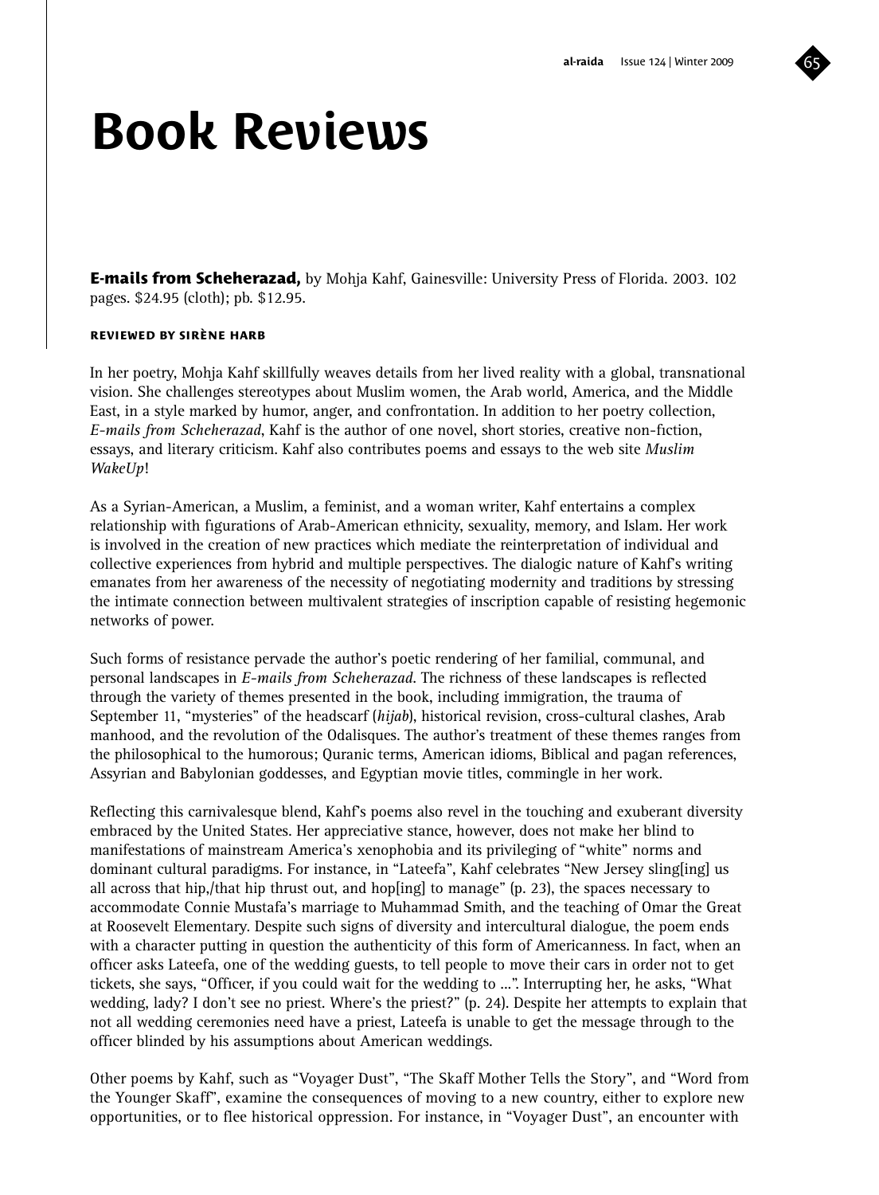# Book Reviews

**E-mails from Scheherazad,** by Mohja Kahf, Gainesville: University Press of Florida. 2003. 102 pages. $24.95 (cloth); pb. $12.95.

**REVIEWED BY SIRÈNE HARB**

In her poetry, Mohja Kahf skillfully weaves details from her lived reality with a global, transnational vision. She challenges stereotypes about Muslim women, the Arab world, America, and the Middle East, in a style marked by humor, anger, and confrontation. In addition to her poetry collection, *E-mails from Scheherazad*, Kahf is the author of one novel, short stories, creative non-fiction, essays, and literary criticism. Kahf also contributes poems and essays to the web site *Muslim WakeUp*!

As a Syrian-American, a Muslim, a feminist, and a woman writer, Kahf entertains a complex relationship with figurations of Arab-American ethnicity, sexuality, memory, and Islam. Her work is involved in the creation of new practices which mediate the reinterpretation of individual and collective experiences from hybrid and multiple perspectives. The dialogic nature of Kahf's writing emanates from her awareness of the necessity of negotiating modernity and traditions by stressing the intimate connection between multivalent strategies of inscription capable of resisting hegemonic networks of power.

Such forms of resistance pervade the author's poetic rendering of her familial, communal, and personal landscapes in *E-mails from Scheherazad*. The richness of these landscapes is reflected through the variety of themes presented in the book, including immigration, the trauma of September 11, "mysteries" of the headscarf (*hijab*), historical revision, cross-cultural clashes, Arab manhood, and the revolution of the Odalisques. The author's treatment of these themes ranges from the philosophical to the humorous; Quranic terms, American idioms, Biblical and pagan references, Assyrian and Babylonian goddesses, and Egyptian movie titles, commingle in her work.

Reflecting this carnivalesque blend, Kahf's poems also revel in the touching and exuberant diversity embraced by the United States. Her appreciative stance, however, does not make her blind to manifestations of mainstream America's xenophobia and its privileging of "white" norms and dominant cultural paradigms. For instance, in "Lateefa", Kahf celebrates "New Jersey sling[ing] us all across that hip,/that hip thrust out, and hop[ing] to manage" (p. 23), the spaces necessary to accommodate Connie Mustafa's marriage to Muhammad Smith, and the teaching of Omar the Great at Roosevelt Elementary. Despite such signs of diversity and intercultural dialogue, the poem ends with a character putting in question the authenticity of this form of Americanness. In fact, when an officer asks Lateefa, one of the wedding guests, to tell people to move their cars in order not to get tickets, she says, "Officer, if you could wait for the wedding to ...". Interrupting her, he asks, "What wedding, lady? I don't see no priest. Where's the priest?" (p. 24). Despite her attempts to explain that not all wedding ceremonies need have a priest, Lateefa is unable to get the message through to the officer blinded by his assumptions about American weddings.

Other poems by Kahf, such as "Voyager Dust", "The Skaff Mother Tells the Story", and "Word from the Younger Skaff", examine the consequences of moving to a new country, either to explore new opportunities, or to flee historical oppression. For instance, in "Voyager Dust", an encounter with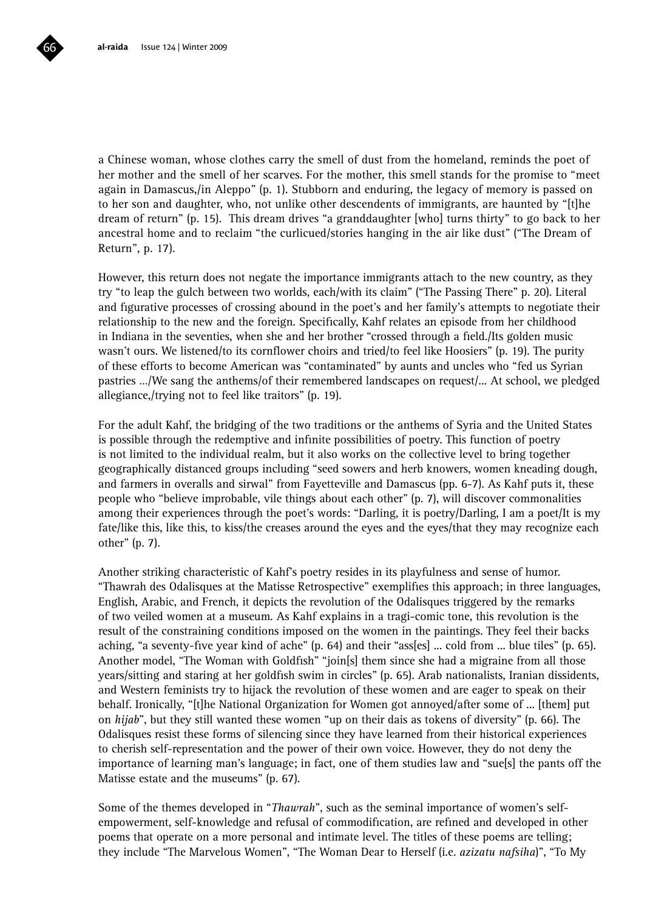a Chinese woman, whose clothes carry the smell of dust from the homeland, reminds the poet of her mother and the smell of her scarves. For the mother, this smell stands for the promise to "meet again in Damascus,/in Aleppo" (p. 1). Stubborn and enduring, the legacy of memory is passed on to her son and daughter, who, not unlike other descendents of immigrants, are haunted by "[t]he dream of return" (p. 15). This dream drives "a granddaughter [who] turns thirty" to go back to her ancestral home and to reclaim "the curlicued/stories hanging in the air like dust" ("The Dream of Return", p. 17).

However, this return does not negate the importance immigrants attach to the new country, as they try "to leap the gulch between two worlds, each/with its claim" ("The Passing There" p. 20). Literal and figurative processes of crossing abound in the poet's and her family's attempts to negotiate their relationship to the new and the foreign. Specifically, Kahf relates an episode from her childhood in Indiana in the seventies, when she and her brother "crossed through a field./Its golden music wasn't ours. We listened/to its cornflower choirs and tried/to feel like Hoosiers" (p. 19). The purity of these efforts to become American was "contaminated" by aunts and uncles who "fed us Syrian pastries .../We sang the anthems/of their remembered landscapes on request/... At school, we pledged allegiance,/trying not to feel like traitors" (p. 19).

For the adult Kahf, the bridging of the two traditions or the anthems of Syria and the United States is possible through the redemptive and infinite possibilities of poetry. This function of poetry is not limited to the individual realm, but it also works on the collective level to bring together geographically distanced groups including "seed sowers and herb knowers, women kneading dough, and farmers in overalls and sirwal" from Fayetteville and Damascus (pp. 6-7). As Kahf puts it, these people who "believe improbable, vile things about each other" (p. 7), will discover commonalities among their experiences through the poet's words: "Darling, it is poetry/Darling, I am a poet/It is my fate/like this, like this, to kiss/the creases around the eyes and the eyes/that they may recognize each other" (p. 7).

Another striking characteristic of Kahf's poetry resides in its playfulness and sense of humor. "Thawrah des Odalisques at the Matisse Retrospective" exemplifies this approach; in three languages, English, Arabic, and French, it depicts the revolution of the Odalisques triggered by the remarks of two veiled women at a museum. As Kahf explains in a tragi-comic tone, this revolution is the result of the constraining conditions imposed on the women in the paintings. They feel their backs aching, "a seventy-five year kind of ache" (p. 64) and their "ass[es] ... cold from ... blue tiles" (p. 65). Another model, "The Woman with Goldfish" "join[s] them since she had a migraine from all those years/sitting and staring at her goldfish swim in circles" (p. 65). Arab nationalists, Iranian dissidents, and Western feminists try to hijack the revolution of these women and are eager to speak on their behalf. Ironically, "[t]he National Organization for Women got annoyed/after some of ... [them] put on *hijab*", but they still wanted these women "up on their dais as tokens of diversity" (p. 66). The Odalisques resist these forms of silencing since they have learned from their historical experiences to cherish self-representation and the power of their own voice. However, they do not deny the importance of learning man's language; in fact, one of them studies law and "sue[s] the pants off the Matisse estate and the museums" (p. 67).

Some of the themes developed in "*Thawrah*", such as the seminal importance of women's self-empowerment, self-knowledge and refusal of commodification, are refined and developed in other poems that operate on a more personal and intimate level. The titles of these poems are telling; they include "The Marvelous Women", "The Woman Dear to Herself (i.e. *azizatu nafsiha*)", "To My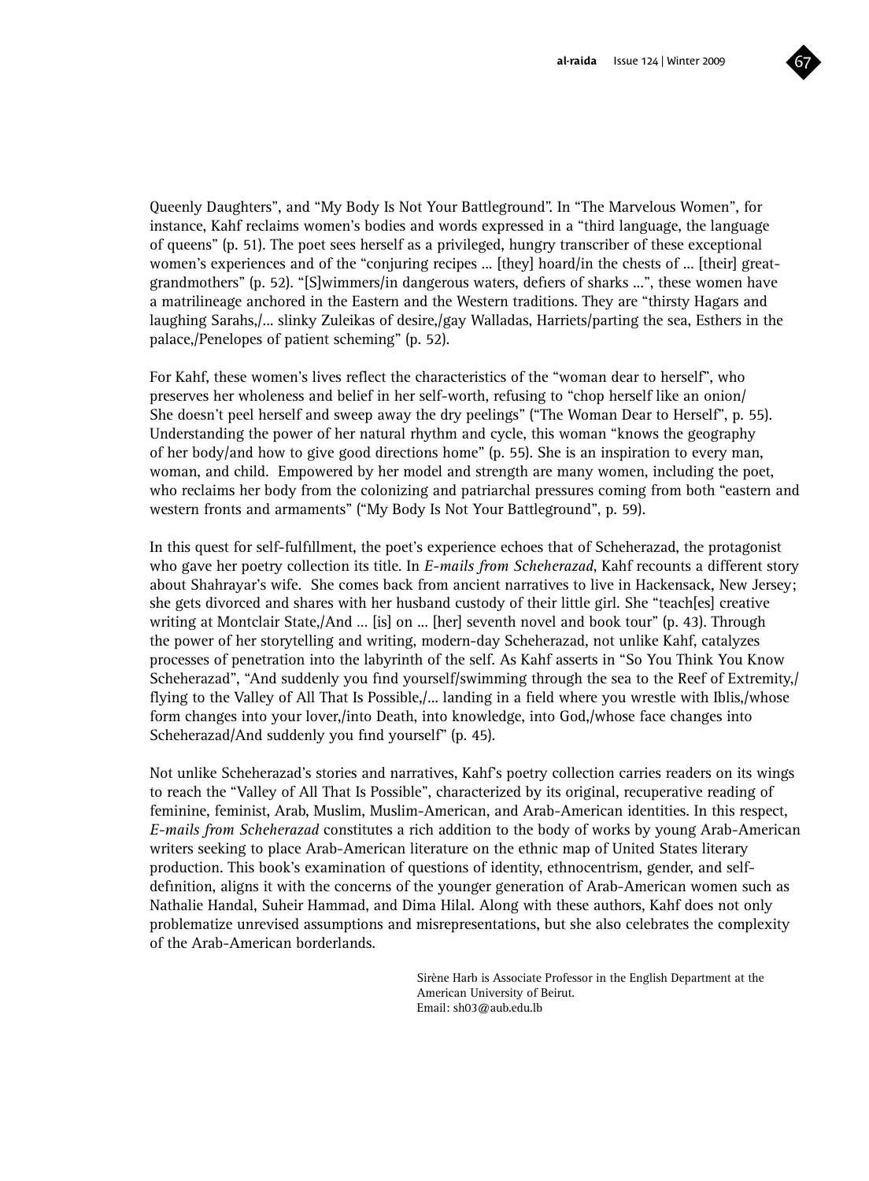Queenly Daughters", and "My Body Is Not Your Battleground". In "The Marvelous Women", for instance, Kahf reclaims women's bodies and words expressed in a "third language, the language of queens" (p. 51). The poet sees herself as a privileged, hungry transcriber of these exceptional women's experiences and of the "conjuring recipes ... [they] hoard/in the chests of ... [their] great-grandmothers" (p. 52). "[S]wimmers/in dangerous waters, defiers of sharks ...", these women have a matrilineage anchored in the Eastern and the Western traditions. They are "thirsty Hagars and laughing Sarahs,/... slinky Zuleikas of desire,/gay Walladas, Harriets/parting the sea, Esthers in the palace,/Penelopes of patient scheming" (p. 52).

For Kahf, these women's lives reflect the characteristics of the "woman dear to herself", who preserves her wholeness and belief in her self-worth, refusing to "chop herself like an onion/ She doesn't peel herself and sweep away the dry peelings" ("The Woman Dear to Herself", p. 55). Understanding the power of her natural rhythm and cycle, this woman "knows the geography of her body/and how to give good directions home" (p. 55). She is an inspiration to every man, woman, and child. Empowered by her model and strength are many women, including the poet, who reclaims her body from the colonizing and patriarchal pressures coming from both "eastern and western fronts and armaments" ("My Body Is Not Your Battleground", p. 59).

In this quest for self-fulfillment, the poet's experience echoes that of Scheherazad, the protagonist who gave her poetry collection its title. In *E-mails from Scheherazad*, Kahf recounts a different story about Shahrayar's wife. She comes back from ancient narratives to live in Hackensack, New Jersey; she gets divorced and shares with her husband custody of their little girl. She "teach[es] creative writing at Montclair State,/And ... [is] on ... [her] seventh novel and book tour" (p. 43). Through the power of her storytelling and writing, modern-day Scheherazad, not unlike Kahf, catalyzes processes of penetration into the labyrinth of the self. As Kahf asserts in "So You Think You Know Scheherazad", "And suddenly you find yourself/swimming through the sea to the Reef of Extremity,/ flying to the Valley of All That Is Possible,/... landing in a field where you wrestle with Iblis,/whose form changes into your lover,/into Death, into knowledge, into God,/whose face changes into Scheherazad/And suddenly you find yourself" (p. 45).

Not unlike Scheherazad's stories and narratives, Kahf's poetry collection carries readers on its wings to reach the "Valley of All That Is Possible", characterized by its original, recuperative reading of feminine, feminist, Arab, Muslim, Muslim-American, and Arab-American identities. In this respect, *E-mails from Scheherazad* constitutes a rich addition to the body of works by young Arab-American writers seeking to place Arab-American literature on the ethnic map of United States literary production. This book's examination of questions of identity, ethnocentrism, gender, and self-definition, aligns it with the concerns of the younger generation of Arab-American women such as Nathalie Handal, Suheir Hammad, and Dima Hilal. Along with these authors, Kahf does not only problematize unrevised assumptions and misrepresentations, but she also celebrates the complexity of the Arab-American borderlands.

Sirène Harb is Associate Professor in the English Department at the American University of Beirut.
Email: sh03@aub.edu.lb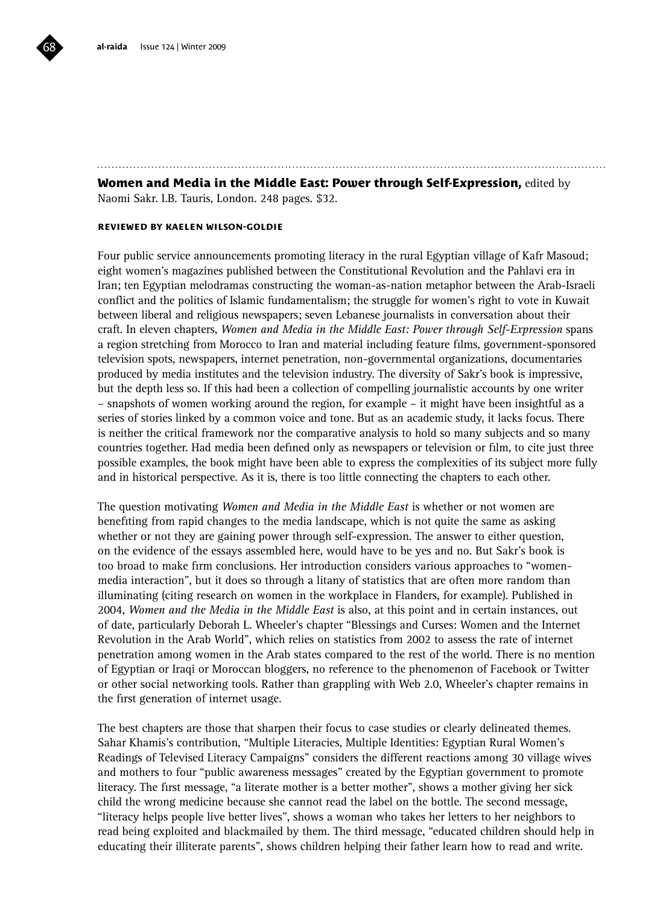**Women and Media in the Middle East: Power through Self-Expression,** edited by Naomi Sakr. I.B. Tauris, London. 248 pages. $32.

**REVIEWED BY KAELEN WILSON-GOLDIE**

Four public service announcements promoting literacy in the rural Egyptian village of Kafr Masoud; eight women's magazines published between the Constitutional Revolution and the Pahlavi era in Iran; ten Egyptian melodramas constructing the woman-as-nation metaphor between the Arab-Israeli conflict and the politics of Islamic fundamentalism; the struggle for women's right to vote in Kuwait between liberal and religious newspapers; seven Lebanese journalists in conversation about their craft. In eleven chapters, *Women and Media in the Middle East: Power through Self-Expression* spans a region stretching from Morocco to Iran and material including feature films, government-sponsored television spots, newspapers, internet penetration, non-governmental organizations, documentaries produced by media institutes and the television industry. The diversity of Sakr's book is impressive, but the depth less so. If this had been a collection of compelling journalistic accounts by one writer – snapshots of women working around the region, for example – it might have been insightful as a series of stories linked by a common voice and tone. But as an academic study, it lacks focus. There is neither the critical framework nor the comparative analysis to hold so many subjects and so many countries together. Had media been defined only as newspapers or television or film, to cite just three possible examples, the book might have been able to express the complexities of its subject more fully and in historical perspective. As it is, there is too little connecting the chapters to each other.

The question motivating *Women and Media in the Middle East* is whether or not women are benefiting from rapid changes to the media landscape, which is not quite the same as asking whether or not they are gaining power through self-expression. The answer to either question, on the evidence of the essays assembled here, would have to be yes and no. But Sakr's book is too broad to make firm conclusions. Her introduction considers various approaches to "women-media interaction", but it does so through a litany of statistics that are often more random than illuminating (citing research on women in the workplace in Flanders, for example). Published in 2004, *Women and the Media in the Middle East* is also, at this point and in certain instances, out of date, particularly Deborah L. Wheeler's chapter "Blessings and Curses: Women and the Internet Revolution in the Arab World", which relies on statistics from 2002 to assess the rate of internet penetration among women in the Arab states compared to the rest of the world. There is no mention of Egyptian or Iraqi or Moroccan bloggers, no reference to the phenomenon of Facebook or Twitter or other social networking tools. Rather than grappling with Web 2.0, Wheeler's chapter remains in the first generation of internet usage.

The best chapters are those that sharpen their focus to case studies or clearly delineated themes. Sahar Khamis's contribution, "Multiple Literacies, Multiple Identities: Egyptian Rural Women's Readings of Televised Literacy Campaigns" considers the different reactions among 30 village wives and mothers to four "public awareness messages" created by the Egyptian government to promote literacy. The first message, "a literate mother is a better mother", shows a mother giving her sick child the wrong medicine because she cannot read the label on the bottle. The second message, "literacy helps people live better lives", shows a woman who takes her letters to her neighbors to read being exploited and blackmailed by them. The third message, "educated children should help in educating their illiterate parents", shows children helping their father learn how to read and write.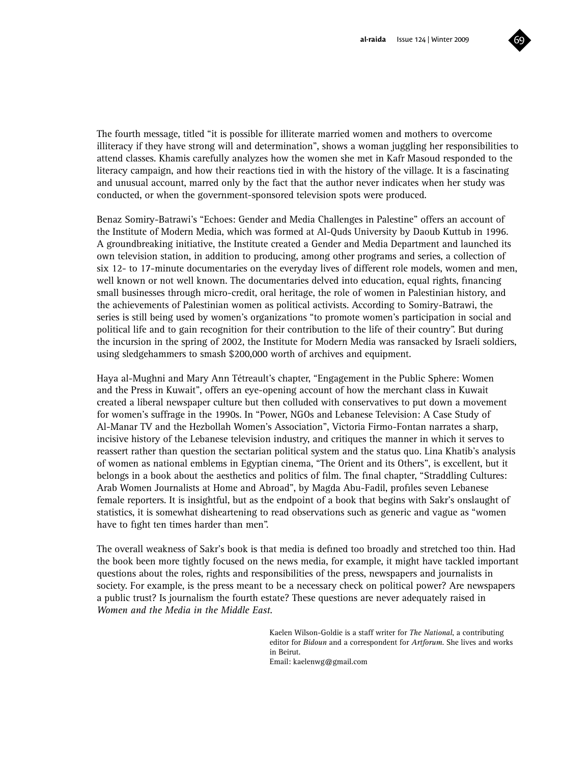The fourth message, titled “it is possible for illiterate married women and mothers to overcome illiteracy if they have strong will and determination”, shows a woman juggling her responsibilities to attend classes. Khamis carefully analyzes how the women she met in Kafr Masoud responded to the literacy campaign, and how their reactions tied in with the history of the village. It is a fascinating and unusual account, marred only by the fact that the author never indicates when her study was conducted, or when the government-sponsored television spots were produced.

Benaz Somiry-Batrawi’s “Echoes: Gender and Media Challenges in Palestine” offers an account of the Institute of Modern Media, which was formed at Al-Quds University by Daoub Kuttub in 1996. A groundbreaking initiative, the Institute created a Gender and Media Department and launched its own television station, in addition to producing, among other programs and series, a collection of six 12- to 17-minute documentaries on the everyday lives of different role models, women and men, well known or not well known. The documentaries delved into education, equal rights, financing small businesses through micro-credit, oral heritage, the role of women in Palestinian history, and the achievements of Palestinian women as political activists. According to Somiry-Batrawi, the series is still being used by women’s organizations “to promote women’s participation in social and political life and to gain recognition for their contribution to the life of their country”. But during the incursion in the spring of 2002, the Institute for Modern Media was ransacked by Israeli soldiers, using sledgehammers to smash $200,000 worth of archives and equipment.

Haya al-Mughni and Mary Ann Tétreault’s chapter, “Engagement in the Public Sphere: Women and the Press in Kuwait”, offers an eye-opening account of how the merchant class in Kuwait created a liberal newspaper culture but then colluded with conservatives to put down a movement for women’s suffrage in the 1990s. In “Power, NGOs and Lebanese Television: A Case Study of Al-Manar TV and the Hezbollah Women’s Association”, Victoria Firmo-Fontan narrates a sharp, incisive history of the Lebanese television industry, and critiques the manner in which it serves to reassert rather than question the sectarian political system and the status quo. Lina Khatib’s analysis of women as national emblems in Egyptian cinema, “The Orient and its Others”, is excellent, but it belongs in a book about the aesthetics and politics of film. The final chapter, “Straddling Cultures: Arab Women Journalists at Home and Abroad”, by Magda Abu-Fadil, profiles seven Lebanese female reporters. It is insightful, but as the endpoint of a book that begins with Sakr’s onslaught of statistics, it is somewhat disheartening to read observations such as generic and vague as “women have to fight ten times harder than men”.

The overall weakness of Sakr’s book is that media is defined too broadly and stretched too thin. Had the book been more tightly focused on the news media, for example, it might have tackled important questions about the roles, rights and responsibilities of the press, newspapers and journalists in society. For example, is the press meant to be a necessary check on political power? Are newspapers a public trust? Is journalism the fourth estate? These questions are never adequately raised in *Women and the Media in the Middle East*.

Kaelen Wilson-Goldie is a staff writer for *The National*, a contributing editor for *Bidoun* and a correspondent for *Artforum*. She lives and works in Beirut.
Email: kaelenwg@gmail.com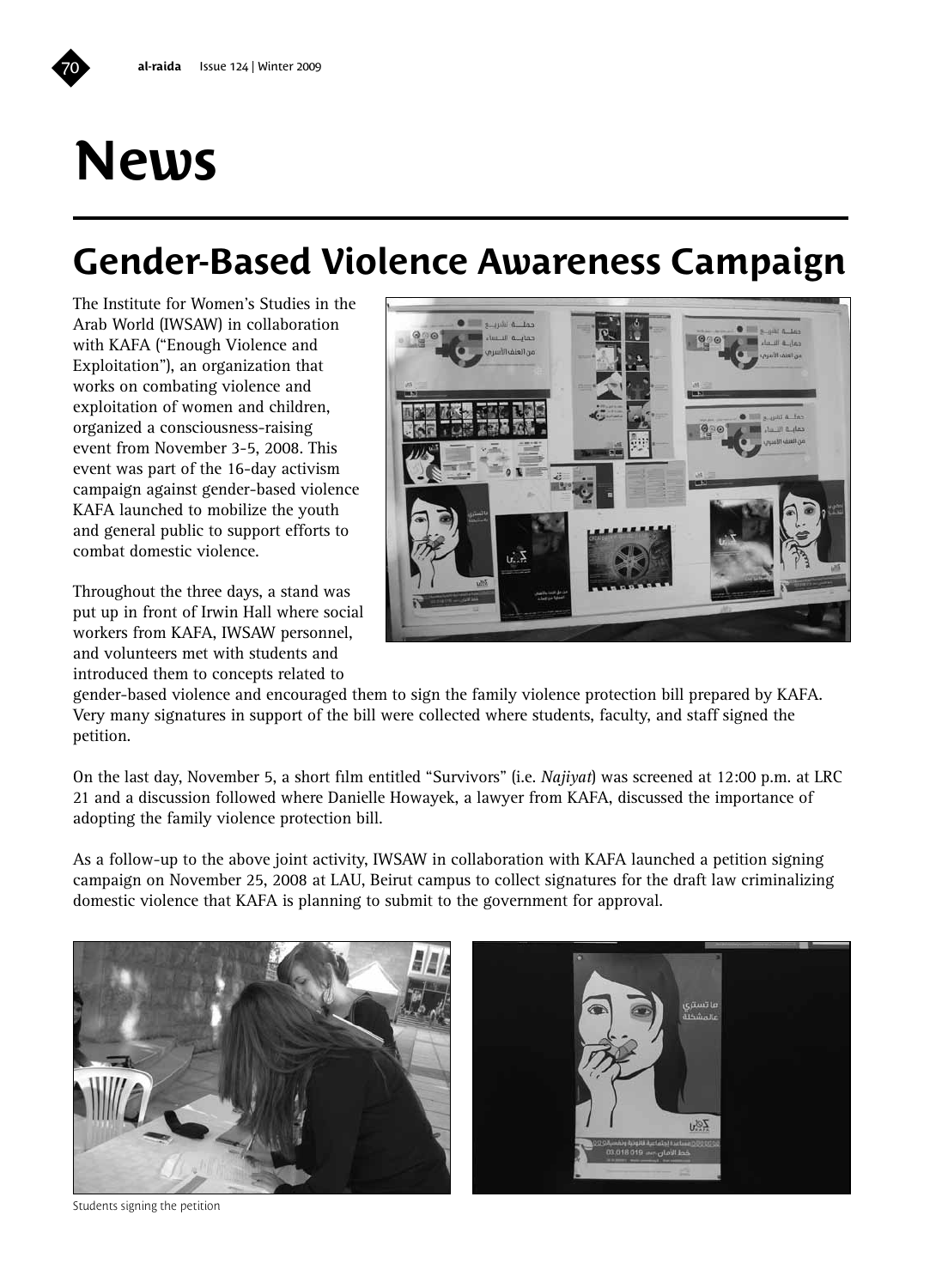# News

## Gender-Based Violence Awareness Campaign

The Institute for Women's Studies in the Arab World (IWSAW) in collaboration with KAFA ("Enough Violence and Exploitation"), an organization that works on combating violence and exploitation of women and children, organized a consciousness-raising event from November 3-5, 2008. This event was part of the 16-day activism campaign against gender-based violence KAFA launched to mobilize the youth and general public to support efforts to combat domestic violence.

Throughout the three days, a stand was put up in front of Irwin Hall where social workers from KAFA, IWSAW personnel, and volunteers met with students and introduced them to concepts related to gender-based violence and encouraged them to sign the family violence protection bill prepared by KAFA. Very many signatures in support of the bill were collected where students, faculty, and staff signed the petition.

On the last day, November 5, a short film entitled "Survivors" (i.e. *Najiyat*) was screened at 12:00 p.m. at LRC 21 and a discussion followed where Danielle Howayek, a lawyer from KAFA, discussed the importance of adopting the family violence protection bill.

As a follow-up to the above joint activity, IWSAW in collaboration with KAFA launched a petition signing campaign on November 25, 2008 at LAU, Beirut campus to collect signatures for the draft law criminalizing domestic violence that KAFA is planning to submit to the government for approval.

Students signing the petition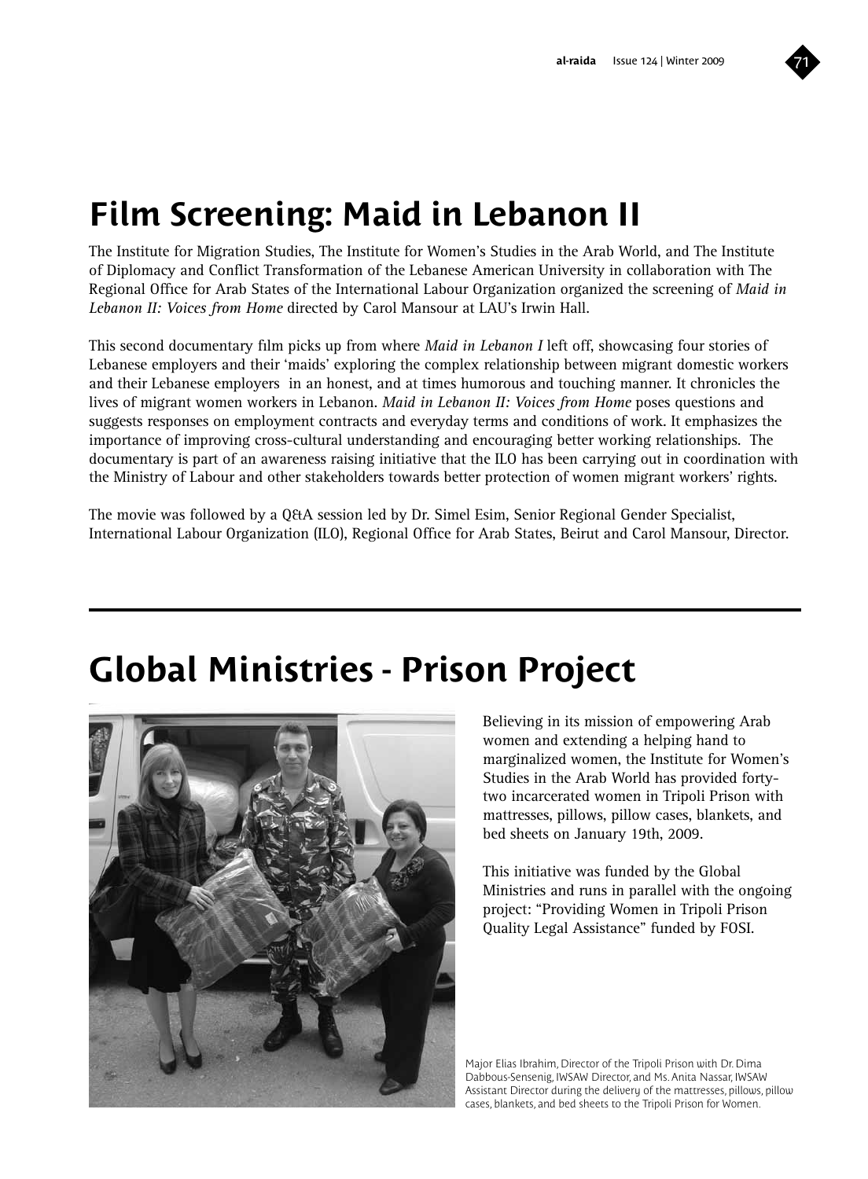# Film Screening: Maid in Lebanon II

The Institute for Migration Studies, The Institute for Women's Studies in the Arab World, and The Institute of Diplomacy and Conflict Transformation of the Lebanese American University in collaboration with The Regional Office for Arab States of the International Labour Organization organized the screening of *Maid in Lebanon II: Voices from Home* directed by Carol Mansour at LAU's Irwin Hall.

This second documentary film picks up from where *Maid in Lebanon I* left off, showcasing four stories of Lebanese employers and their 'maids' exploring the complex relationship between migrant domestic workers and their Lebanese employers in an honest, and at times humorous and touching manner. It chronicles the lives of migrant women workers in Lebanon. *Maid in Lebanon II: Voices from Home* poses questions and suggests responses on employment contracts and everyday terms and conditions of work. It emphasizes the importance of improving cross-cultural understanding and encouraging better working relationships. The documentary is part of an awareness raising initiative that the ILO has been carrying out in coordination with the Ministry of Labour and other stakeholders towards better protection of women migrant workers' rights.

The movie was followed by a Q&A session led by Dr. Simel Esim, Senior Regional Gender Specialist, International Labour Organization (ILO), Regional Office for Arab States, Beirut and Carol Mansour, Director.

# Global Ministries - Prison Project

Believing in its mission of empowering Arab women and extending a helping hand to marginalized women, the Institute for Women's Studies in the Arab World has provided forty-two incarcerated women in Tripoli Prison with mattresses, pillows, pillow cases, blankets, and bed sheets on January 19th, 2009.

This initiative was funded by the Global Ministries and runs in parallel with the ongoing project: "Providing Women in Tripoli Prison Quality Legal Assistance" funded by FOSI.

Major Elias Ibrahim, Director of the Tripoli Prison with Dr. Dima Dabbous-Sensenig, IWSAW Director, and Ms. Anita Nassar, IWSAW Assistant Director during the delivery of the mattresses, pillows, pillow cases, blankets, and bed sheets to the Tripoli Prison for Women.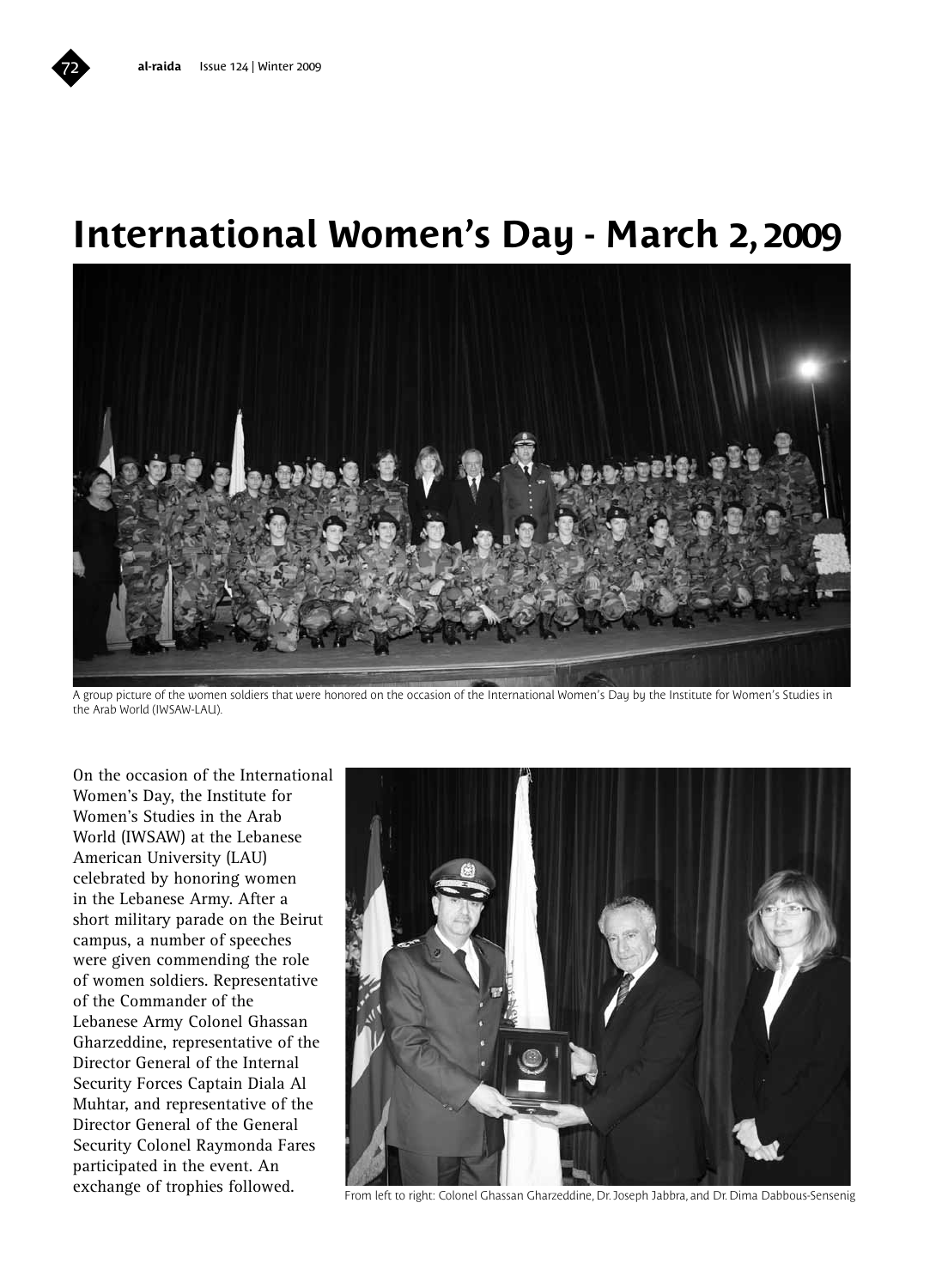# International Women's Day - March 2, 2009

A group picture of the women soldiers that were honored on the occasion of the International Women's Day by the Institute for Women's Studies in the Arab World (IWSAW-LAU).

On the occasion of the International Women's Day, the Institute for Women's Studies in the Arab World (IWSAW) at the Lebanese American University (LAU) celebrated by honoring women in the Lebanese Army. After a short military parade on the Beirut campus, a number of speeches were given commending the role of women soldiers. Representative of the Commander of the Lebanese Army Colonel Ghassan Gharzeddine, representative of the Director General of the Internal Security Forces Captain Diala Al Muhtar, and representative of the Director General of the General Security Colonel Raymonda Fares participated in the event. An exchange of trophies followed.

From left to right: Colonel Ghassan Gharzeddine, Dr. Joseph Jabbra, and Dr. Dima Dabbous-Sensenig